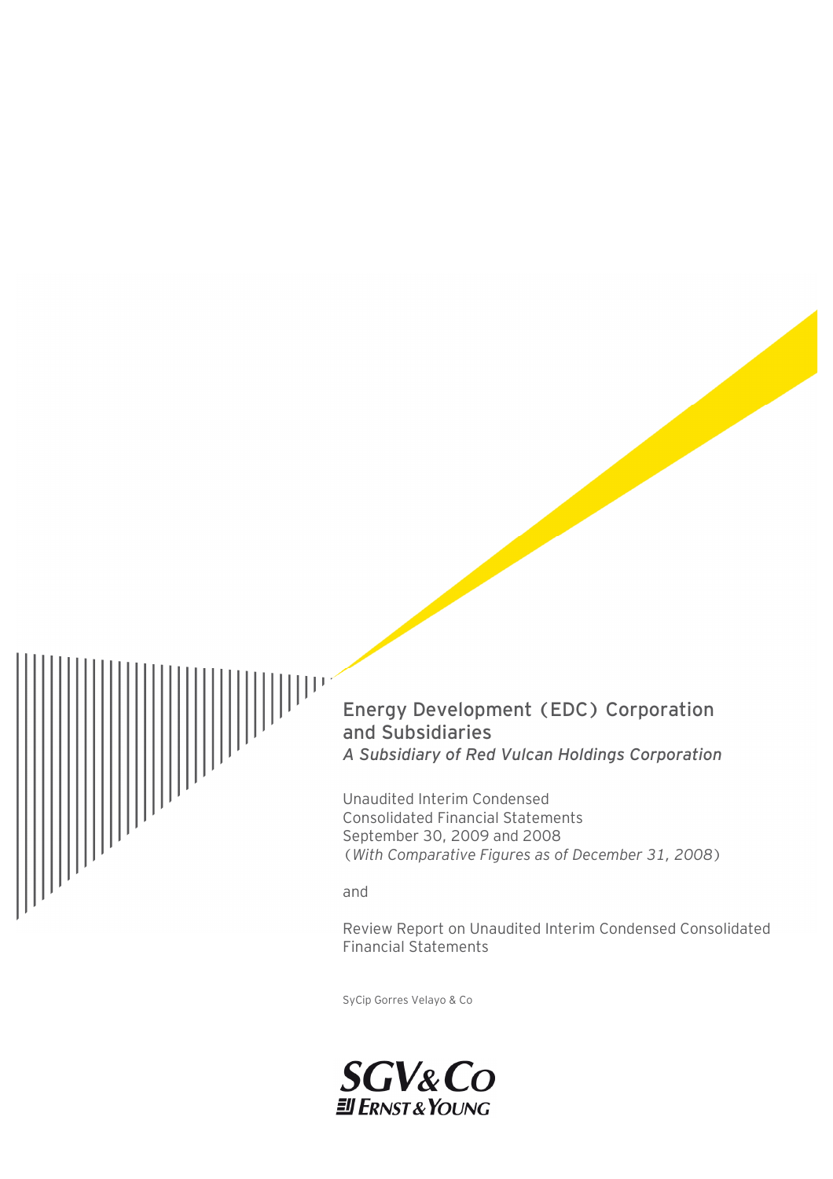# Energy Development (EDC) Corporation and Subsidiaries

*A Subsidiary of Red Vulcan Holdings Corporation*

Unaudited Interim Condensed Consolidated Financial Statements
September 30, 2009 and 2008
(*With Comparative Figures as of December 31, 2008*)

and

Review Report on Unaudited Interim Condensed Consolidated Financial Statements

SyCip Gorres Velayo & Co

SGV & Co
Ernst & Young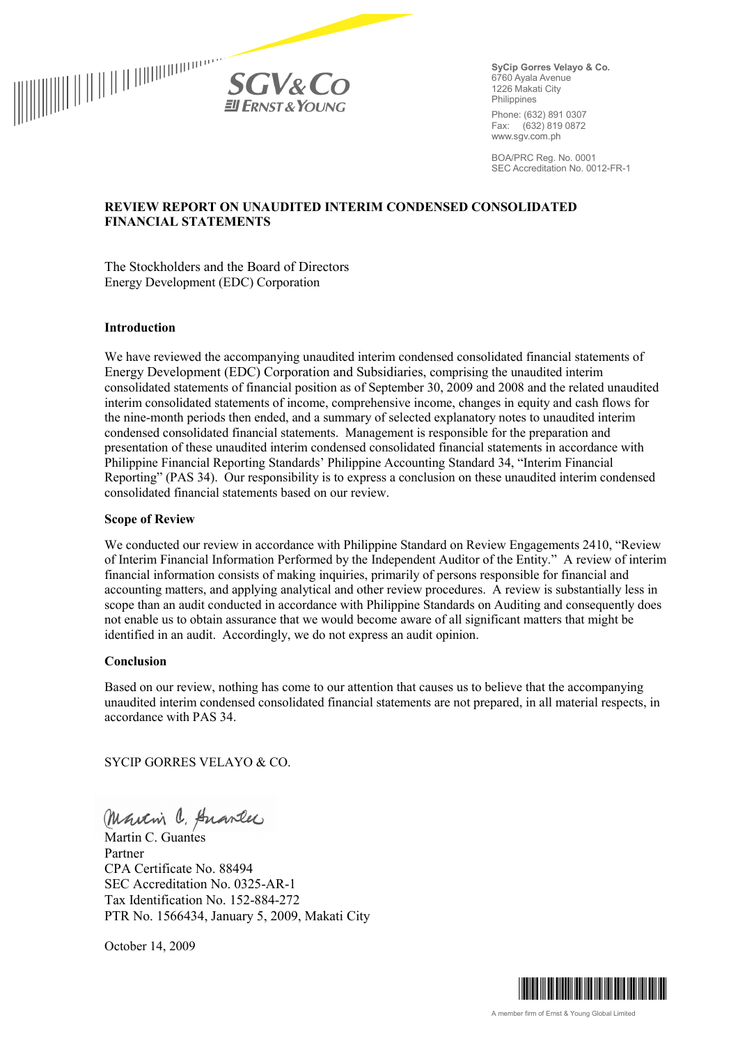SyCip Gorres Velayo & Co.
6760 Ayala Avenue
1226 Makati City
Philippines

Phone: (632) 891 0307
Fax: (632) 819 0872
www.sgv.com.ph

BOA/PRC Reg. No. 0001
SEC Accreditation No. 0012-FR-1

## REVIEW REPORT ON UNAUDITED INTERIM CONDENSED CONSOLIDATED FINANCIAL STATEMENTS

The Stockholders and the Board of Directors
Energy Development (EDC) Corporation

### Introduction

We have reviewed the accompanying unaudited interim condensed consolidated financial statements of Energy Development (EDC) Corporation and Subsidiaries, comprising the unaudited interim consolidated statements of financial position as of September 30, 2009 and 2008 and the related unaudited interim consolidated statements of income, comprehensive income, changes in equity and cash flows for the nine-month periods then ended, and a summary of selected explanatory notes to unaudited interim condensed consolidated financial statements. Management is responsible for the preparation and presentation of these unaudited interim condensed consolidated financial statements in accordance with Philippine Financial Reporting Standards' Philippine Accounting Standard 34, "Interim Financial Reporting" (PAS 34). Our responsibility is to express a conclusion on these unaudited interim condensed consolidated financial statements based on our review.

### Scope of Review

We conducted our review in accordance with Philippine Standard on Review Engagements 2410, "Review of Interim Financial Information Performed by the Independent Auditor of the Entity." A review of interim financial information consists of making inquiries, primarily of persons responsible for financial and accounting matters, and applying analytical and other review procedures. A review is substantially less in scope than an audit conducted in accordance with Philippine Standards on Auditing and consequently does not enable us to obtain assurance that we would become aware of all significant matters that might be identified in an audit. Accordingly, we do not express an audit opinion.

### Conclusion

Based on our review, nothing has come to our attention that causes us to believe that the accompanying unaudited interim condensed consolidated financial statements are not prepared, in all material respects, in accordance with PAS 34.

SYCIP GORRES VELAYO & CO.

Martin C. Guantes
Partner
CPA Certificate No. 88494
SEC Accreditation No. 0325-AR-1
Tax Identification No. 152-884-272
PTR No. 1566434, January 5, 2009, Makati City

October 14, 2009

A member firm of Ernst & Young Global Limited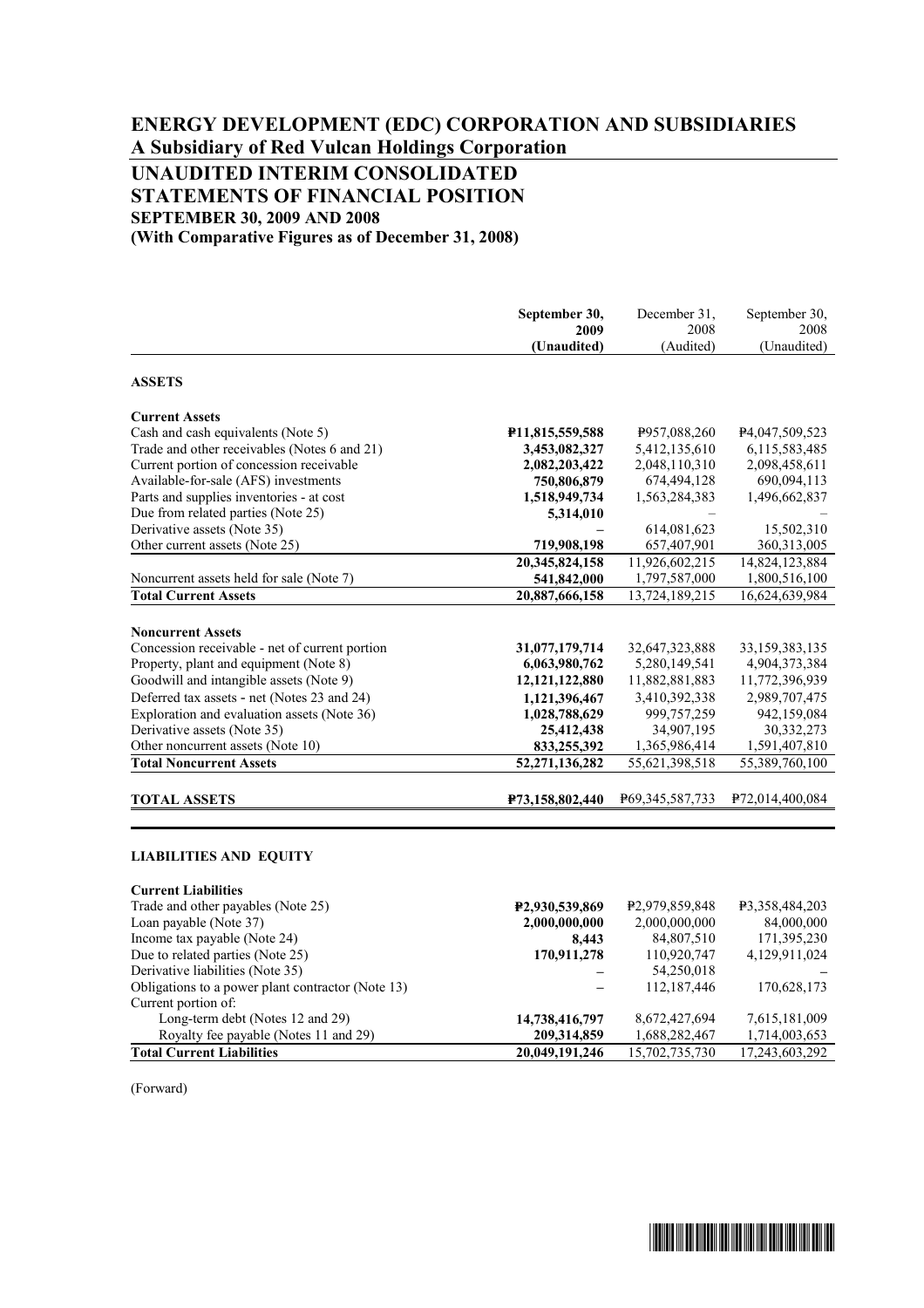# ENERGY DEVELOPMENT (EDC) CORPORATION AND SUBSIDIARIES

## A Subsidiary of Red Vulcan Holdings Corporation

## UNAUDITED INTERIM CONSOLIDATED STATEMENTS OF FINANCIAL POSITION

### SEPTEMBER 30, 2009 AND 2008

### (With Comparative Figures as of December 31, 2008)

| | **September 30, 2009 (Unaudited)** | December 31, 2008 (Audited) | September 30, 2008 (Unaudited) |
|---|---|---|---|
| **ASSETS** | | | |
| **Current Assets** | | | |
| Cash and cash equivalents (Note 5) | **₱11,815,559,588** | ₱957,088,260 | ₱4,047,509,523 |
| Trade and other receivables (Notes 6 and 21) | **3,453,082,327** | 5,412,135,610 | 6,115,583,485 |
| Current portion of concession receivable | **2,082,203,422** | 2,048,110,310 | 2,098,458,611 |
| Available-for-sale (AFS) investments | **750,806,879** | 674,494,128 | 690,094,113 |
| Parts and supplies inventories - at cost | **1,518,949,734** | 1,563,284,383 | 1,496,662,837 |
| Due from related parties (Note 25) | **5,314,010** | – | – |
| Derivative assets (Note 35) | **–** | 614,081,623 | 15,502,310 |
| Other current assets (Note 25) | **719,908,198** | 657,407,901 | 360,313,005 |
| | **20,345,824,158** | 11,926,602,215 | 14,824,123,884 |
| Noncurrent assets held for sale (Note 7) | **541,842,000** | 1,797,587,000 | 1,800,516,100 |
| **Total Current Assets** | **20,887,666,158** | 13,724,189,215 | 16,624,639,984 |
| **Noncurrent Assets** | | | |
| Concession receivable - net of current portion | **31,077,179,714** | 32,647,323,888 | 33,159,383,135 |
| Property, plant and equipment (Note 8) | **6,063,980,762** | 5,280,149,541 | 4,904,373,384 |
| Goodwill and intangible assets (Note 9) | **12,121,122,880** | 11,882,881,883 | 11,772,396,939 |
| Deferred tax assets - net (Notes 23 and 24) | **1,121,396,467** | 3,410,392,338 | 2,989,707,475 |
| Exploration and evaluation assets (Note 36) | **1,028,788,629** | 999,757,259 | 942,159,084 |
| Derivative assets (Note 35) | **25,412,438** | 34,907,195 | 30,332,273 |
| Other noncurrent assets (Note 10) | **833,255,392** | 1,365,986,414 | 1,591,407,810 |
| **Total Noncurrent Assets** | **52,271,136,282** | 55,621,398,518 | 55,389,760,100 |
| **TOTAL ASSETS** | **₱73,158,802,440** | ₱69,345,587,733 | ₱72,014,400,084 |
| **LIABILITIES AND EQUITY** | | | |
| **Current Liabilities** | | | |
| Trade and other payables (Note 25) | **₱2,930,539,869** | ₱2,979,859,848 | ₱3,358,484,203 |
| Loan payable (Note 37) | **2,000,000,000** | 2,000,000,000 | 84,000,000 |
| Income tax payable (Note 24) | **8,443** | 84,807,510 | 171,395,230 |
| Due to related parties (Note 25) | **170,911,278** | 110,920,747 | 4,129,911,024 |
| Derivative liabilities (Note 35) | **–** | 54,250,018 | – |
| Obligations to a power plant contractor (Note 13) | **–** | 112,187,446 | 170,628,173 |
| Current portion of: | | | |
| Long-term debt (Notes 12 and 29) | **14,738,416,797** | 8,672,427,694 | 7,615,181,009 |
| Royalty fee payable (Notes 11 and 29) | **209,314,859** | 1,688,282,467 | 1,714,003,653 |
| **Total Current Liabilities** | **20,049,191,246** | 15,702,735,730 | 17,243,603,292 |

(Forward)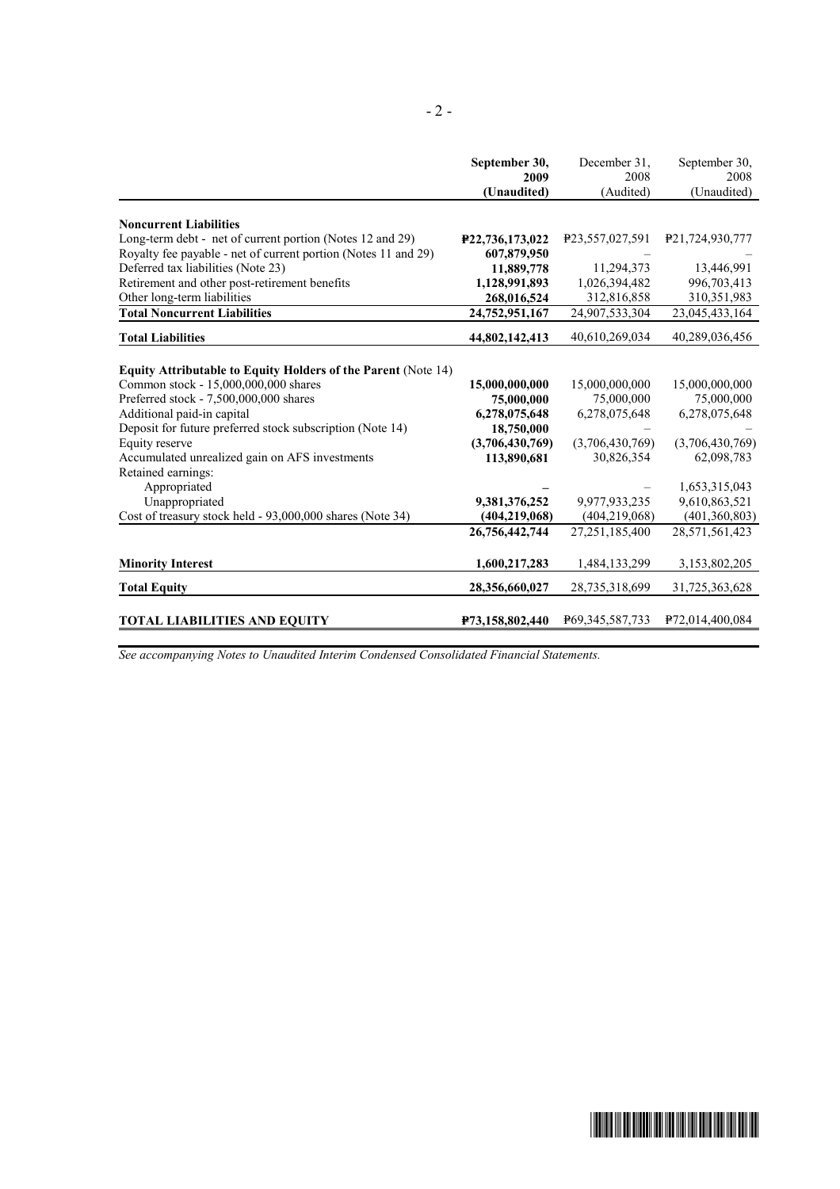| | **September 30, 2009 (Unaudited)** | December 31, 2008 (Audited) | September 30, 2008 (Unaudited) |
|---|---|---|---|
| **Noncurrent Liabilities** | | | |
| Long-term debt - net of current portion (Notes 12 and 29) | **₱22,736,173,022** | ₱23,557,027,591 | ₱21,724,930,777 |
| Royalty fee payable - net of current portion (Notes 11 and 29) | **607,879,950** | – | – |
| Deferred tax liabilities (Note 23) | **11,889,778** | 11,294,373 | 13,446,991 |
| Retirement and other post-retirement benefits | **1,128,991,893** | 1,026,394,482 | 996,703,413 |
| Other long-term liabilities | **268,016,524** | 312,816,858 | 310,351,983 |
| **Total Noncurrent Liabilities** | **24,752,951,167** | 24,907,533,304 | 23,045,433,164 |
| **Total Liabilities** | **44,802,142,413** | 40,610,269,034 | 40,289,036,456 |
| **Equity Attributable to Equity Holders of the Parent** (Note 14) | | | |
| Common stock - 15,000,000,000 shares | **15,000,000,000** | 15,000,000,000 | 15,000,000,000 |
| Preferred stock - 7,500,000,000 shares | **75,000,000** | 75,000,000 | 75,000,000 |
| Additional paid-in capital | **6,278,075,648** | 6,278,075,648 | 6,278,075,648 |
| Deposit for future preferred stock subscription (Note 14) | **18,750,000** | – | – |
| Equity reserve | **(3,706,430,769)** | (3,706,430,769) | (3,706,430,769) |
| Accumulated unrealized gain on AFS investments | **113,890,681** | 30,826,354 | 62,098,783 |
| Retained earnings: | | | |
| Appropriated | **–** | – | 1,653,315,043 |
| Unappropriated | **9,381,376,252** | 9,977,933,235 | 9,610,863,521 |
| Cost of treasury stock held - 93,000,000 shares (Note 34) | **(404,219,068)** | (404,219,068) | (401,360,803) |
| | **26,756,442,744** | 27,251,185,400 | 28,571,561,423 |
| **Minority Interest** | **1,600,217,283** | 1,484,133,299 | 3,153,802,205 |
| **Total Equity** | **28,356,660,027** | 28,735,318,699 | 31,725,363,628 |
| **TOTAL LIABILITIES AND EQUITY** | **₱73,158,802,440** | ₱69,345,587,733 | ₱72,014,400,084 |

*See accompanying Notes to Unaudited Interim Condensed Consolidated Financial Statements.*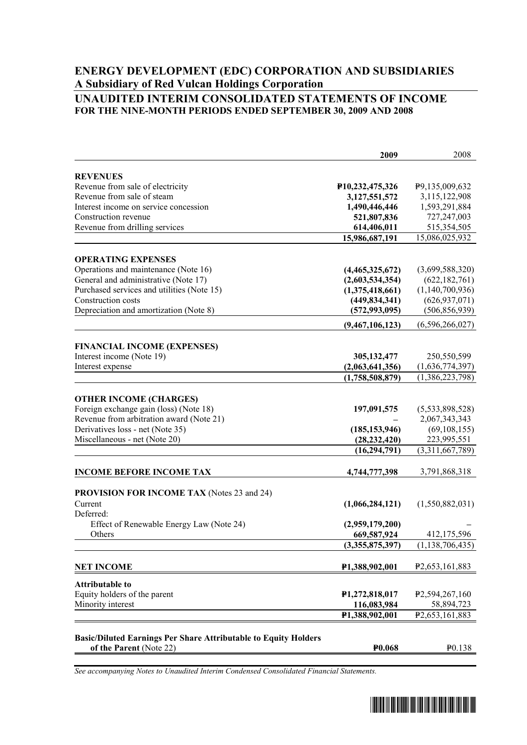## ENERGY DEVELOPMENT (EDC) CORPORATION AND SUBSIDIARIES
## A Subsidiary of Red Vulcan Holdings Corporation

### UNAUDITED INTERIM CONSOLIDATED STATEMENTS OF INCOME
**FOR THE NINE-MONTH PERIODS ENDED SEPTEMBER 30, 2009 AND 2008**

| | **2009** | 2008 |
|---|---|---|
| **REVENUES** | | |
| Revenue from sale of electricity | **₱10,232,475,326** | ₱9,135,009,632 |
| Revenue from sale of steam | **3,127,551,572** | 3,115,122,908 |
| Interest income on service concession | **1,490,446,446** | 1,593,291,884 |
| Construction revenue | **521,807,836** | 727,247,003 |
| Revenue from drilling services | **614,406,011** | 515,354,505 |
| | **15,986,687,191** | 15,086,025,932 |
| **OPERATING EXPENSES** | | |
| Operations and maintenance (Note 16) | **(4,465,325,672)** | (3,699,588,320) |
| General and administrative (Note 17) | **(2,603,534,354)** | (622,182,761) |
| Purchased services and utilities (Note 15) | **(1,375,418,661)** | (1,140,700,936) |
| Construction costs | **(449,834,341)** | (626,937,071) |
| Depreciation and amortization (Note 8) | **(572,993,095)** | (506,856,939) |
| | **(9,467,106,123)** | (6,596,266,027) |
| **FINANCIAL INCOME (EXPENSES)** | | |
| Interest income (Note 19) | **305,132,477** | 250,550,599 |
| Interest expense | **(2,063,641,356)** | (1,636,774,397) |
| | **(1,758,508,879)** | (1,386,223,798) |
| **OTHER INCOME (CHARGES)** | | |
| Foreign exchange gain (loss) (Note 18) | **197,091,575** | (5,533,898,528) |
| Revenue from arbitration award (Note 21) | – | 2,067,343,343 |
| Derivatives loss - net (Note 35) | **(185,153,946)** | (69,108,155) |
| Miscellaneous - net (Note 20) | **(28,232,420)** | 223,995,551 |
| | **(16,294,791)** | (3,311,667,789) |
| **INCOME BEFORE INCOME TAX** | **4,744,777,398** | 3,791,868,318 |
| **PROVISION FOR INCOME TAX** (Notes 23 and 24) | | |
| Current | **(1,066,284,121)** | (1,550,882,031) |
| Deferred: | | |
| Effect of Renewable Energy Law (Note 24) | **(2,959,179,200)** | – |
| Others | **669,587,924** | 412,175,596 |
| | **(3,355,875,397)** | (1,138,706,435) |
| **NET INCOME** | **₱1,388,902,001** | ₱2,653,161,883 |
| **Attributable to** | | |
| Equity holders of the parent | **₱1,272,818,017** | ₱2,594,267,160 |
| Minority interest | **116,083,984** | 58,894,723 |
| | **₱1,388,902,001** | ₱2,653,161,883 |
| **Basic/Diluted Earnings Per Share Attributable to Equity Holders of the Parent** (Note 22) | **₱0.068** | ₱0.138 |

*See accompanying Notes to Unaudited Interim Condensed Consolidated Financial Statements.*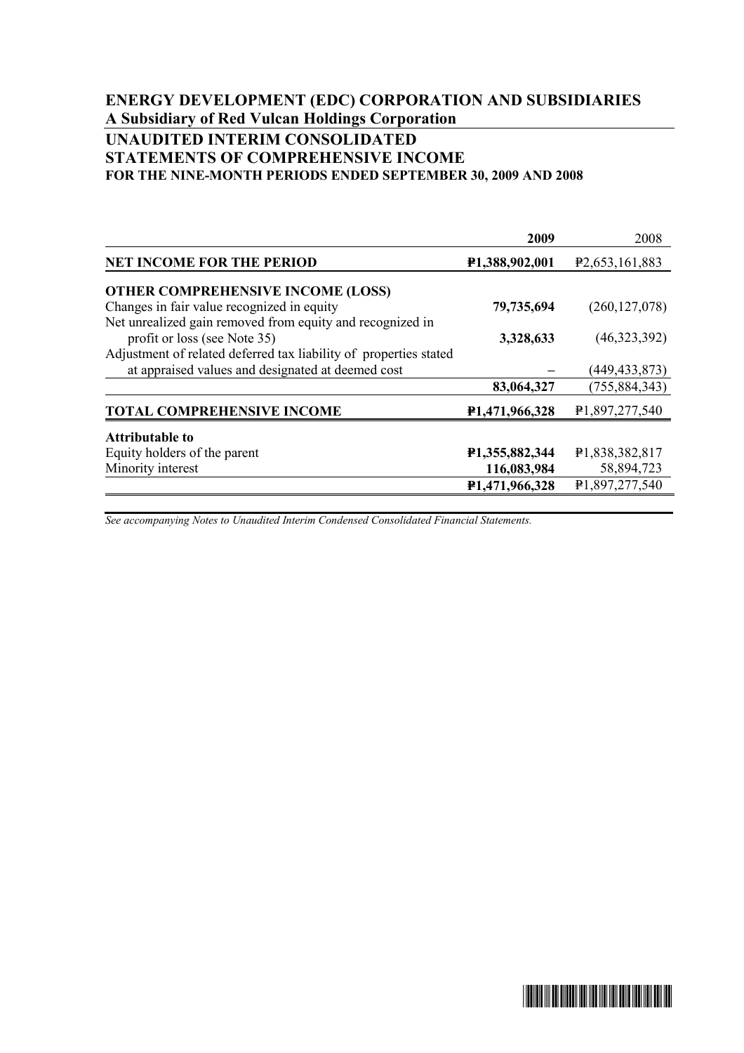# ENERGY DEVELOPMENT (EDC) CORPORATION AND SUBSIDIARIES

## A Subsidiary of Red Vulcan Holdings Corporation

## UNAUDITED INTERIM CONSOLIDATED STATEMENTS OF COMPREHENSIVE INCOME

### FOR THE NINE-MONTH PERIODS ENDED SEPTEMBER 30, 2009 AND 2008

| | **2009** | 2008 |
|---|---|---|
| **NET INCOME FOR THE PERIOD** | **₱1,388,902,001** | ₱2,653,161,883 |
| **OTHER COMPREHENSIVE INCOME (LOSS)** | | |
| Changes in fair value recognized in equity | **79,735,694** | (260,127,078) |
| Net unrealized gain removed from equity and recognized in profit or loss (see Note 35) | **3,328,633** | (46,323,392) |
| Adjustment of related deferred tax liability of properties stated at appraised values and designated at deemed cost | **–** | (449,433,873) |
| | **83,064,327** | (755,884,343) |
| **TOTAL COMPREHENSIVE INCOME** | **₱1,471,966,328** | ₱1,897,277,540 |
| **Attributable to** | | |
| Equity holders of the parent | **₱1,355,882,344** | ₱1,838,382,817 |
| Minority interest | **116,083,984** | 58,894,723 |
| | **₱1,471,966,328** | ₱1,897,277,540 |

*See accompanying Notes to Unaudited Interim Condensed Consolidated Financial Statements.*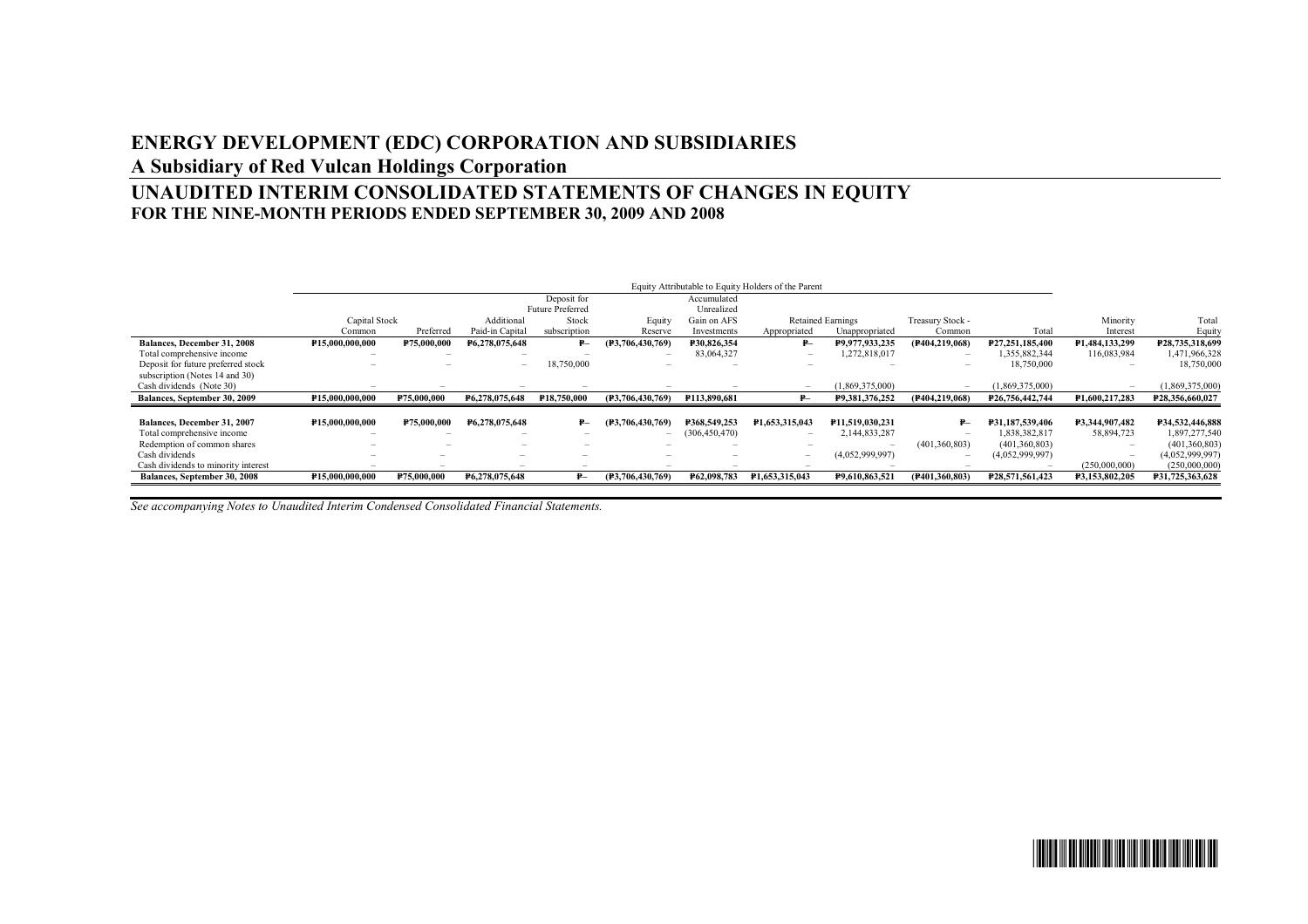# ENERGY DEVELOPMENT (EDC) CORPORATION AND SUBSIDIARIES

## A Subsidiary of Red Vulcan Holdings Corporation

# UNAUDITED INTERIM CONSOLIDATED STATEMENTS OF CHANGES IN EQUITY

### FOR THE NINE-MONTH PERIODS ENDED SEPTEMBER 30, 2009 AND 2008

| | Equity Attributable to Equity Holders of the Parent | | | | | | | | | | | |
|---|---|---|---|---|---|---|---|---|---|---|---|---|
| | Capital Stock | | Additional | Deposit for Future Preferred Stock | Equity | Accumulated Unrealized Gain on AFS | Retained Earnings | | Treasury Stock - | | Minority | Total |
| | Common | Preferred | Paid-in Capital | subscription | Reserve | Investments | Appropriated | Unappropriated | Common | Total | Interest | Equity |
| **Balances, December 31, 2008** | **₱15,000,000,000** | **₱75,000,000** | **₱6,278,075,648** | **₱–** | **(₱3,706,430,769)** | **₱30,826,354** | **₱–** | **₱9,977,933,235** | **(₱404,219,068)** | **₱27,251,185,400** | **₱1,484,133,299** | **₱28,735,318,699** |
| Total comprehensive income | – | – | – | – | – | 83,064,327 | – | 1,272,818,017 | – | 1,355,882,344 | 116,083,984 | 1,471,966,328 |
| Deposit for future preferred stock subscription (Notes 14 and 30) | – | – | – | 18,750,000 | – | – | – | – | – | 18,750,000 | – | 18,750,000 |
| Cash dividends (Note 30) | – | – | – | – | – | – | – | (1,869,375,000) | – | (1,869,375,000) | – | (1,869,375,000) |
| **Balances, September 30, 2009** | **₱15,000,000,000** | **₱75,000,000** | **₱6,278,075,648** | **₱18,750,000** | **(₱3,706,430,769)** | **₱113,890,681** | **₱–** | **₱9,381,376,252** | **(₱404,219,068)** | **₱26,756,442,744** | **₱1,600,217,283** | **₱28,356,660,027** |
| | | | | | | | | | | | | |
| **Balances, December 31, 2007** | **₱15,000,000,000** | **₱75,000,000** | **₱6,278,075,648** | **₱–** | **(₱3,706,430,769)** | **₱368,549,253** | **₱1,653,315,043** | **₱11,519,030,231** | **₱–** | **₱31,187,539,406** | **₱3,344,907,482** | **₱34,532,446,888** |
| Total comprehensive income | – | – | – | – | – | (306,450,470) | – | 2,144,833,287 | – | 1,838,382,817 | 58,894,723 | 1,897,277,540 |
| Redemption of common shares | – | – | – | – | – | – | – | – | (401,360,803) | (401,360,803) | – | (401,360,803) |
| Cash dividends | – | – | – | – | – | – | – | (4,052,999,997) | – | (4,052,999,997) | – | (4,052,999,997) |
| Cash dividends to minority interest | – | – | – | – | – | – | – | – | – | – | (250,000,000) | (250,000,000) |
| **Balances, September 30, 2008** | **₱15,000,000,000** | **₱75,000,000** | **₱6,278,075,648** | **₱–** | **(₱3,706,430,769)** | **₱62,098,783** | **₱1,653,315,043** | **₱9,610,863,521** | **(₱401,360,803)** | **₱28,571,561,423** | **₱3,153,802,205** | **₱31,725,363,628** |

*See accompanying Notes to Unaudited Interim Condensed Consolidated Financial Statements.*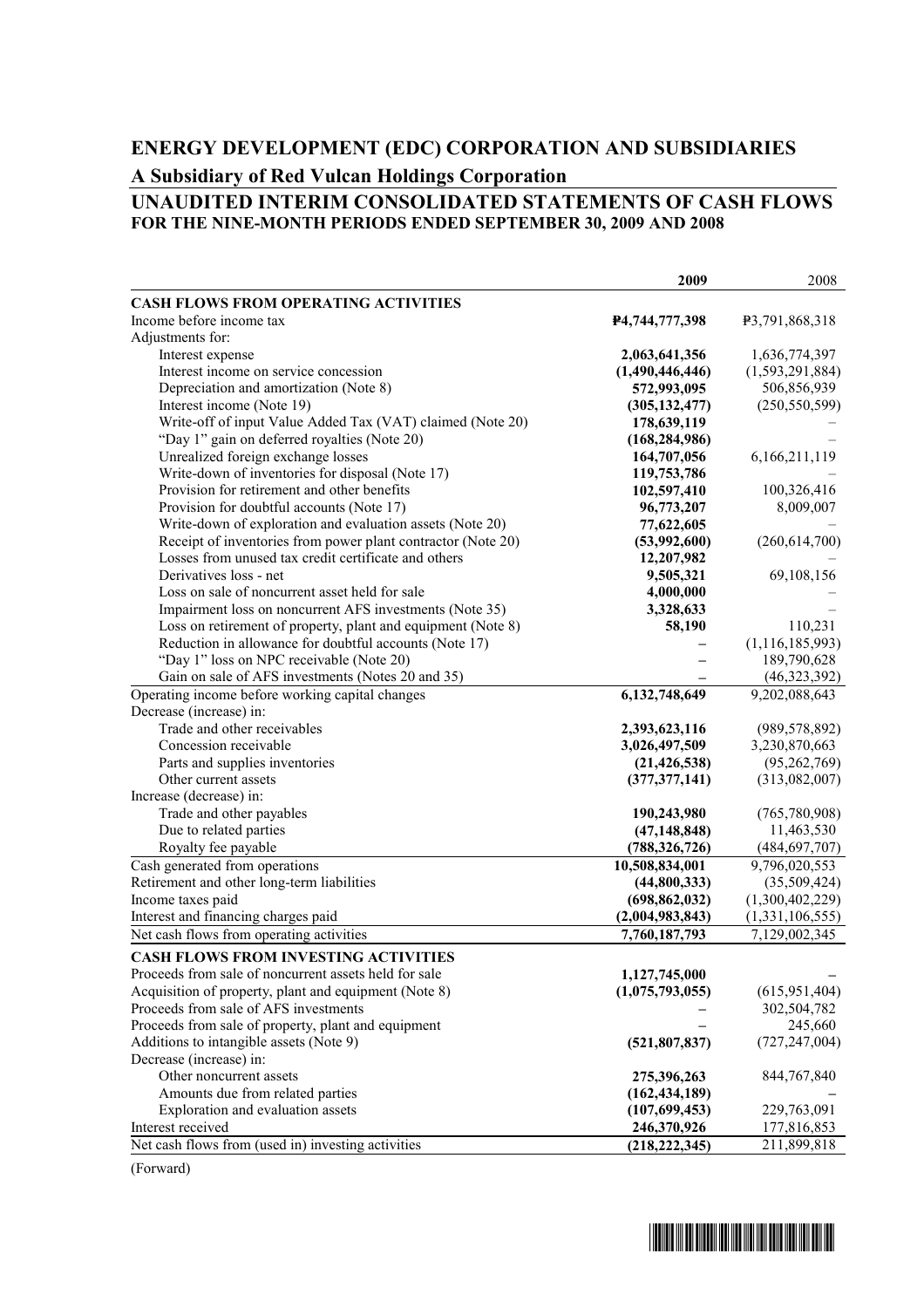# ENERGY DEVELOPMENT (EDC) CORPORATION AND SUBSIDIARIES

## A Subsidiary of Red Vulcan Holdings Corporation

## UNAUDITED INTERIM CONSOLIDATED STATEMENTS OF CASH FLOWS

### FOR THE NINE-MONTH PERIODS ENDED SEPTEMBER 30, 2009 AND 2008

| | 2009 | 2008 |
|---|---|---|
| **CASH FLOWS FROM OPERATING ACTIVITIES** | | |
| Income before income tax | **₱4,744,777,398** | ₱3,791,868,318 |
| Adjustments for: | | |
| Interest expense | **2,063,641,356** | 1,636,774,397 |
| Interest income on service concession | **(1,490,446,446)** | (1,593,291,884) |
| Depreciation and amortization (Note 8) | **572,993,095** | 506,856,939 |
| Interest income (Note 19) | **(305,132,477)** | (250,550,599) |
| Write-off of input Value Added Tax (VAT) claimed (Note 20) | **178,639,119** | – |
| "Day 1" gain on deferred royalties (Note 20) | **(168,284,986)** | – |
| Unrealized foreign exchange losses | **164,707,056** | 6,166,211,119 |
| Write-down of inventories for disposal (Note 17) | **119,753,786** | – |
| Provision for retirement and other benefits | **102,597,410** | 100,326,416 |
| Provision for doubtful accounts (Note 17) | **96,773,207** | 8,009,007 |
| Write-down of exploration and evaluation assets (Note 20) | **77,622,605** | – |
| Receipt of inventories from power plant contractor (Note 20) | **(53,992,600)** | (260,614,700) |
| Losses from unused tax credit certificate and others | **12,207,982** | – |
| Derivatives loss - net | **9,505,321** | 69,108,156 |
| Loss on sale of noncurrent asset held for sale | **4,000,000** | – |
| Impairment loss on noncurrent AFS investments (Note 35) | **3,328,633** | – |
| Loss on retirement of property, plant and equipment (Note 8) | **58,190** | 110,231 |
| Reduction in allowance for doubtful accounts (Note 17) | **–** | (1,116,185,993) |
| "Day 1" loss on NPC receivable (Note 20) | **–** | 189,790,628 |
| Gain on sale of AFS investments (Notes 20 and 35) | **–** | (46,323,392) |
| Operating income before working capital changes | **6,132,748,649** | 9,202,088,643 |
| Decrease (increase) in: | | |
| Trade and other receivables | **2,393,623,116** | (989,578,892) |
| Concession receivable | **3,026,497,509** | 3,230,870,663 |
| Parts and supplies inventories | **(21,426,538)** | (95,262,769) |
| Other current assets | **(377,377,141)** | (313,082,007) |
| Increase (decrease) in: | | |
| Trade and other payables | **190,243,980** | (765,780,908) |
| Due to related parties | **(47,148,848)** | 11,463,530 |
| Royalty fee payable | **(788,326,726)** | (484,697,707) |
| Cash generated from operations | **10,508,834,001** | 9,796,020,553 |
| Retirement and other long-term liabilities | **(44,800,333)** | (35,509,424) |
| Income taxes paid | **(698,862,032)** | (1,300,402,229) |
| Interest and financing charges paid | **(2,004,983,843)** | (1,331,106,555) |
| Net cash flows from operating activities | **7,760,187,793** | 7,129,002,345 |
| **CASH FLOWS FROM INVESTING ACTIVITIES** | | |
| Proceeds from sale of noncurrent assets held for sale | **1,127,745,000** | – |
| Acquisition of property, plant and equipment (Note 8) | **(1,075,793,055)** | (615,951,404) |
| Proceeds from sale of AFS investments | **–** | 302,504,782 |
| Proceeds from sale of property, plant and equipment | **–** | 245,660 |
| Additions to intangible assets (Note 9) | **(521,807,837)** | (727,247,004) |
| Decrease (increase) in: | | |
| Other noncurrent assets | **275,396,263** | 844,767,840 |
| Amounts due from related parties | **(162,434,189)** | – |
| Exploration and evaluation assets | **(107,699,453)** | 229,763,091 |
| Interest received | **246,370,926** | 177,816,853 |
| Net cash flows from (used in) investing activities | **(218,222,345)** | 211,899,818 |

(Forward)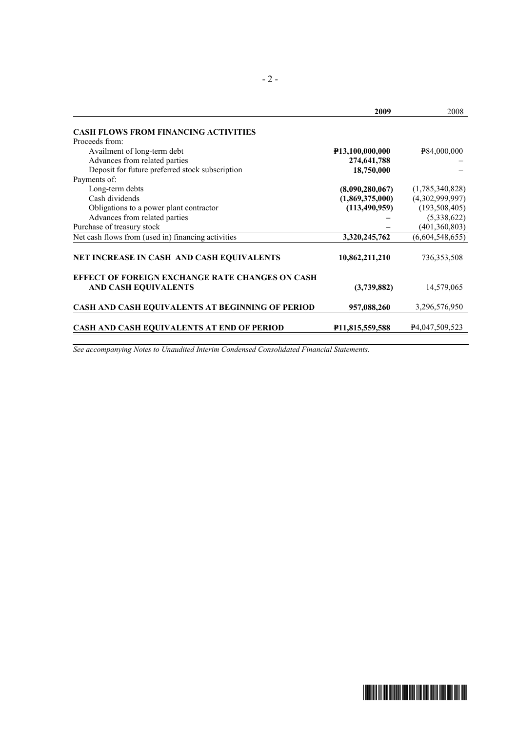| | 2009 | 2008 |
|---|---|---|
| **CASH FLOWS FROM FINANCING ACTIVITIES** | | |
| Proceeds from: | | |
| Availment of long-term debt | **₱13,100,000,000** | ₱84,000,000 |
| Advances from related parties | **274,641,788** | – |
| Deposit for future preferred stock subscription | **18,750,000** | – |
| Payments of: | | |
| Long-term debts | **(8,090,280,067)** | (1,785,340,828) |
| Cash dividends | **(1,869,375,000)** | (4,302,999,997) |
| Obligations to a power plant contractor | **(113,490,959)** | (193,508,405) |
| Advances from related parties | **–** | (5,338,622) |
| Purchase of treasury stock | **–** | (401,360,803) |
| Net cash flows from (used in) financing activities | **3,320,245,762** | (6,604,548,655) |
| **NET INCREASE IN CASH AND CASH EQUIVALENTS** | **10,862,211,210** | 736,353,508 |
| **EFFECT OF FOREIGN EXCHANGE RATE CHANGES ON CASH AND CASH EQUIVALENTS** | **(3,739,882)** | 14,579,065 |
| **CASH AND CASH EQUIVALENTS AT BEGINNING OF PERIOD** | **957,088,260** | 3,296,576,950 |
| **CASH AND CASH EQUIVALENTS AT END OF PERIOD** | **₱11,815,559,588** | ₱4,047,509,523 |

*See accompanying Notes to Unaudited Interim Condensed Consolidated Financial Statements.*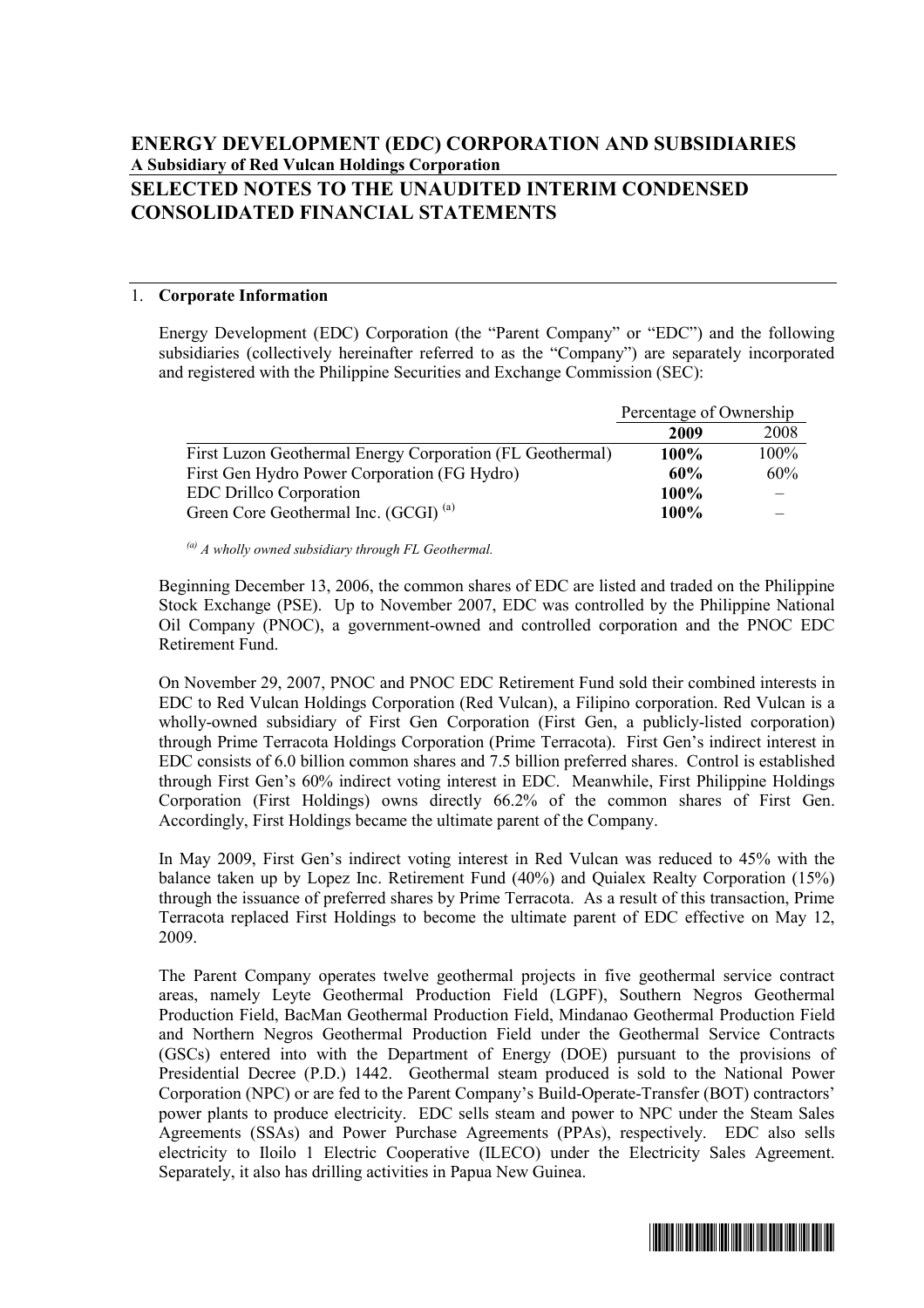# ENERGY DEVELOPMENT (EDC) CORPORATION AND SUBSIDIARIES

**A Subsidiary of Red Vulcan Holdings Corporation**

## SELECTED NOTES TO THE UNAUDITED INTERIM CONDENSED CONSOLIDATED FINANCIAL STATEMENTS

1. **Corporate Information**

Energy Development (EDC) Corporation (the "Parent Company" or "EDC") and the following subsidiaries (collectively hereinafter referred to as the "Company") are separately incorporated and registered with the Philippine Securities and Exchange Commission (SEC):

| | Percentage of Ownership | |
|---|---|---|
| | **2009** | 2008 |
| First Luzon Geothermal Energy Corporation (FL Geothermal) | **100%** | 100% |
| First Gen Hydro Power Corporation (FG Hydro) | **60%** | 60% |
| EDC Drillco Corporation | **100%** | – |
| Green Core Geothermal Inc. (GCGI) [(a)] | **100%** | – |

*[(a)] A wholly owned subsidiary through FL Geothermal.*

Beginning December 13, 2006, the common shares of EDC are listed and traded on the Philippine Stock Exchange (PSE). Up to November 2007, EDC was controlled by the Philippine National Oil Company (PNOC), a government-owned and controlled corporation and the PNOC EDC Retirement Fund.

On November 29, 2007, PNOC and PNOC EDC Retirement Fund sold their combined interests in EDC to Red Vulcan Holdings Corporation (Red Vulcan), a Filipino corporation. Red Vulcan is a wholly-owned subsidiary of First Gen Corporation (First Gen, a publicly-listed corporation) through Prime Terracota Holdings Corporation (Prime Terracota). First Gen's indirect interest in EDC consists of 6.0 billion common shares and 7.5 billion preferred shares. Control is established through First Gen's 60% indirect voting interest in EDC. Meanwhile, First Philippine Holdings Corporation (First Holdings) owns directly 66.2% of the common shares of First Gen. Accordingly, First Holdings became the ultimate parent of the Company.

In May 2009, First Gen's indirect voting interest in Red Vulcan was reduced to 45% with the balance taken up by Lopez Inc. Retirement Fund (40%) and Quialex Realty Corporation (15%) through the issuance of preferred shares by Prime Terracota. As a result of this transaction, Prime Terracota replaced First Holdings to become the ultimate parent of EDC effective on May 12, 2009.

The Parent Company operates twelve geothermal projects in five geothermal service contract areas, namely Leyte Geothermal Production Field (LGPF), Southern Negros Geothermal Production Field, BacMan Geothermal Production Field, Mindanao Geothermal Production Field and Northern Negros Geothermal Production Field under the Geothermal Service Contracts (GSCs) entered into with the Department of Energy (DOE) pursuant to the provisions of Presidential Decree (P.D.) 1442. Geothermal steam produced is sold to the National Power Corporation (NPC) or are fed to the Parent Company's Build-Operate-Transfer (BOT) contractors' power plants to produce electricity. EDC sells steam and power to NPC under the Steam Sales Agreements (SSAs) and Power Purchase Agreements (PPAs), respectively. EDC also sells electricity to Iloilo 1 Electric Cooperative (ILECO) under the Electricity Sales Agreement. Separately, it also has drilling activities in Papua New Guinea.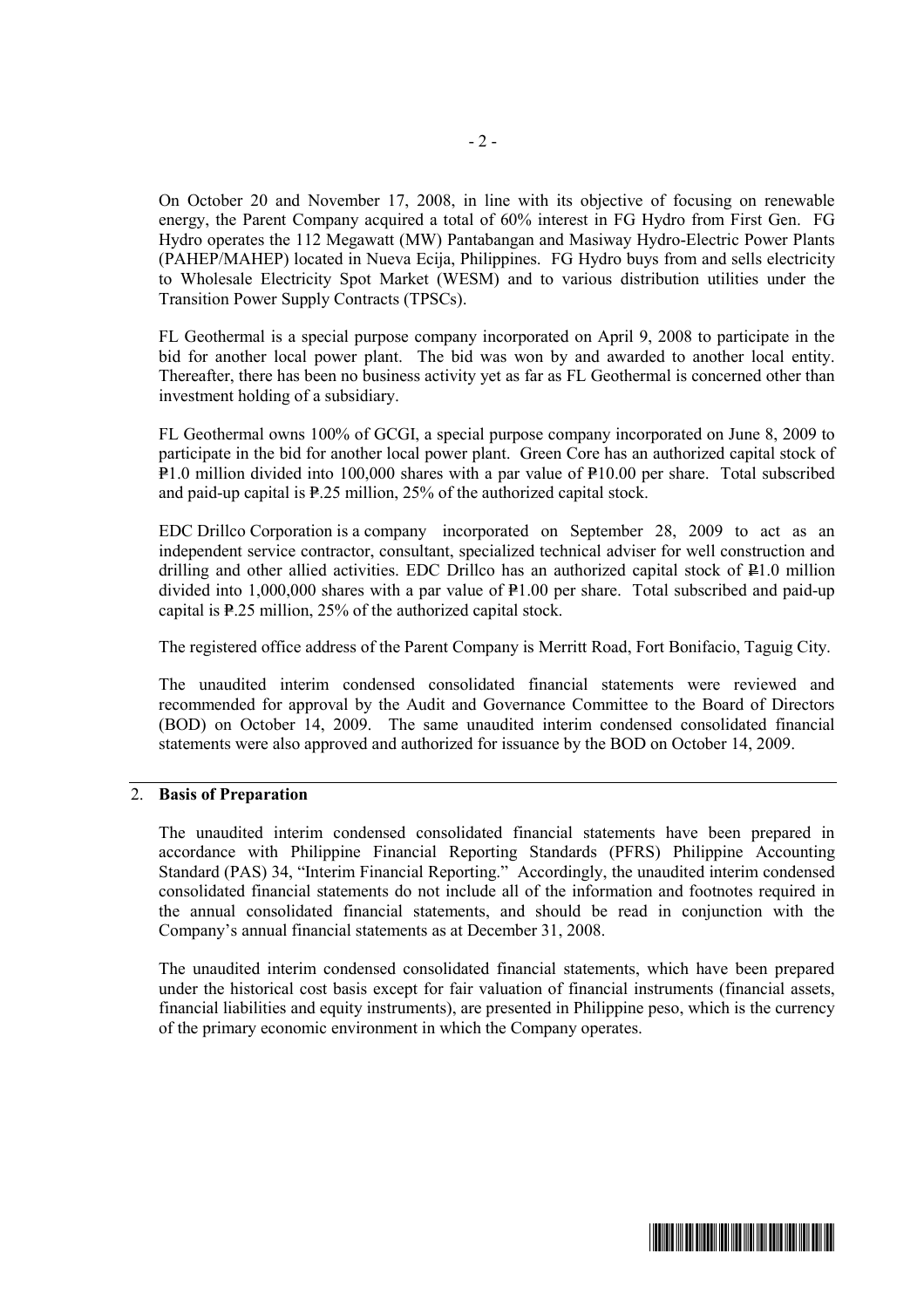On October 20 and November 17, 2008, in line with its objective of focusing on renewable energy, the Parent Company acquired a total of 60% interest in FG Hydro from First Gen. FG Hydro operates the 112 Megawatt (MW) Pantabangan and Masiway Hydro-Electric Power Plants (PAHEP/MAHEP) located in Nueva Ecija, Philippines. FG Hydro buys from and sells electricity to Wholesale Electricity Spot Market (WESM) and to various distribution utilities under the Transition Power Supply Contracts (TPSCs).

FL Geothermal is a special purpose company incorporated on April 9, 2008 to participate in the bid for another local power plant. The bid was won by and awarded to another local entity. Thereafter, there has been no business activity yet as far as FL Geothermal is concerned other than investment holding of a subsidiary.

FL Geothermal owns 100% of GCGI, a special purpose company incorporated on June 8, 2009 to participate in the bid for another local power plant. Green Core has an authorized capital stock of ₱1.0 million divided into 100,000 shares with a par value of ₱10.00 per share. Total subscribed and paid-up capital is ₱.25 million, 25% of the authorized capital stock.

EDC Drillco Corporation is a company incorporated on September 28, 2009 to act as an independent service contractor, consultant, specialized technical adviser for well construction and drilling and other allied activities. EDC Drillco has an authorized capital stock of ₱1.0 million divided into 1,000,000 shares with a par value of ₱1.00 per share. Total subscribed and paid-up capital is ₱.25 million, 25% of the authorized capital stock.

The registered office address of the Parent Company is Merritt Road, Fort Bonifacio, Taguig City.

The unaudited interim condensed consolidated financial statements were reviewed and recommended for approval by the Audit and Governance Committee to the Board of Directors (BOD) on October 14, 2009. The same unaudited interim condensed consolidated financial statements were also approved and authorized for issuance by the BOD on October 14, 2009.

## 2. **Basis of Preparation**

The unaudited interim condensed consolidated financial statements have been prepared in accordance with Philippine Financial Reporting Standards (PFRS) Philippine Accounting Standard (PAS) 34, "Interim Financial Reporting." Accordingly, the unaudited interim condensed consolidated financial statements do not include all of the information and footnotes required in the annual consolidated financial statements, and should be read in conjunction with the Company's annual financial statements as at December 31, 2008.

The unaudited interim condensed consolidated financial statements, which have been prepared under the historical cost basis except for fair valuation of financial instruments (financial assets, financial liabilities and equity instruments), are presented in Philippine peso, which is the currency of the primary economic environment in which the Company operates.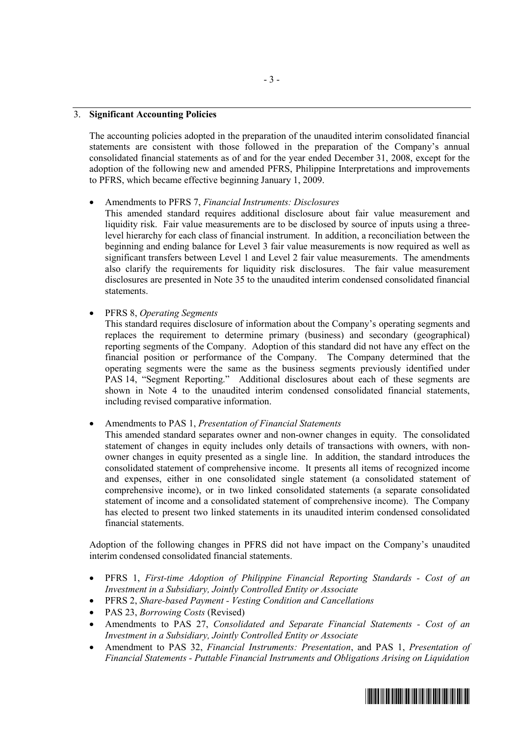## 3. **Significant Accounting Policies**

The accounting policies adopted in the preparation of the unaudited interim consolidated financial statements are consistent with those followed in the preparation of the Company's annual consolidated financial statements as of and for the year ended December 31, 2008, except for the adoption of the following new and amended PFRS, Philippine Interpretations and improvements to PFRS, which became effective beginning January 1, 2009.

- Amendments to PFRS 7, *Financial Instruments: Disclosures*
  This amended standard requires additional disclosure about fair value measurement and liquidity risk. Fair value measurements are to be disclosed by source of inputs using a three-level hierarchy for each class of financial instrument. In addition, a reconciliation between the beginning and ending balance for Level 3 fair value measurements is now required as well as significant transfers between Level 1 and Level 2 fair value measurements. The amendments also clarify the requirements for liquidity risk disclosures. The fair value measurement disclosures are presented in Note 35 to the unaudited interim condensed consolidated financial statements.

- PFRS 8, *Operating Segments*
  This standard requires disclosure of information about the Company's operating segments and replaces the requirement to determine primary (business) and secondary (geographical) reporting segments of the Company. Adoption of this standard did not have any effect on the financial position or performance of the Company. The Company determined that the operating segments were the same as the business segments previously identified under PAS 14, "Segment Reporting." Additional disclosures about each of these segments are shown in Note 4 to the unaudited interim condensed consolidated financial statements, including revised comparative information.

- Amendments to PAS 1, *Presentation of Financial Statements*
  This amended standard separates owner and non-owner changes in equity. The consolidated statement of changes in equity includes only details of transactions with owners, with non-owner changes in equity presented as a single line. In addition, the standard introduces the consolidated statement of comprehensive income. It presents all items of recognized income and expenses, either in one consolidated single statement (a consolidated statement of comprehensive income), or in two linked consolidated statements (a separate consolidated statement of income and a consolidated statement of comprehensive income). The Company has elected to present two linked statements in its unaudited interim condensed consolidated financial statements.

Adoption of the following changes in PFRS did not have impact on the Company's unaudited interim condensed consolidated financial statements.

- PFRS 1, *First-time Adoption of Philippine Financial Reporting Standards - Cost of an Investment in a Subsidiary, Jointly Controlled Entity or Associate*
- PFRS 2, *Share-based Payment - Vesting Condition and Cancellations*
- PAS 23, *Borrowing Costs* (Revised)
- Amendments to PAS 27, *Consolidated and Separate Financial Statements - Cost of an Investment in a Subsidiary, Jointly Controlled Entity or Associate*
- Amendment to PAS 32, *Financial Instruments: Presentation*, and PAS 1, *Presentation of Financial Statements - Puttable Financial Instruments and Obligations Arising on Liquidation*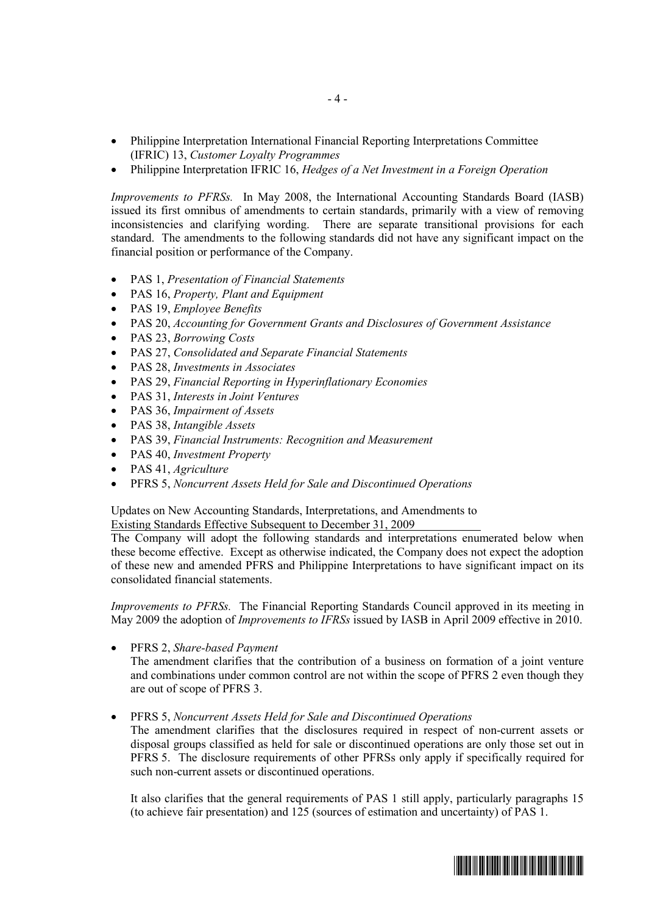- Philippine Interpretation International Financial Reporting Interpretations Committee (IFRIC) 13, *Customer Loyalty Programmes*
- Philippine Interpretation IFRIC 16, *Hedges of a Net Investment in a Foreign Operation*

*Improvements to PFRSs.* In May 2008, the International Accounting Standards Board (IASB) issued its first omnibus of amendments to certain standards, primarily with a view of removing inconsistencies and clarifying wording. There are separate transitional provisions for each standard. The amendments to the following standards did not have any significant impact on the financial position or performance of the Company.

- PAS 1, *Presentation of Financial Statements*
- PAS 16, *Property, Plant and Equipment*
- PAS 19, *Employee Benefits*
- PAS 20, *Accounting for Government Grants and Disclosures of Government Assistance*
- PAS 23, *Borrowing Costs*
- PAS 27, *Consolidated and Separate Financial Statements*
- PAS 28, *Investments in Associates*
- PAS 29, *Financial Reporting in Hyperinflationary Economies*
- PAS 31, *Interests in Joint Ventures*
- PAS 36, *Impairment of Assets*
- PAS 38, *Intangible Assets*
- PAS 39, *Financial Instruments: Recognition and Measurement*
- PAS 40, *Investment Property*
- PAS 41, *Agriculture*
- PFRS 5, *Noncurrent Assets Held for Sale and Discontinued Operations*

Updates on New Accounting Standards, Interpretations, and Amendments to Existing Standards Effective Subsequent to December 31, 2009

The Company will adopt the following standards and interpretations enumerated below when these become effective. Except as otherwise indicated, the Company does not expect the adoption of these new and amended PFRS and Philippine Interpretations to have significant impact on its consolidated financial statements.

*Improvements to PFRSs.* The Financial Reporting Standards Council approved in its meeting in May 2009 the adoption of *Improvements to IFRSs* issued by IASB in April 2009 effective in 2010.

- PFRS 2, *Share-based Payment*
  The amendment clarifies that the contribution of a business on formation of a joint venture and combinations under common control are not within the scope of PFRS 2 even though they are out of scope of PFRS 3.

- PFRS 5, *Noncurrent Assets Held for Sale and Discontinued Operations*
  The amendment clarifies that the disclosures required in respect of non-current assets or disposal groups classified as held for sale or discontinued operations are only those set out in PFRS 5. The disclosure requirements of other PFRSs only apply if specifically required for such non-current assets or discontinued operations.

  It also clarifies that the general requirements of PAS 1 still apply, particularly paragraphs 15 (to achieve fair presentation) and 125 (sources of estimation and uncertainty) of PAS 1.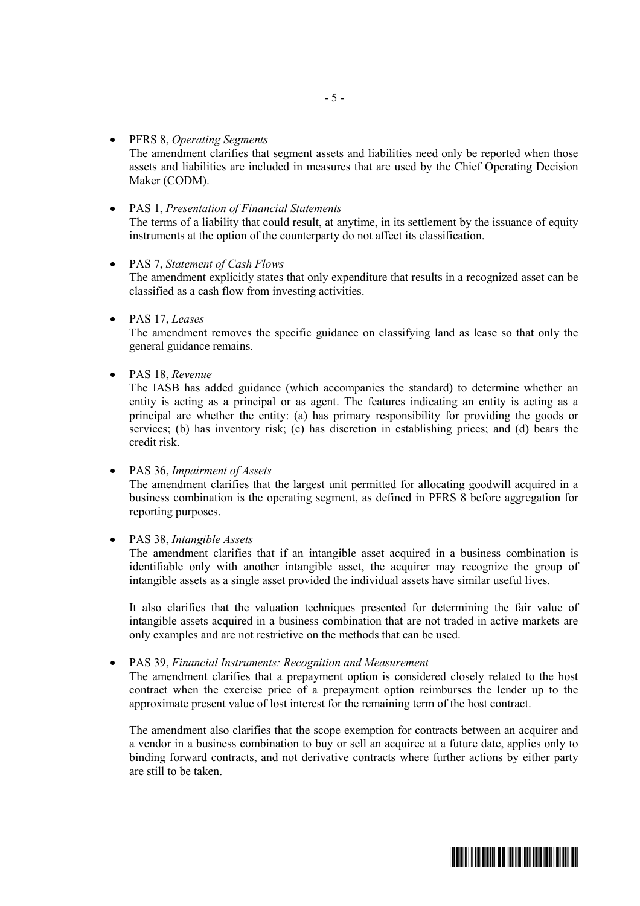- PFRS 8, *Operating Segments*
  The amendment clarifies that segment assets and liabilities need only be reported when those assets and liabilities are included in measures that are used by the Chief Operating Decision Maker (CODM).

- PAS 1, *Presentation of Financial Statements*
  The terms of a liability that could result, at anytime, in its settlement by the issuance of equity instruments at the option of the counterparty do not affect its classification.

- PAS 7, *Statement of Cash Flows*
  The amendment explicitly states that only expenditure that results in a recognized asset can be classified as a cash flow from investing activities.

- PAS 17, *Leases*
  The amendment removes the specific guidance on classifying land as lease so that only the general guidance remains.

- PAS 18, *Revenue*
  The IASB has added guidance (which accompanies the standard) to determine whether an entity is acting as a principal or as agent. The features indicating an entity is acting as a principal are whether the entity: (a) has primary responsibility for providing the goods or services; (b) has inventory risk; (c) has discretion in establishing prices; and (d) bears the credit risk.

- PAS 36, *Impairment of Assets*
  The amendment clarifies that the largest unit permitted for allocating goodwill acquired in a business combination is the operating segment, as defined in PFRS 8 before aggregation for reporting purposes.

- PAS 38, *Intangible Assets*
  The amendment clarifies that if an intangible asset acquired in a business combination is identifiable only with another intangible asset, the acquirer may recognize the group of intangible assets as a single asset provided the individual assets have similar useful lives.

  It also clarifies that the valuation techniques presented for determining the fair value of intangible assets acquired in a business combination that are not traded in active markets are only examples and are not restrictive on the methods that can be used.

- PAS 39, *Financial Instruments: Recognition and Measurement*
  The amendment clarifies that a prepayment option is considered closely related to the host contract when the exercise price of a prepayment option reimburses the lender up to the approximate present value of lost interest for the remaining term of the host contract.

  The amendment also clarifies that the scope exemption for contracts between an acquirer and a vendor in a business combination to buy or sell an acquiree at a future date, applies only to binding forward contracts, and not derivative contracts where further actions by either party are still to be taken.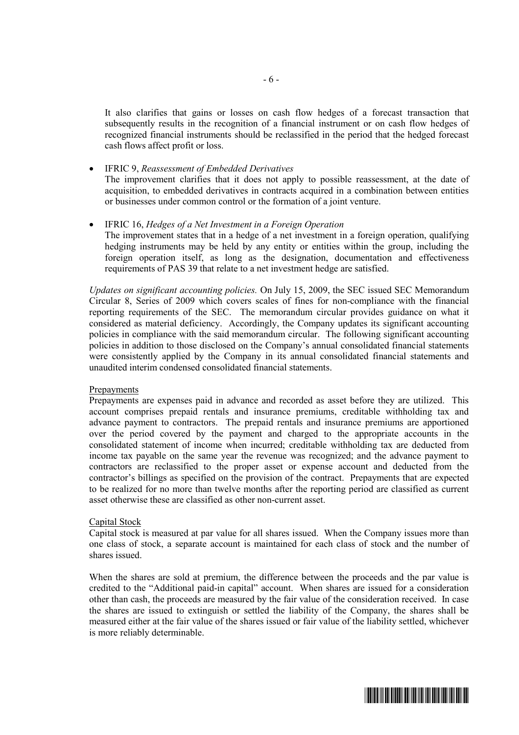It also clarifies that gains or losses on cash flow hedges of a forecast transaction that subsequently results in the recognition of a financial instrument or on cash flow hedges of recognized financial instruments should be reclassified in the period that the hedged forecast cash flows affect profit or loss.

- IFRIC 9, *Reassessment of Embedded Derivatives*
  The improvement clarifies that it does not apply to possible reassessment, at the date of acquisition, to embedded derivatives in contracts acquired in a combination between entities or businesses under common control or the formation of a joint venture.

- IFRIC 16, *Hedges of a Net Investment in a Foreign Operation*
  The improvement states that in a hedge of a net investment in a foreign operation, qualifying hedging instruments may be held by any entity or entities within the group, including the foreign operation itself, as long as the designation, documentation and effectiveness requirements of PAS 39 that relate to a net investment hedge are satisfied.

*Updates on significant accounting policies.* On July 15, 2009, the SEC issued SEC Memorandum Circular 8, Series of 2009 which covers scales of fines for non-compliance with the financial reporting requirements of the SEC. The memorandum circular provides guidance on what it considered as material deficiency. Accordingly, the Company updates its significant accounting policies in compliance with the said memorandum circular. The following significant accounting policies in addition to those disclosed on the Company's annual consolidated financial statements were consistently applied by the Company in its annual consolidated financial statements and unaudited interim condensed consolidated financial statements.

Prepayments

Prepayments are expenses paid in advance and recorded as asset before they are utilized. This account comprises prepaid rentals and insurance premiums, creditable withholding tax and advance payment to contractors. The prepaid rentals and insurance premiums are apportioned over the period covered by the payment and charged to the appropriate accounts in the consolidated statement of income when incurred; creditable withholding tax are deducted from income tax payable on the same year the revenue was recognized; and the advance payment to contractors are reclassified to the proper asset or expense account and deducted from the contractor's billings as specified on the provision of the contract. Prepayments that are expected to be realized for no more than twelve months after the reporting period are classified as current asset otherwise these are classified as other non-current asset.

Capital Stock

Capital stock is measured at par value for all shares issued. When the Company issues more than one class of stock, a separate account is maintained for each class of stock and the number of shares issued.

When the shares are sold at premium, the difference between the proceeds and the par value is credited to the "Additional paid-in capital" account. When shares are issued for a consideration other than cash, the proceeds are measured by the fair value of the consideration received. In case the shares are issued to extinguish or settled the liability of the Company, the shares shall be measured either at the fair value of the shares issued or fair value of the liability settled, whichever is more reliably determinable.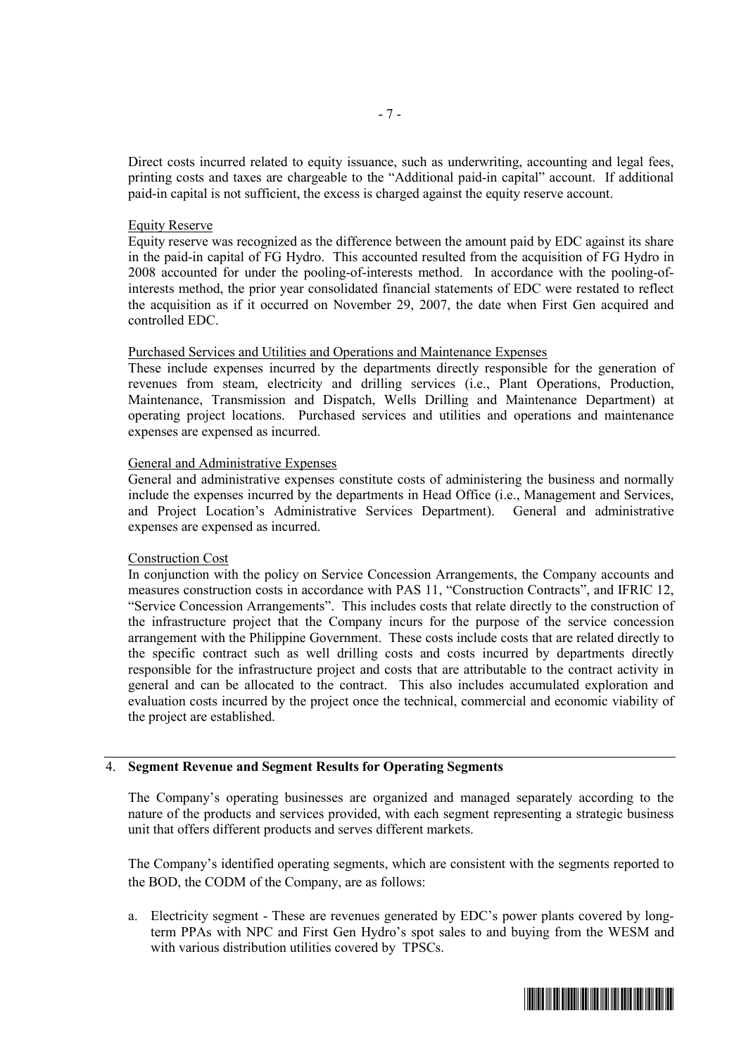Direct costs incurred related to equity issuance, such as underwriting, accounting and legal fees, printing costs and taxes are chargeable to the "Additional paid-in capital" account. If additional paid-in capital is not sufficient, the excess is charged against the equity reserve account.

Equity Reserve

Equity reserve was recognized as the difference between the amount paid by EDC against its share in the paid-in capital of FG Hydro. This accounted resulted from the acquisition of FG Hydro in 2008 accounted for under the pooling-of-interests method. In accordance with the pooling-of-interests method, the prior year consolidated financial statements of EDC were restated to reflect the acquisition as if it occurred on November 29, 2007, the date when First Gen acquired and controlled EDC.

Purchased Services and Utilities and Operations and Maintenance Expenses

These include expenses incurred by the departments directly responsible for the generation of revenues from steam, electricity and drilling services (i.e., Plant Operations, Production, Maintenance, Transmission and Dispatch, Wells Drilling and Maintenance Department) at operating project locations. Purchased services and utilities and operations and maintenance expenses are expensed as incurred.

General and Administrative Expenses

General and administrative expenses constitute costs of administering the business and normally include the expenses incurred by the departments in Head Office (i.e., Management and Services, and Project Location's Administrative Services Department). General and administrative expenses are expensed as incurred.

Construction Cost

In conjunction with the policy on Service Concession Arrangements, the Company accounts and measures construction costs in accordance with PAS 11, "Construction Contracts", and IFRIC 12, "Service Concession Arrangements". This includes costs that relate directly to the construction of the infrastructure project that the Company incurs for the purpose of the service concession arrangement with the Philippine Government. These costs include costs that are related directly to the specific contract such as well drilling costs and costs incurred by departments directly responsible for the infrastructure project and costs that are attributable to the contract activity in general and can be allocated to the contract. This also includes accumulated exploration and evaluation costs incurred by the project once the technical, commercial and economic viability of the project are established.

## 4. Segment Revenue and Segment Results for Operating Segments

The Company's operating businesses are organized and managed separately according to the nature of the products and services provided, with each segment representing a strategic business unit that offers different products and serves different markets.

The Company's identified operating segments, which are consistent with the segments reported to the BOD, the CODM of the Company, are as follows:

a. Electricity segment - These are revenues generated by EDC's power plants covered by long-term PPAs with NPC and First Gen Hydro's spot sales to and buying from the WESM and with various distribution utilities covered by TPSCs.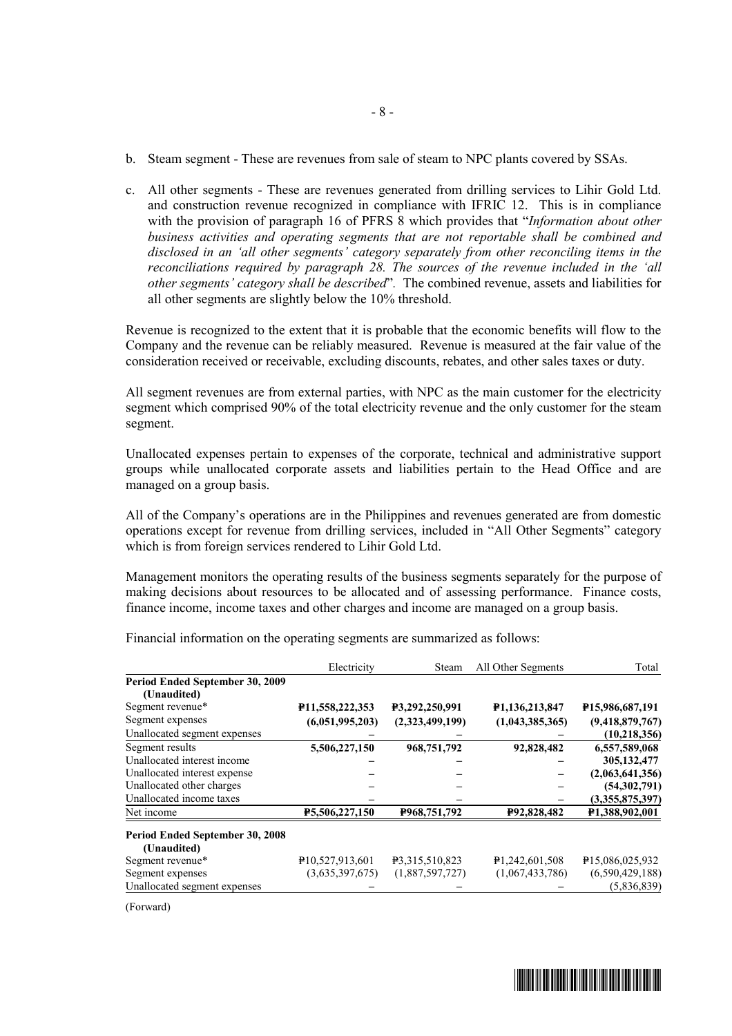b. Steam segment - These are revenues from sale of steam to NPC plants covered by SSAs.

c. All other segments - These are revenues generated from drilling services to Lihir Gold Ltd. and construction revenue recognized in compliance with IFRIC 12. This is in compliance with the provision of paragraph 16 of PFRS 8 which provides that "*Information about other business activities and operating segments that are not reportable shall be combined and disclosed in an 'all other segments' category separately from other reconciling items in the reconciliations required by paragraph 28. The sources of the revenue included in the 'all other segments' category shall be described*". The combined revenue, assets and liabilities for all other segments are slightly below the 10% threshold.

Revenue is recognized to the extent that it is probable that the economic benefits will flow to the Company and the revenue can be reliably measured. Revenue is measured at the fair value of the consideration received or receivable, excluding discounts, rebates, and other sales taxes or duty.

All segment revenues are from external parties, with NPC as the main customer for the electricity segment which comprised 90% of the total electricity revenue and the only customer for the steam segment.

Unallocated expenses pertain to expenses of the corporate, technical and administrative support groups while unallocated corporate assets and liabilities pertain to the Head Office and are managed on a group basis.

All of the Company's operations are in the Philippines and revenues generated are from domestic operations except for revenue from drilling services, included in "All Other Segments" category which is from foreign services rendered to Lihir Gold Ltd.

Management monitors the operating results of the business segments separately for the purpose of making decisions about resources to be allocated and of assessing performance. Finance costs, finance income, income taxes and other charges and income are managed on a group basis.

Financial information on the operating segments are summarized as follows:

| | Electricity | Steam | All Other Segments | Total |
|---|---|---|---|---|
| **Period Ended September 30, 2009 (Unaudited)** | | | | |
| Segment revenue* | **₱11,558,222,353** | **₱3,292,250,991** | **₱1,136,213,847** | **₱15,986,687,191** |
| Segment expenses | **(6,051,995,203)** | **(2,323,499,199)** | **(1,043,385,365)** | **(9,418,879,767)** |
| Unallocated segment expenses | – | – | – | **(10,218,356)** |
| Segment results | **5,506,227,150** | **968,751,792** | **92,828,482** | **6,557,589,068** |
| Unallocated interest income | – | – | – | **305,132,477** |
| Unallocated interest expense | – | – | – | **(2,063,641,356)** |
| Unallocated other charges | – | – | – | **(54,302,791)** |
| Unallocated income taxes | – | – | – | **(3,355,875,397)** |
| Net income | **₱5,506,227,150** | **₱968,751,792** | **₱92,828,482** | **₱1,388,902,001** |
| **Period Ended September 30, 2008 (Unaudited)** | | | | |
| Segment revenue* | ₱10,527,913,601 | ₱3,315,510,823 | ₱1,242,601,508 | ₱15,086,025,932 |
| Segment expenses | (3,635,397,675) | (1,887,597,727) | (1,067,433,786) | (6,590,429,188) |
| Unallocated segment expenses | – | – | – | (5,836,839) |

(Forward)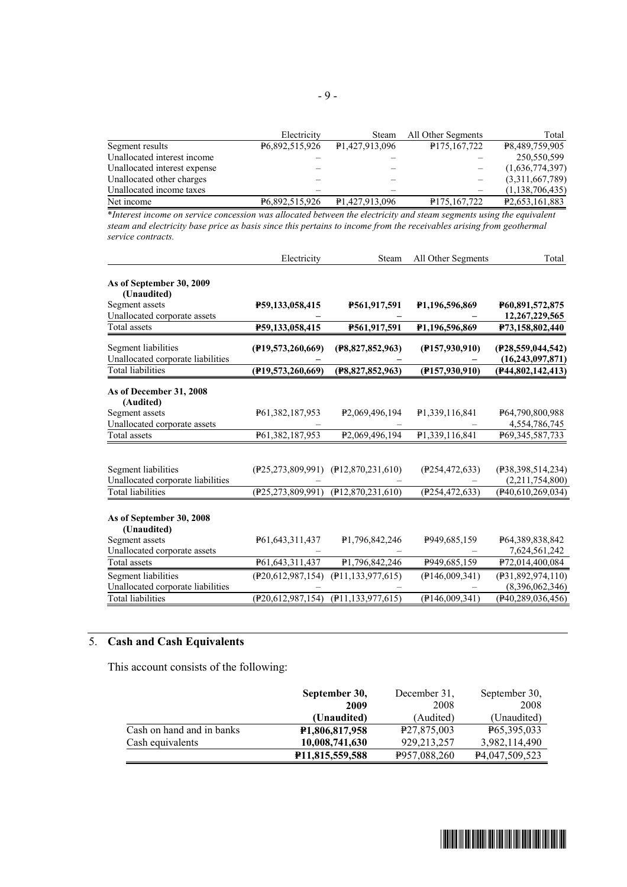| | Electricity | Steam | All Other Segments | Total |
|---|---|---|---|---|
| Segment results | ₱6,892,515,926 | ₱1,427,913,096 | ₱175,167,722 | ₱8,489,759,905 |
| Unallocated interest income | – | – | – | 250,550,599 |
| Unallocated interest expense | – | – | – | (1,636,774,397) |
| Unallocated other charges | – | – | – | (3,311,667,789) |
| Unallocated income taxes | – | – | – | (1,138,706,435) |
| Net income | ₱6,892,515,926 | ₱1,427,913,096 | ₱175,167,722 | ₱2,653,161,883 |

*Interest income on service concession was allocated between the electricity and steam segments using the equivalent steam and electricity base price as basis since this pertains to income from the receivables arising from geothermal service contracts.*

| | Electricity | Steam | All Other Segments | Total |
|---|---|---|---|---|
| **As of September 30, 2009 (Unaudited)** | | | | |
| Segment assets | **₱59,133,058,415** | **₱561,917,591** | **₱1,196,596,869** | **₱60,891,572,875** |
| Unallocated corporate assets | **–** | **–** | **–** | **12,267,229,565** |
| Total assets | **₱59,133,058,415** | **₱561,917,591** | **₱1,196,596,869** | **₱73,158,802,440** |
| Segment liabilities | **(₱19,573,260,669)** | **(₱8,827,852,963)** | **(₱157,930,910)** | **(₱28,559,044,542)** |
| Unallocated corporate liabilities | **–** | **–** | **–** | **(16,243,097,871)** |
| Total liabilities | **(₱19,573,260,669)** | **(₱8,827,852,963)** | **(₱157,930,910)** | **(₱44,802,142,413)** |
| **As of December 31, 2008 (Audited)** | | | | |
| Segment assets | ₱61,382,187,953 | ₱2,069,496,194 | ₱1,339,116,841 | ₱64,790,800,988 |
| Unallocated corporate assets | – | – | – | 4,554,786,745 |
| Total assets | ₱61,382,187,953 | ₱2,069,496,194 | ₱1,339,116,841 | ₱69,345,587,733 |
| Segment liabilities | (₱25,273,809,991) | (₱12,870,231,610) | (₱254,472,633) | (₱38,398,514,234) |
| Unallocated corporate liabilities | – | – | – | (2,211,754,800) |
| Total liabilities | (₱25,273,809,991) | (₱12,870,231,610) | (₱254,472,633) | (₱40,610,269,034) |
| **As of September 30, 2008 (Unaudited)** | | | | |
| Segment assets | ₱61,643,311,437 | ₱1,796,842,246 | ₱949,685,159 | ₱64,389,838,842 |
| Unallocated corporate assets | – | – | – | 7,624,561,242 |
| Total assets | ₱61,643,311,437 | ₱1,796,842,246 | ₱949,685,159 | ₱72,014,400,084 |
| Segment liabilities | (₱20,612,987,154) | (₱11,133,977,615) | (₱146,009,341) | (₱31,892,974,110) |
| Unallocated corporate liabilities | – | – | – | (8,396,062,346) |
| Total liabilities | (₱20,612,987,154) | (₱11,133,977,615) | (₱146,009,341) | (₱40,289,036,456) |

## 5. Cash and Cash Equivalents

This account consists of the following:

| | **September 30, 2009 (Unaudited)** | December 31, 2008 (Audited) | September 30, 2008 (Unaudited) |
|---|---|---|---|
| Cash on hand and in banks | **₱1,806,817,958** | ₱27,875,003 | ₱65,395,033 |
| Cash equivalents | **10,008,741,630** | 929,213,257 | 3,982,114,490 |
| | **₱11,815,559,588** | ₱957,088,260 | ₱4,047,509,523 |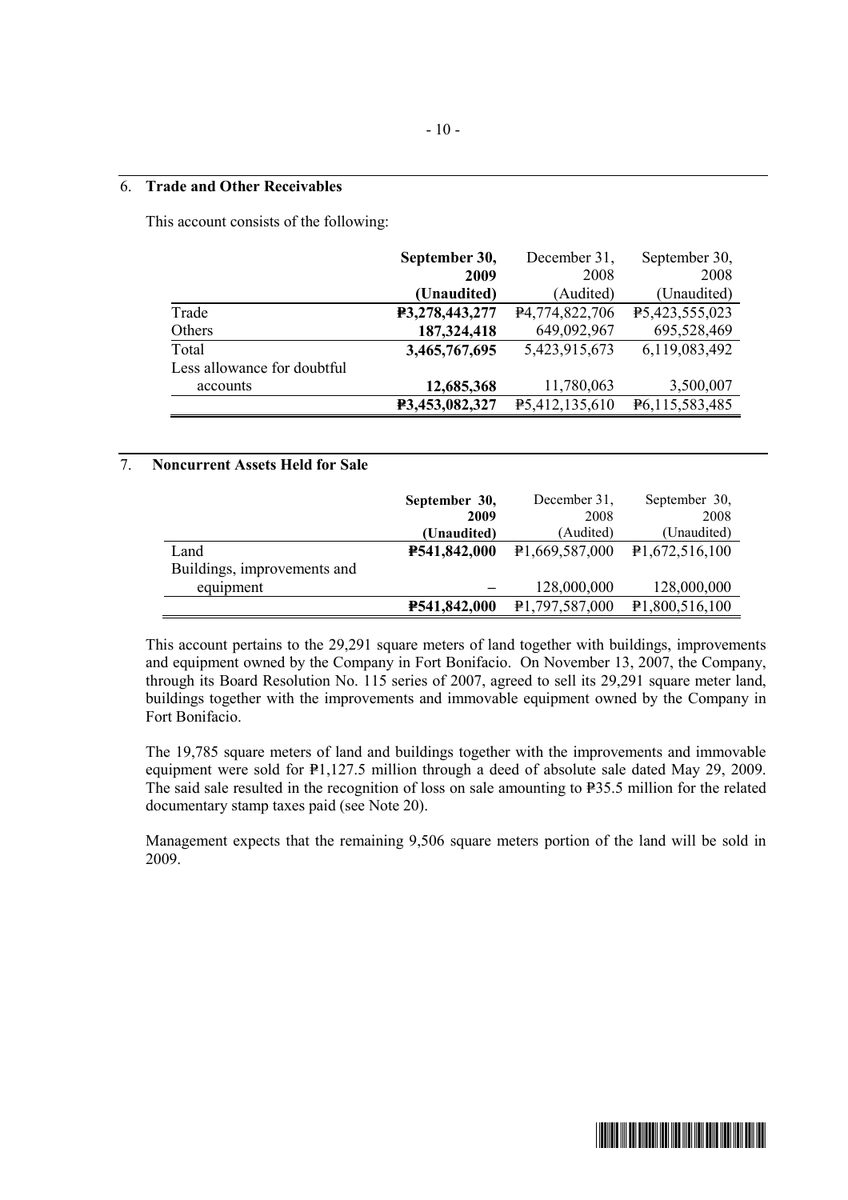## 6. Trade and Other Receivables

This account consists of the following:

| | **September 30, 2009 (Unaudited)** | December 31, 2008 (Audited) | September 30, 2008 (Unaudited) |
|---|---|---|---|
| Trade | **₱3,278,443,277** | ₱4,774,822,706 | ₱5,423,555,023 |
| Others | **187,324,418** | 649,092,967 | 695,528,469 |
| Total | **3,465,767,695** | 5,423,915,673 | 6,119,083,492 |
| Less allowance for doubtful accounts | **12,685,368** | 11,780,063 | 3,500,007 |
| | **₱3,453,082,327** | ₱5,412,135,610 | ₱6,115,583,485 |

## 7. Noncurrent Assets Held for Sale

| | **September 30, 2009 (Unaudited)** | December 31, 2008 (Audited) | September 30, 2008 (Unaudited) |
|---|---|---|---|
| Land | **₱541,842,000** | ₱1,669,587,000 | ₱1,672,516,100 |
| Buildings, improvements and equipment | **–** | 128,000,000 | 128,000,000 |
| | **₱541,842,000** | ₱1,797,587,000 | ₱1,800,516,100 |

This account pertains to the 29,291 square meters of land together with buildings, improvements and equipment owned by the Company in Fort Bonifacio. On November 13, 2007, the Company, through its Board Resolution No. 115 series of 2007, agreed to sell its 29,291 square meter land, buildings together with the improvements and immovable equipment owned by the Company in Fort Bonifacio.

The 19,785 square meters of land and buildings together with the improvements and immovable equipment were sold for ₱1,127.5 million through a deed of absolute sale dated May 29, 2009. The said sale resulted in the recognition of loss on sale amounting to ₱35.5 million for the related documentary stamp taxes paid (see Note 20).

Management expects that the remaining 9,506 square meters portion of the land will be sold in 2009.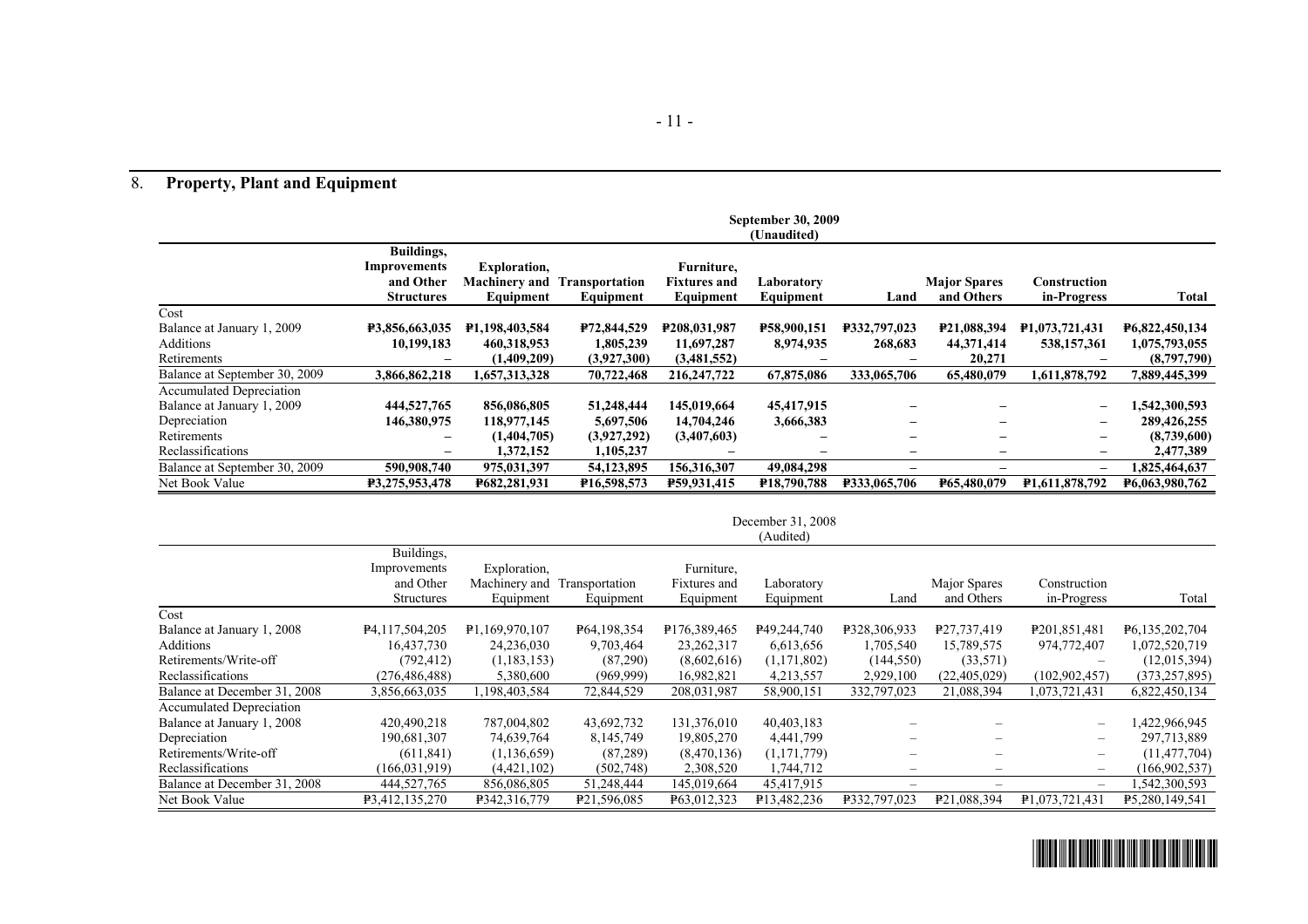## 8. **Property, Plant and Equipment**

**September 30, 2009 (Unaudited)**

| | **Buildings, Improvements and Other Structures** | **Exploration, Machinery and Equipment** | **Transportation Equipment** | **Furniture, Fixtures and Equipment** | **Laboratory Equipment** | **Land** | **Major Spares and Others** | **Construction in-Progress** | **Total** |
|---|---|---|---|---|---|---|---|---|---|
| Cost | | | | | | | | | |
| Balance at January 1, 2009 | **₱3,856,663,035** | **₱1,198,403,584** | **₱72,844,529** | **₱208,031,987** | **₱58,900,151** | **₱332,797,023** | **₱21,088,394** | **₱1,073,721,431** | **₱6,822,450,134** |
| Additions | **10,199,183** | **460,318,953** | **1,805,239** | **11,697,287** | **8,974,935** | **268,683** | **44,371,414** | **538,157,361** | **1,075,793,055** |
| Retirements | – | **(1,409,209)** | **(3,927,300)** | **(3,481,552)** | – | – | **20,271** | – | **(8,797,790)** |
| Balance at September 30, 2009 | **3,866,862,218** | **1,657,313,328** | **70,722,468** | **216,247,722** | **67,875,086** | **333,065,706** | **65,480,079** | **1,611,878,792** | **7,889,445,399** |
| Accumulated Depreciation | | | | | | | | | |
| Balance at January 1, 2009 | **444,527,765** | **856,086,805** | **51,248,444** | **145,019,664** | **45,417,915** | – | – | – | **1,542,300,593** |
| Depreciation | **146,380,975** | **118,977,145** | **5,697,506** | **14,704,246** | **3,666,383** | – | – | – | **289,426,255** |
| Retirements | – | **(1,404,705)** | **(3,927,292)** | **(3,407,603)** | – | – | – | – | **(8,739,600)** |
| Reclassifications | – | **1,372,152** | **1,105,237** | – | – | – | – | – | **2,477,389** |
| Balance at September 30, 2009 | **590,908,740** | **975,031,397** | **54,123,895** | **156,316,307** | **49,084,298** | – | – | – | **1,825,464,637** |
| Net Book Value | **₱3,275,953,478** | **₱682,281,931** | **₱16,598,573** | **₱59,931,415** | **₱18,790,788** | **₱333,065,706** | **₱65,480,079** | **₱1,611,878,792** | **₱6,063,980,762** |

December 31, 2008 (Audited)

| | Buildings, Improvements and Other Structures | Exploration, Machinery and Equipment | Transportation Equipment | Furniture, Fixtures and Equipment | Laboratory Equipment | Land | Major Spares and Others | Construction in-Progress | Total |
|---|---|---|---|---|---|---|---|---|---|
| Cost | | | | | | | | | |
| Balance at January 1, 2008 | ₱4,117,504,205 | ₱1,169,970,107 | ₱64,198,354 | ₱176,389,465 | ₱49,244,740 | ₱328,306,933 | ₱27,737,419 | ₱201,851,481 | ₱6,135,202,704 |
| Additions | 16,437,730 | 24,236,030 | 9,703,464 | 23,262,317 | 6,613,656 | 1,705,540 | 15,789,575 | 974,772,407 | 1,072,520,719 |
| Retirements/Write-off | (792,412) | (1,183,153) | (87,290) | (8,602,616) | (1,171,802) | (144,550) | (33,571) | – | (12,015,394) |
| Reclassifications | (276,486,488) | 5,380,600 | (969,999) | 16,982,821 | 4,213,557 | 2,929,100 | (22,405,029) | (102,902,457) | (373,257,895) |
| Balance at December 31, 2008 | 3,856,663,035 | 1,198,403,584 | 72,844,529 | 208,031,987 | 58,900,151 | 332,797,023 | 21,088,394 | 1,073,721,431 | 6,822,450,134 |
| Accumulated Depreciation | | | | | | | | | |
| Balance at January 1, 2008 | 420,490,218 | 787,004,802 | 43,692,732 | 131,376,010 | 40,403,183 | – | – | – | 1,422,966,945 |
| Depreciation | 190,681,307 | 74,639,764 | 8,145,749 | 19,805,270 | 4,441,799 | – | – | – | 297,713,889 |
| Retirements/Write-off | (611,841) | (1,136,659) | (87,289) | (8,470,136) | (1,171,779) | – | – | – | (11,477,704) |
| Reclassifications | (166,031,919) | (4,421,102) | (502,748) | 2,308,520 | 1,744,712 | – | – | – | (166,902,537) |
| Balance at December 31, 2008 | 444,527,765 | 856,086,805 | 51,248,444 | 145,019,664 | 45,417,915 | – | – | – | 1,542,300,593 |
| Net Book Value | ₱3,412,135,270 | ₱342,316,779 | ₱21,596,085 | ₱63,012,323 | ₱13,482,236 | ₱332,797,023 | ₱21,088,394 | ₱1,073,721,431 | ₱5,280,149,541 |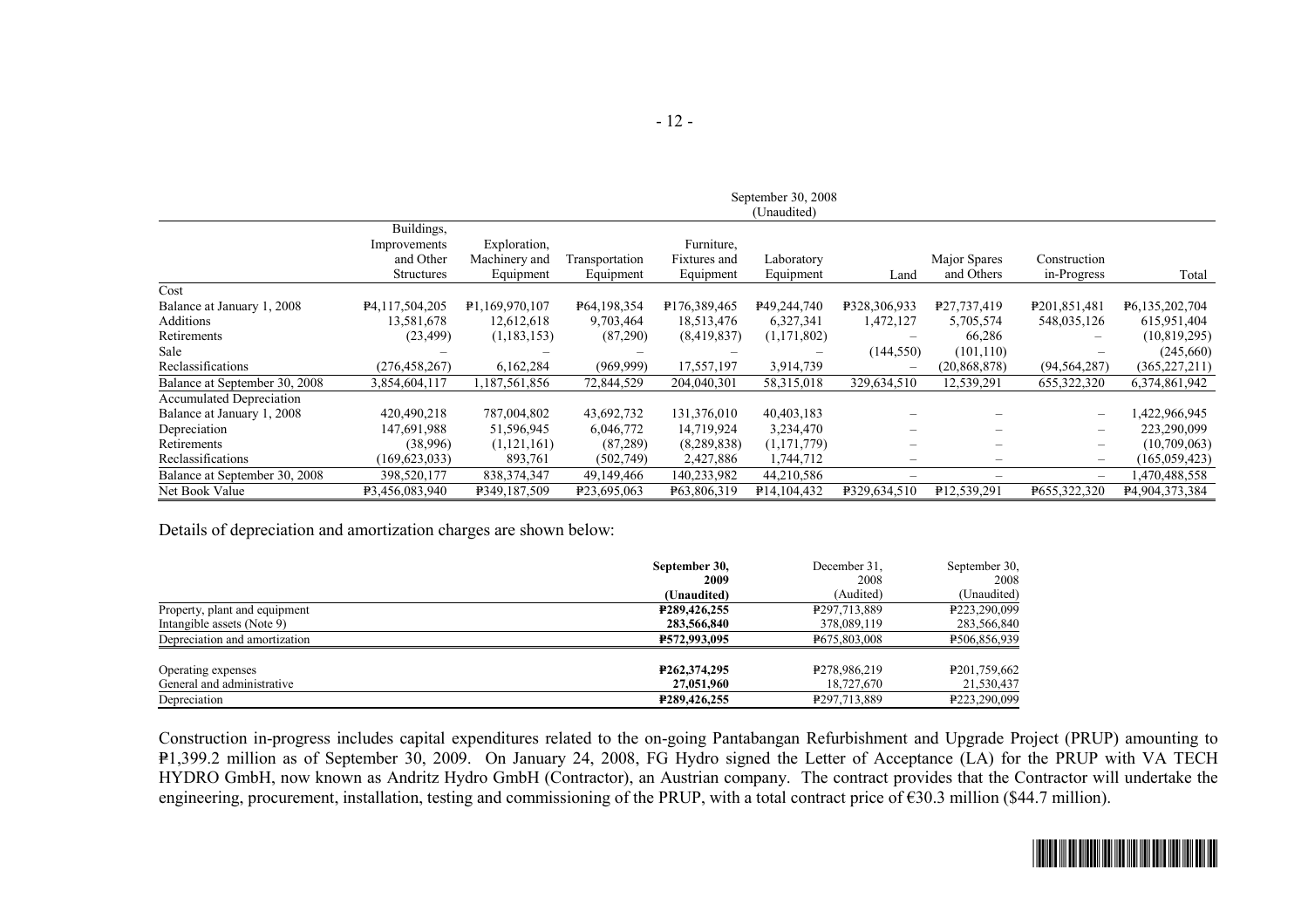| | September 30, 2008 (Unaudited) | | | | | | | | |
|---|---|---|---|---|---|---|---|---|---|
| | Buildings, Improvements and Other Structures | Exploration, Machinery and Equipment | Transportation Equipment | Furniture, Fixtures and Equipment | Laboratory Equipment | Land | Major Spares and Others | Construction in-Progress | Total |
| Cost | | | | | | | | | |
| Balance at January 1, 2008 | ₱4,117,504,205 | ₱1,169,970,107 | ₱64,198,354 | ₱176,389,465 | ₱49,244,740 | ₱328,306,933 | ₱27,737,419 | ₱201,851,481 | ₱6,135,202,704 |
| Additions | 13,581,678 | 12,612,618 | 9,703,464 | 18,513,476 | 6,327,341 | 1,472,127 | 5,705,574 | 548,035,126 | 615,951,404 |
| Retirements | (23,499) | (1,183,153) | (87,290) | (8,419,837) | (1,171,802) | – | 66,286 | – | (10,819,295) |
| Sale | – | – | – | – | – | (144,550) | (101,110) | – | (245,660) |
| Reclassifications | (276,458,267) | 6,162,284 | (969,999) | 17,557,197 | 3,914,739 | – | (20,868,878) | (94,564,287) | (365,227,211) |
| Balance at September 30, 2008 | 3,854,604,117 | 1,187,561,856 | 72,844,529 | 204,040,301 | 58,315,018 | 329,634,510 | 12,539,291 | 655,322,320 | 6,374,861,942 |
| Accumulated Depreciation | | | | | | | | | |
| Balance at January 1, 2008 | 420,490,218 | 787,004,802 | 43,692,732 | 131,376,010 | 40,403,183 | – | – | – | 1,422,966,945 |
| Depreciation | 147,691,988 | 51,596,945 | 6,046,772 | 14,719,924 | 3,234,470 | – | – | – | 223,290,099 |
| Retirements | (38,996) | (1,121,161) | (87,289) | (8,289,838) | (1,171,779) | – | – | – | (10,709,063) |
| Reclassifications | (169,623,033) | 893,761 | (502,749) | 2,427,886 | 1,744,712 | – | – | – | (165,059,423) |
| Balance at September 30, 2008 | 398,520,177 | 838,374,347 | 49,149,466 | 140,233,982 | 44,210,586 | – | – | – | 1,470,488,558 |
| Net Book Value | ₱3,456,083,940 | ₱349,187,509 | ₱23,695,063 | ₱63,806,319 | ₱14,104,432 | ₱329,634,510 | ₱12,539,291 | ₱655,322,320 | ₱4,904,373,384 |

Details of depreciation and amortization charges are shown below:

| | **September 30, 2009 (Unaudited)** | December 31, 2008 (Audited) | September 30, 2008 (Unaudited) |
|---|---|---|---|
| Property, plant and equipment | **₱289,426,255** | ₱297,713,889 | ₱223,290,099 |
| Intangible assets (Note 9) | **283,566,840** | 378,089,119 | 283,566,840 |
| Depreciation and amortization | **₱572,993,095** | ₱675,803,008 | ₱506,856,939 |
| | | | |
| Operating expenses | **₱262,374,295** | ₱278,986,219 | ₱201,759,662 |
| General and administrative | **27,051,960** | 18,727,670 | 21,530,437 |
| Depreciation | **₱289,426,255** | ₱297,713,889 | ₱223,290,099 |

Construction in-progress includes capital expenditures related to the on-going Pantabangan Refurbishment and Upgrade Project (PRUP) amounting to ₱1,399.2 million as of September 30, 2009. On January 24, 2008, FG Hydro signed the Letter of Acceptance (LA) for the PRUP with VA TECH HYDRO GmbH, now known as Andritz Hydro GmbH (Contractor), an Austrian company. The contract provides that the Contractor will undertake the engineering, procurement, installation, testing and commissioning of the PRUP, with a total contract price of €30.3 million ($44.7 million).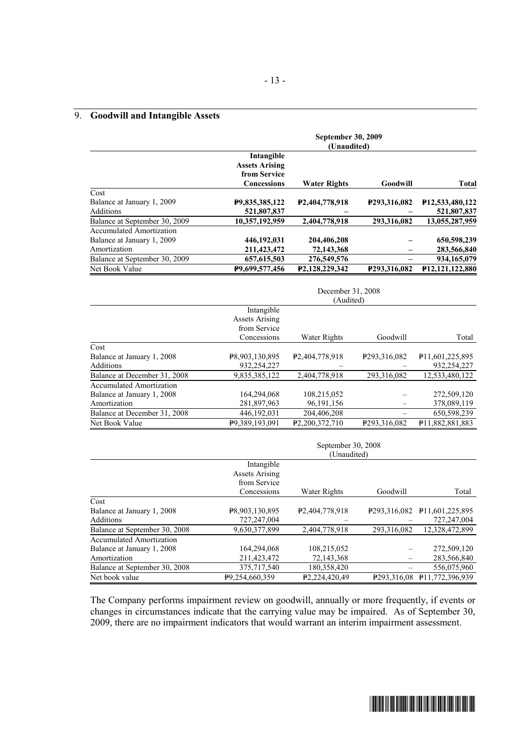## 9. **Goodwill and Intangible Assets**

| | **September 30, 2009 (Unaudited)** | | | |
|---|---|---|---|---|
| | **Intangible Assets Arising from Service Concessions** | **Water Rights** | **Goodwill** | **Total** |
| Cost | | | | |
| Balance at January 1, 2009 | **₱9,835,385,122** | **₱2,404,778,918** | **₱293,316,082** | **₱12,533,480,122** |
| Additions | **521,807,837** | **–** | **–** | **521,807,837** |
| Balance at September 30, 2009 | **10,357,192,959** | **2,404,778,918** | **293,316,082** | **13,055,287,959** |
| Accumulated Amortization | | | | |
| Balance at January 1, 2009 | **446,192,031** | **204,406,208** | **–** | **650,598,239** |
| Amortization | **211,423,472** | **72,143,368** | **–** | **283,566,840** |
| Balance at September 30, 2009 | **657,615,503** | **276,549,576** | **–** | **934,165,079** |
| Net Book Value | **₱9,699,577,456** | **₱2,128,229,342** | **₱293,316,082** | **₱12,121,122,880** |

| | December 31, 2008 (Audited) | | | |
|---|---|---|---|---|
| | Intangible Assets Arising from Service Concessions | Water Rights | Goodwill | Total |
| Cost | | | | |
| Balance at January 1, 2008 | ₱8,903,130,895 | ₱2,404,778,918 | ₱293,316,082 | ₱11,601,225,895 |
| Additions | 932,254,227 | – | – | 932,254,227 |
| Balance at December 31, 2008 | 9,835,385,122 | 2,404,778,918 | 293,316,082 | 12,533,480,122 |
| Accumulated Amortization | | | | |
| Balance at January 1, 2008 | 164,294,068 | 108,215,052 | – | 272,509,120 |
| Amortization | 281,897,963 | 96,191,156 | – | 378,089,119 |
| Balance at December 31, 2008 | 446,192,031 | 204,406,208 | – | 650,598,239 |
| Net Book Value | ₱9,389,193,091 | ₱2,200,372,710 | ₱293,316,082 | ₱11,882,881,883 |

| | September 30, 2008 (Unaudited) | | | |
|---|---|---|---|---|
| | Intangible Assets Arising from Service Concessions | Water Rights | Goodwill | Total |
| Cost | | | | |
| Balance at January 1, 2008 | ₱8,903,130,895 | ₱2,404,778,918 | ₱293,316,082 | ₱11,601,225,895 |
| Additions | 727,247,004 | – | – | 727,247,004 |
| Balance at September 30, 2008 | 9,630,377,899 | 2,404,778,918 | 293,316,082 | 12,328,472,899 |
| Accumulated Amortization | | | | |
| Balance at January 1, 2008 | 164,294,068 | 108,215,052 | – | 272,509,120 |
| Amortization | 211,423,472 | 72,143,368 | – | 283,566,840 |
| Balance at September 30, 2008 | 375,717,540 | 180,358,420 | – | 556,075,960 |
| Net book value | ₱9,254,660,359 | ₱2,224,420,49 | ₱293,316,08 | ₱11,772,396,939 |

The Company performs impairment review on goodwill, annually or more frequently, if events or changes in circumstances indicate that the carrying value may be impaired. As of September 30, 2009, there are no impairment indicators that would warrant an interim impairment assessment.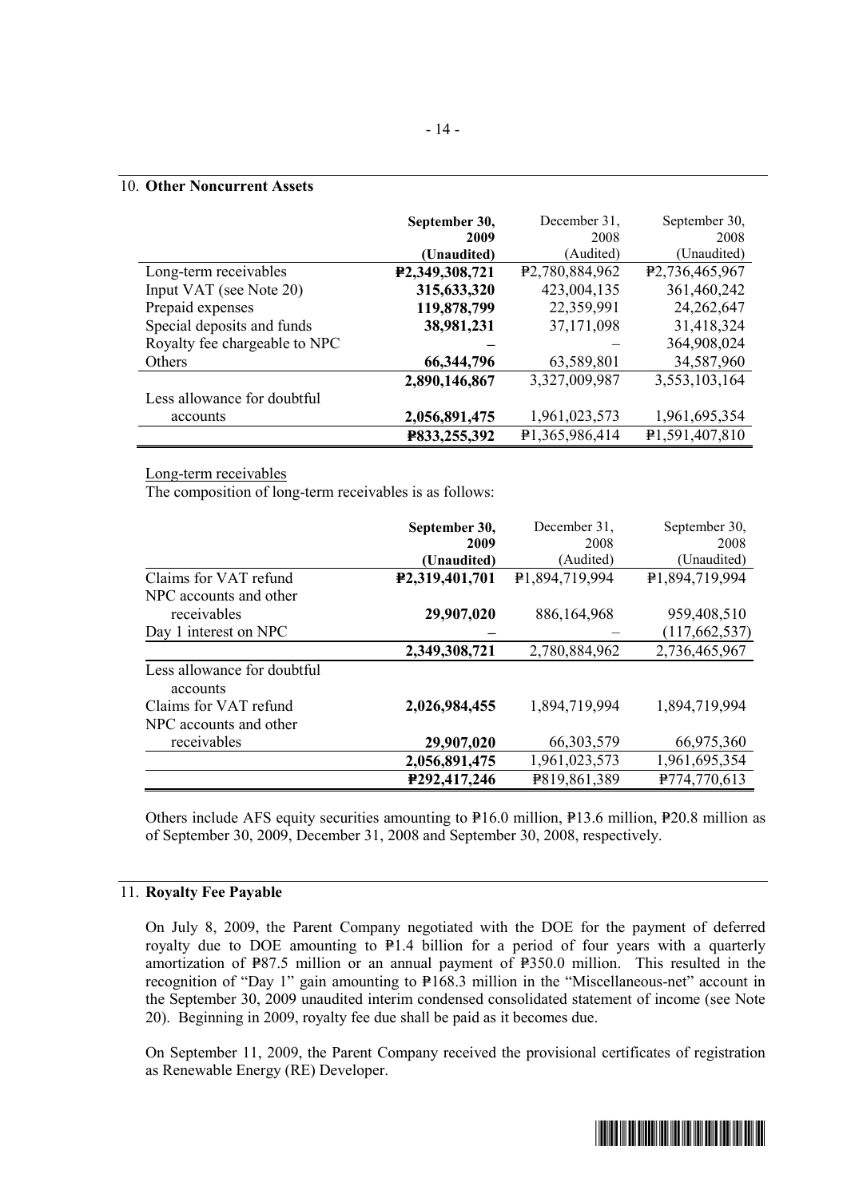## 10. Other Noncurrent Assets

| | September 30, 2009 (Unaudited) | December 31, 2008 (Audited) | September 30, 2008 (Unaudited) |
|---|---|---|---|
| Long-term receivables | **₱2,349,308,721** | ₱2,780,884,962 | ₱2,736,465,967 |
| Input VAT (see Note 20) | **315,633,320** | 423,004,135 | 361,460,242 |
| Prepaid expenses | **119,878,799** | 22,359,991 | 24,262,647 |
| Special deposits and funds | **38,981,231** | 37,171,098 | 31,418,324 |
| Royalty fee chargeable to NPC | **–** | – | 364,908,024 |
| Others | **66,344,796** | 63,589,801 | 34,587,960 |
| | **2,890,146,867** | 3,327,009,987 | 3,553,103,164 |
| Less allowance for doubtful accounts | **2,056,891,475** | 1,961,023,573 | 1,961,695,354 |
| | **₱833,255,392** | ₱1,365,986,414 | ₱1,591,407,810 |

Long-term receivables

The composition of long-term receivables is as follows:

| | September 30, 2009 (Unaudited) | December 31, 2008 (Audited) | September 30, 2008 (Unaudited) |
|---|---|---|---|
| Claims for VAT refund | **₱2,319,401,701** | ₱1,894,719,994 | ₱1,894,719,994 |
| NPC accounts and other receivables | **29,907,020** | 886,164,968 | 959,408,510 |
| Day 1 interest on NPC | **–** | – | (117,662,537) |
| | **2,349,308,721** | 2,780,884,962 | 2,736,465,967 |
| Less allowance for doubtful accounts | | | |
| Claims for VAT refund | **2,026,984,455** | 1,894,719,994 | 1,894,719,994 |
| NPC accounts and other receivables | **29,907,020** | 66,303,579 | 66,975,360 |
| | **2,056,891,475** | 1,961,023,573 | 1,961,695,354 |
| | **₱292,417,246** | ₱819,861,389 | ₱774,770,613 |

Others include AFS equity securities amounting to ₱16.0 million, ₱13.6 million, ₱20.8 million as of September 30, 2009, December 31, 2008 and September 30, 2008, respectively.

## 11. Royalty Fee Payable

On July 8, 2009, the Parent Company negotiated with the DOE for the payment of deferred royalty due to DOE amounting to ₱1.4 billion for a period of four years with a quarterly amortization of ₱87.5 million or an annual payment of ₱350.0 million. This resulted in the recognition of "Day 1" gain amounting to ₱168.3 million in the "Miscellaneous-net" account in the September 30, 2009 unaudited interim condensed consolidated statement of income (see Note 20). Beginning in 2009, royalty fee due shall be paid as it becomes due.

On September 11, 2009, the Parent Company received the provisional certificates of registration as Renewable Energy (RE) Developer.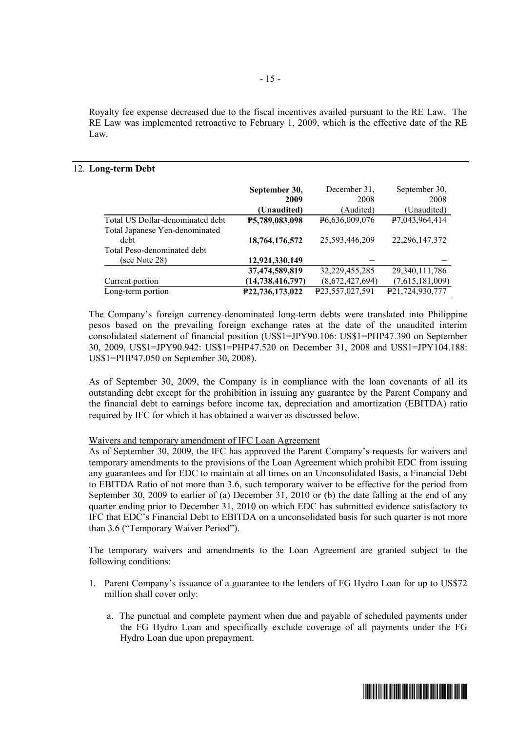Royalty fee expense decreased due to the fiscal incentives availed pursuant to the RE Law. The RE Law was implemented retroactive to February 1, 2009, which is the effective date of the RE Law.

## 12. Long-term Debt

| | **September 30, 2009 (Unaudited)** | December 31, 2008 (Audited) | September 30, 2008 (Unaudited) |
|---|---|---|---|
| Total US Dollar-denominated debt | **₱5,789,083,098** | ₱6,636,009,076 | ₱7,043,964,414 |
| Total Japanese Yen-denominated debt | **18,764,176,572** | 25,593,446,209 | 22,296,147,372 |
| Total Peso-denominated debt (see Note 28) | **12,921,330,149** | – | – |
| | **37,474,589,819** | 32,229,455,285 | 29,340,111,786 |
| Current portion | **(14,738,416,797)** | (8,672,427,694) | (7,615,181,009) |
| Long-term portion | **₱22,736,173,022** | ₱23,557,027,591 | ₱21,724,930,777 |

The Company's foreign currency-denominated long-term debts were translated into Philippine pesos based on the prevailing foreign exchange rates at the date of the unaudited interim consolidated statement of financial position (US$1=JPY90.106: US$1=PHP47.390 on September 30, 2009, US$1=JPY90.942: US$1=PHP47.520 on December 31, 2008 and US$1=JPY104.188: US$1=PHP47.050 on September 30, 2008).

As of September 30, 2009, the Company is in compliance with the loan covenants of all its outstanding debt except for the prohibition in issuing any guarantee by the Parent Company and the financial debt to earnings before income tax, depreciation and amortization (EBITDA) ratio required by IFC for which it has obtained a waiver as discussed below.

Waivers and temporary amendment of IFC Loan Agreement

As of September 30, 2009, the IFC has approved the Parent Company's requests for waivers and temporary amendments to the provisions of the Loan Agreement which prohibit EDC from issuing any guarantees and for EDC to maintain at all times on an Unconsolidated Basis, a Financial Debt to EBITDA Ratio of not more than 3.6, such temporary waiver to be effective for the period from September 30, 2009 to earlier of (a) December 31, 2010 or (b) the date falling at the end of any quarter ending prior to December 31, 2010 on which EDC has submitted evidence satisfactory to IFC that EDC's Financial Debt to EBITDA on a unconsolidated basis for such quarter is not more than 3.6 ("Temporary Waiver Period").

The temporary waivers and amendments to the Loan Agreement are granted subject to the following conditions:

1. Parent Company's issuance of a guarantee to the lenders of FG Hydro Loan for up to US$72 million shall cover only:

    a. The punctual and complete payment when due and payable of scheduled payments under the FG Hydro Loan and specifically exclude coverage of all payments under the FG Hydro Loan due upon prepayment.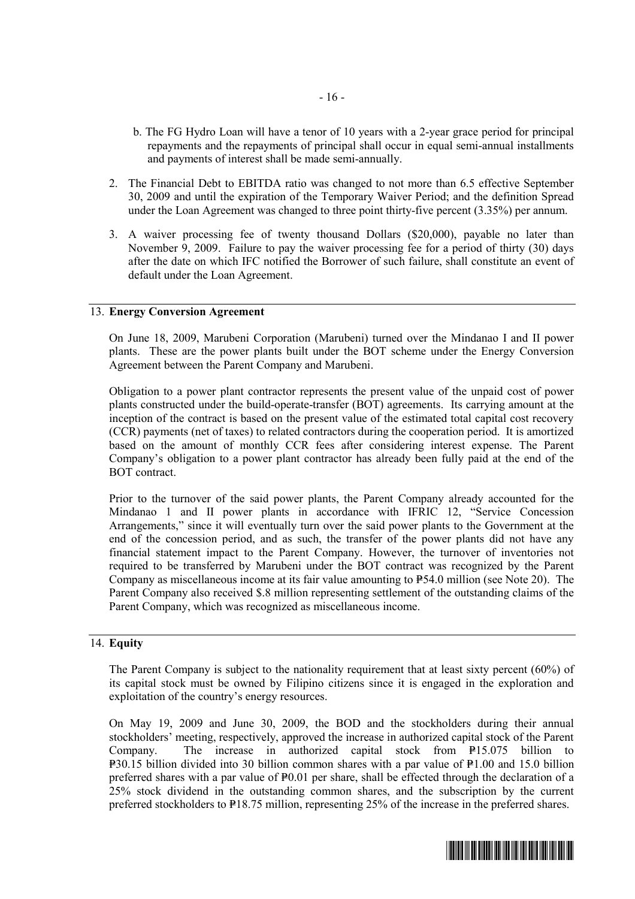b. The FG Hydro Loan will have a tenor of 10 years with a 2-year grace period for principal repayments and the repayments of principal shall occur in equal semi-annual installments and payments of interest shall be made semi-annually.

2. The Financial Debt to EBITDA ratio was changed to not more than 6.5 effective September 30, 2009 and until the expiration of the Temporary Waiver Period; and the definition Spread under the Loan Agreement was changed to three point thirty-five percent (3.35%) per annum.

3. A waiver processing fee of twenty thousand Dollars ($20,000), payable no later than November 9, 2009. Failure to pay the waiver processing fee for a period of thirty (30) days after the date on which IFC notified the Borrower of such failure, shall constitute an event of default under the Loan Agreement.

## 13. **Energy Conversion Agreement**

On June 18, 2009, Marubeni Corporation (Marubeni) turned over the Mindanao I and II power plants. These are the power plants built under the BOT scheme under the Energy Conversion Agreement between the Parent Company and Marubeni.

Obligation to a power plant contractor represents the present value of the unpaid cost of power plants constructed under the build-operate-transfer (BOT) agreements. Its carrying amount at the inception of the contract is based on the present value of the estimated total capital cost recovery (CCR) payments (net of taxes) to related contractors during the cooperation period. It is amortized based on the amount of monthly CCR fees after considering interest expense. The Parent Company's obligation to a power plant contractor has already been fully paid at the end of the BOT contract.

Prior to the turnover of the said power plants, the Parent Company already accounted for the Mindanao 1 and II power plants in accordance with IFRIC 12, "Service Concession Arrangements," since it will eventually turn over the said power plants to the Government at the end of the concession period, and as such, the transfer of the power plants did not have any financial statement impact to the Parent Company. However, the turnover of inventories not required to be transferred by Marubeni under the BOT contract was recognized by the Parent Company as miscellaneous income at its fair value amounting to ₱54.0 million (see Note 20). The Parent Company also received $.8 million representing settlement of the outstanding claims of the Parent Company, which was recognized as miscellaneous income.

## 14. **Equity**

The Parent Company is subject to the nationality requirement that at least sixty percent (60%) of its capital stock must be owned by Filipino citizens since it is engaged in the exploration and exploitation of the country's energy resources.

On May 19, 2009 and June 30, 2009, the BOD and the stockholders during their annual stockholders' meeting, respectively, approved the increase in authorized capital stock of the Parent Company. The increase in authorized capital stock from ₱15.075 billion to ₱30.15 billion divided into 30 billion common shares with a par value of ₱1.00 and 15.0 billion preferred shares with a par value of ₱0.01 per share, shall be effected through the declaration of a 25% stock dividend in the outstanding common shares, and the subscription by the current preferred stockholders to ₱18.75 million, representing 25% of the increase in the preferred shares.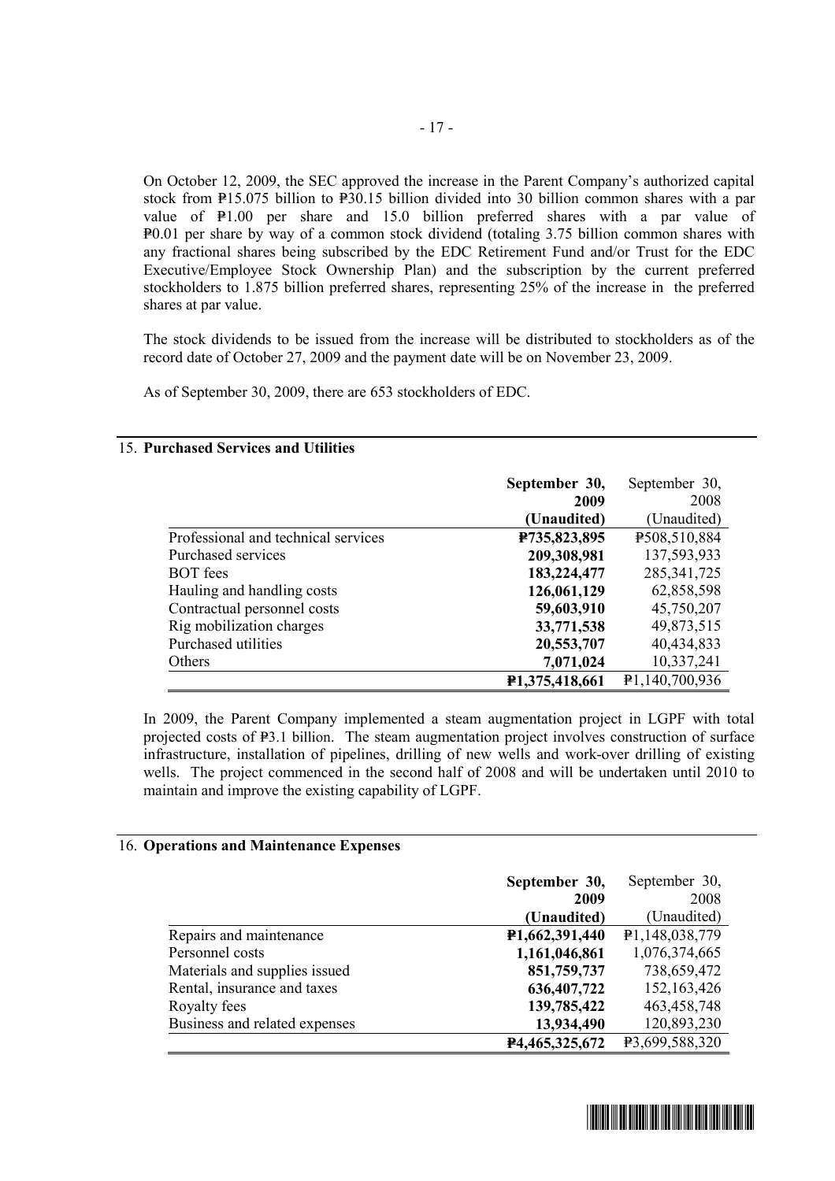On October 12, 2009, the SEC approved the increase in the Parent Company's authorized capital stock from ₱15.075 billion to ₱30.15 billion divided into 30 billion common shares with a par value of ₱1.00 per share and 15.0 billion preferred shares with a par value of ₱0.01 per share by way of a common stock dividend (totaling 3.75 billion common shares with any fractional shares being subscribed by the EDC Retirement Fund and/or Trust for the EDC Executive/Employee Stock Ownership Plan) and the subscription by the current preferred stockholders to 1.875 billion preferred shares, representing 25% of the increase in the preferred shares at par value.

The stock dividends to be issued from the increase will be distributed to stockholders as of the record date of October 27, 2009 and the payment date will be on November 23, 2009.

As of September 30, 2009, there are 653 stockholders of EDC.

## 15. Purchased Services and Utilities

| | **September 30, 2009 (Unaudited)** | September 30, 2008 (Unaudited) |
|---|---|---|
| Professional and technical services | **₱735,823,895** | ₱508,510,884 |
| Purchased services | **209,308,981** | 137,593,933 |
| BOT fees | **183,224,477** | 285,341,725 |
| Hauling and handling costs | **126,061,129** | 62,858,598 |
| Contractual personnel costs | **59,603,910** | 45,750,207 |
| Rig mobilization charges | **33,771,538** | 49,873,515 |
| Purchased utilities | **20,553,707** | 40,434,833 |
| Others | **7,071,024** | 10,337,241 |
| | **₱1,375,418,661** | ₱1,140,700,936 |

In 2009, the Parent Company implemented a steam augmentation project in LGPF with total projected costs of ₱3.1 billion. The steam augmentation project involves construction of surface infrastructure, installation of pipelines, drilling of new wells and work-over drilling of existing wells. The project commenced in the second half of 2008 and will be undertaken until 2010 to maintain and improve the existing capability of LGPF.

## 16. Operations and Maintenance Expenses

| | **September 30, 2009 (Unaudited)** | September 30, 2008 (Unaudited) |
|---|---|---|
| Repairs and maintenance | **₱1,662,391,440** | ₱1,148,038,779 |
| Personnel costs | **1,161,046,861** | 1,076,374,665 |
| Materials and supplies issued | **851,759,737** | 738,659,472 |
| Rental, insurance and taxes | **636,407,722** | 152,163,426 |
| Royalty fees | **139,785,422** | 463,458,748 |
| Business and related expenses | **13,934,490** | 120,893,230 |
| | **₱4,465,325,672** | ₱3,699,588,320 |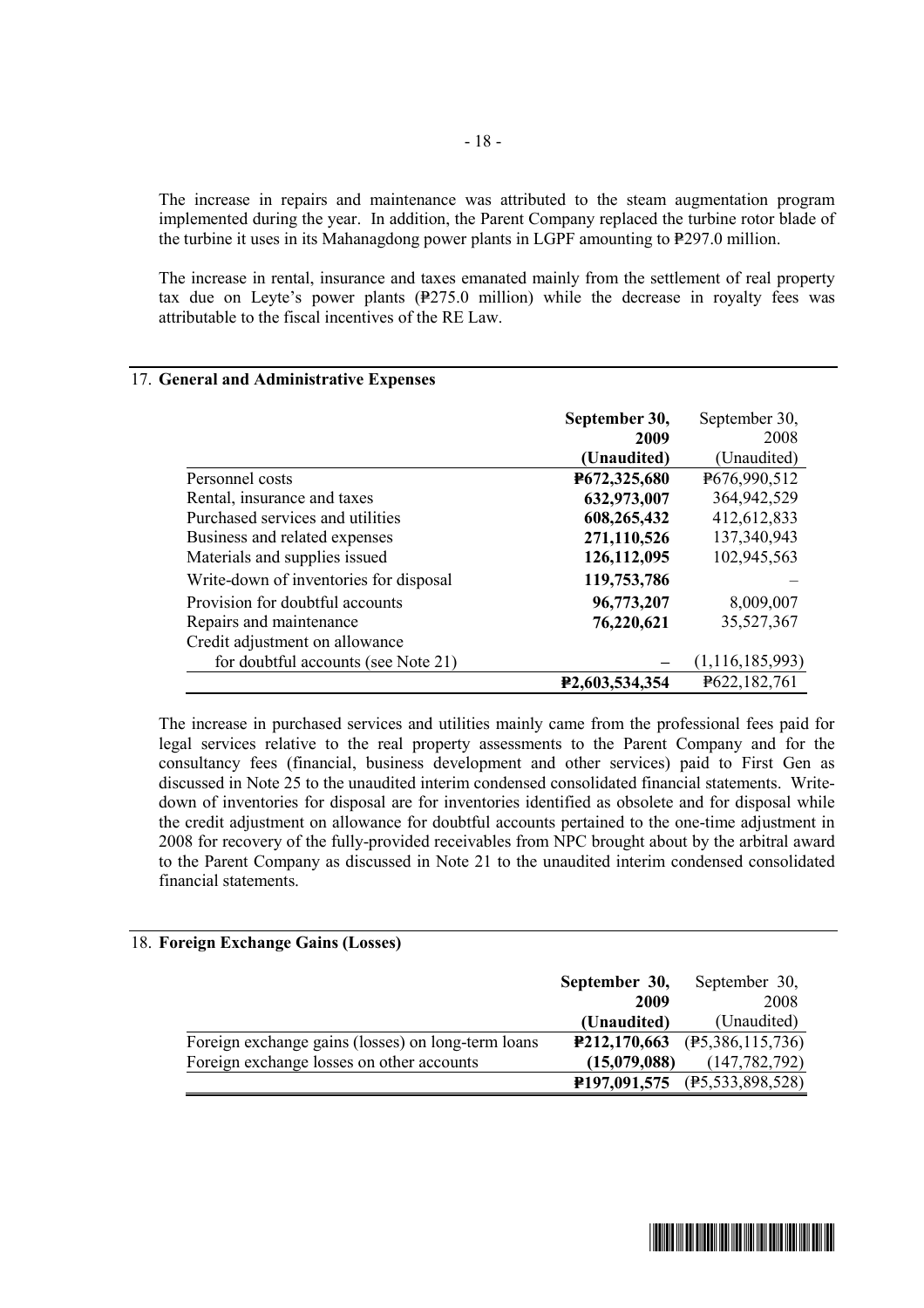The increase in repairs and maintenance was attributed to the steam augmentation program implemented during the year. In addition, the Parent Company replaced the turbine rotor blade of the turbine it uses in its Mahanagdong power plants in LGPF amounting to ₱297.0 million.

The increase in rental, insurance and taxes emanated mainly from the settlement of real property tax due on Leyte's power plants (₱275.0 million) while the decrease in royalty fees was attributable to the fiscal incentives of the RE Law.

## 17. General and Administrative Expenses

| | **September 30, 2009 (Unaudited)** | September 30, 2008 (Unaudited) |
|---|---|---|
| Personnel costs | **₱672,325,680** | ₱676,990,512 |
| Rental, insurance and taxes | **632,973,007** | 364,942,529 |
| Purchased services and utilities | **608,265,432** | 412,612,833 |
| Business and related expenses | **271,110,526** | 137,340,943 |
| Materials and supplies issued | **126,112,095** | 102,945,563 |
| Write-down of inventories for disposal | **119,753,786** | – |
| Provision for doubtful accounts | **96,773,207** | 8,009,007 |
| Repairs and maintenance | **76,220,621** | 35,527,367 |
| Credit adjustment on allowance for doubtful accounts (see Note 21) | **–** | (1,116,185,993) |
| | **₱2,603,534,354** | ₱622,182,761 |

The increase in purchased services and utilities mainly came from the professional fees paid for legal services relative to the real property assessments to the Parent Company and for the consultancy fees (financial, business development and other services) paid to First Gen as discussed in Note 25 to the unaudited interim condensed consolidated financial statements. Write-down of inventories for disposal are for inventories identified as obsolete and for disposal while the credit adjustment on allowance for doubtful accounts pertained to the one-time adjustment in 2008 for recovery of the fully-provided receivables from NPC brought about by the arbitral award to the Parent Company as discussed in Note 21 to the unaudited interim condensed consolidated financial statements.

## 18. Foreign Exchange Gains (Losses)

| | **September 30, 2009 (Unaudited)** | September 30, 2008 (Unaudited) |
|---|---|---|
| Foreign exchange gains (losses) on long-term loans | **₱212,170,663** | (₱5,386,115,736) |
| Foreign exchange losses on other accounts | **(15,079,088)** | (147,782,792) |
| | **₱197,091,575** | (₱5,533,898,528) |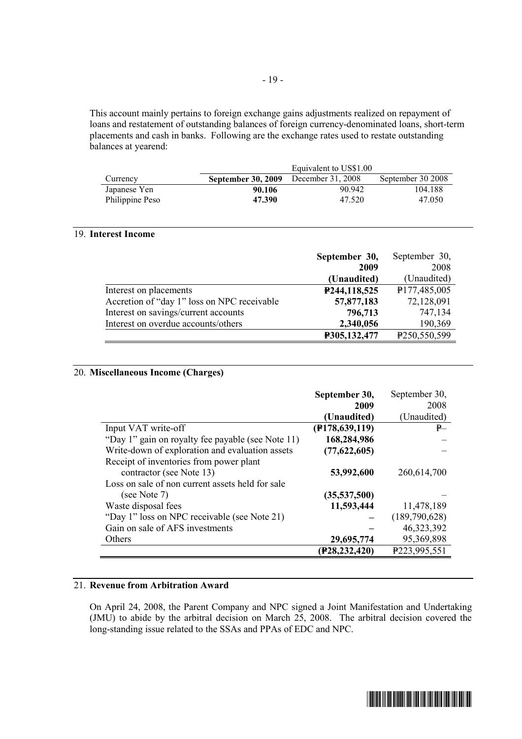This account mainly pertains to foreign exchange gains adjustments realized on repayment of loans and restatement of outstanding balances of foreign currency-denominated loans, short-term placements and cash in banks. Following are the exchange rates used to restate outstanding balances at yearend:

| | Equivalent to US$1.00 | | |
|---|---|---|---|
| Currency | **September 30, 2009** | December 31, 2008 | September 30 2008 |
| Japanese Yen | **90.106** | 90.942 | 104.188 |
| Philippine Peso | **47.390** | 47.520 | 47.050 |

## 19. Interest Income

| | **September 30, 2009 (Unaudited)** | September 30, 2008 (Unaudited) |
|---|---|---|
| Interest on placements | **₱244,118,525** | ₱177,485,005 |
| Accretion of "day 1" loss on NPC receivable | **57,877,183** | 72,128,091 |
| Interest on savings/current accounts | **796,713** | 747,134 |
| Interest on overdue accounts/others | **2,340,056** | 190,369 |
| | **₱305,132,477** | ₱250,550,599 |

## 20. Miscellaneous Income (Charges)

| | **September 30, 2009 (Unaudited)** | September 30, 2008 (Unaudited) |
|---|---|---|
| Input VAT write-off | **(₱178,639,119)** | ₱– |
| "Day 1" gain on royalty fee payable (see Note 11) | **168,284,986** | – |
| Write-down of exploration and evaluation assets | **(77,622,605)** | – |
| Receipt of inventories from power plant contractor (see Note 13) | **53,992,600** | 260,614,700 |
| Loss on sale of non current assets held for sale (see Note 7) | **(35,537,500)** | – |
| Waste disposal fees | **11,593,444** | 11,478,189 |
| "Day 1" loss on NPC receivable (see Note 21) | **–** | (189,790,628) |
| Gain on sale of AFS investments | **–** | 46,323,392 |
| Others | **29,695,774** | 95,369,898 |
| | **(₱28,232,420)** | ₱223,995,551 |

## 21. Revenue from Arbitration Award

On April 24, 2008, the Parent Company and NPC signed a Joint Manifestation and Undertaking (JMU) to abide by the arbitral decision on March 25, 2008. The arbitral decision covered the long-standing issue related to the SSAs and PPAs of EDC and NPC.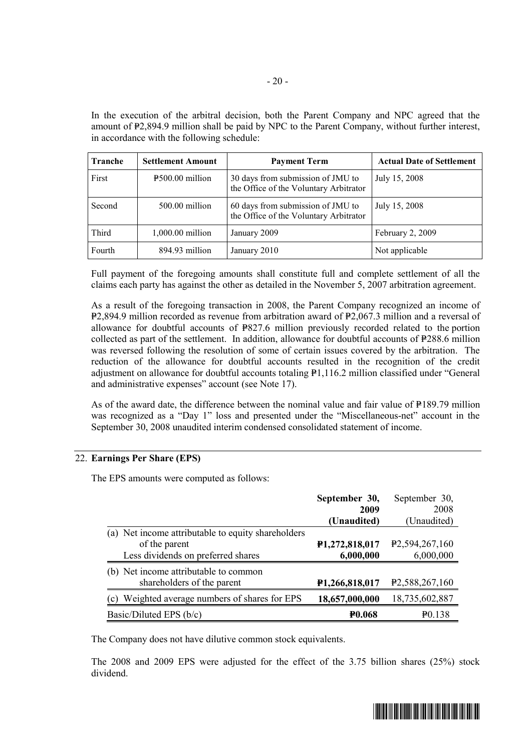In the execution of the arbitral decision, both the Parent Company and NPC agreed that the amount of ₱2,894.9 million shall be paid by NPC to the Parent Company, without further interest, in accordance with the following schedule:

| Tranche | Settlement Amount | Payment Term | Actual Date of Settlement |
|---|---|---|---|
| First | ₱500.00 million | 30 days from submission of JMU to the Office of the Voluntary Arbitrator | July 15, 2008 |
| Second | 500.00 million | 60 days from submission of JMU to the Office of the Voluntary Arbitrator | July 15, 2008 |
| Third | 1,000.00 million | January 2009 | February 2, 2009 |
| Fourth | 894.93 million | January 2010 | Not applicable |

Full payment of the foregoing amounts shall constitute full and complete settlement of all the claims each party has against the other as detailed in the November 5, 2007 arbitration agreement.

As a result of the foregoing transaction in 2008, the Parent Company recognized an income of ₱2,894.9 million recorded as revenue from arbitration award of ₱2,067.3 million and a reversal of allowance for doubtful accounts of ₱827.6 million previously recorded related to the portion collected as part of the settlement. In addition, allowance for doubtful accounts of ₱288.6 million was reversed following the resolution of some of certain issues covered by the arbitration. The reduction of the allowance for doubtful accounts resulted in the recognition of the credit adjustment on allowance for doubtful accounts totaling ₱1,116.2 million classified under "General and administrative expenses" account (see Note 17).

As of the award date, the difference between the nominal value and fair value of ₱189.79 million was recognized as a "Day 1" loss and presented under the "Miscellaneous-net" account in the September 30, 2008 unaudited interim condensed consolidated statement of income.

## 22. Earnings Per Share (EPS)

The EPS amounts were computed as follows:

| | **September 30, 2009 (Unaudited)** | September 30, 2008 (Unaudited) |
|---|---|---|
| (a) Net income attributable to equity shareholders of the parent | **₱1,272,818,017** | ₱2,594,267,160 |
| Less dividends on preferred shares | **6,000,000** | 6,000,000 |
| (b) Net income attributable to common shareholders of the parent | **₱1,266,818,017** | ₱2,588,267,160 |
| (c) Weighted average numbers of shares for EPS | **18,657,000,000** | 18,735,602,887 |
| Basic/Diluted EPS (b/c) | **₱0.068** | ₱0.138 |

The Company does not have dilutive common stock equivalents.

The 2008 and 2009 EPS were adjusted for the effect of the 3.75 billion shares (25%) stock dividend.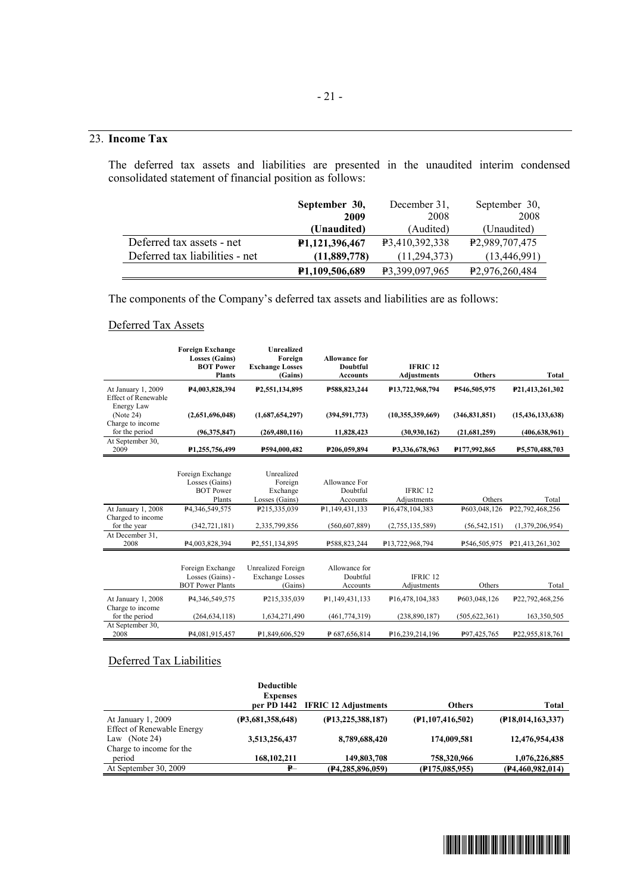## 23. **Income Tax**

The deferred tax assets and liabilities are presented in the unaudited interim condensed consolidated statement of financial position as follows:

| | **September 30, 2009 (Unaudited)** | December 31, 2008 (Audited) | September 30, 2008 (Unaudited) |
|---|---|---|---|
| Deferred tax assets - net | **₱1,121,396,467** | ₱3,410,392,338 | ₱2,989,707,475 |
| Deferred tax liabilities - net | **(11,889,778)** | (11,294,373) | (13,446,991) |
| | **₱1,109,506,689** | ₱3,399,097,965 | ₱2,976,260,484 |

The components of the Company's deferred tax assets and liabilities are as follows:

Deferred Tax Assets

| | **Foreign Exchange Losses (Gains) BOT Power Plants** | **Unrealized Foreign Exchange Losses (Gains)** | **Allowance for Doubtful Accounts** | **IFRIC 12 Adjustments** | **Others** | **Total** |
|---|---|---|---|---|---|---|
| At January 1, 2009 | **₱4,003,828,394** | **₱2,551,134,895** | **₱588,823,244** | **₱13,722,968,794** | **₱546,505,975** | **₱21,413,261,302** |
| Effect of Renewable Energy Law (Note 24) | **(2,651,696,048)** | **(1,687,654,297)** | **(394,591,773)** | **(10,355,359,669)** | **(346,831,851)** | **(15,436,133,638)** |
| Charge to income for the period | **(96,375,847)** | **(269,480,116)** | **11,828,423** | **(30,930,162)** | **(21,681,259)** | **(406,638,961)** |
| At September 30, 2009 | **₱1,255,756,499** | **₱594,000,482** | **₱206,059,894** | **₱3,336,678,963** | **₱177,992,865** | **₱5,570,488,703** |

| | Foreign Exchange Losses (Gains) BOT Power Plants | Unrealized Foreign Exchange Losses (Gains) | Allowance For Doubtful Accounts | IFRIC 12 Adjustments | Others | Total |
|---|---|---|---|---|---|---|
| At January 1, 2008 | ₱4,346,549,575 | ₱215,335,039 | ₱1,149,431,133 | ₱16,478,104,383 | ₱603,048,126 | ₱22,792,468,256 |
| Charged to income for the year | (342,721,181) | 2,335,799,856 | (560,607,889) | (2,755,135,589) | (56,542,151) | (1,379,206,954) |
| At December 31, 2008 | ₱4,003,828,394 | ₱2,551,134,895 | ₱588,823,244 | ₱13,722,968,794 | ₱546,505,975 | ₱21,413,261,302 |

| | Foreign Exchange Losses (Gains) - BOT Power Plants | Unrealized Foreign Exchange Losses (Gains) | Allowance for Doubtful Accounts | IFRIC 12 Adjustments | Others | Total |
|---|---|---|---|---|---|---|
| At January 1, 2008 | ₱4,346,549,575 | ₱215,335,039 | ₱1,149,431,133 | ₱16,478,104,383 | ₱603,048,126 | ₱22,792,468,256 |
| Charge to income for the period | (264,634,118) | 1,634,271,490 | (461,774,319) | (238,890,187) | (505,622,361) | 163,350,505 |
| At September 30, 2008 | ₱4,081,915,457 | ₱1,849,606,529 | ₱ 687,656,814 | ₱16,239,214,196 | ₱97,425,765 | ₱22,955,818,761 |

Deferred Tax Liabilities

| | **Deductible Expenses per PD 1442** | **IFRIC 12 Adjustments** | **Others** | **Total** |
|---|---|---|---|---|
| At January 1, 2009 | **(₱3,681,358,648)** | **(₱13,225,388,187)** | **(₱1,107,416,502)** | **(₱18,014,163,337)** |
| Effect of Renewable Energy Law (Note 24) | **3,513,256,437** | **8,789,688,420** | **174,009,581** | **12,476,954,438** |
| Charge to income for the period | **168,102,211** | **149,803,708** | **758,320,966** | **1,076,226,885** |
| At September 30, 2009 | **₱–** | **(₱4,285,896,059)** | **(₱175,085,955)** | **(₱4,460,982,014)** |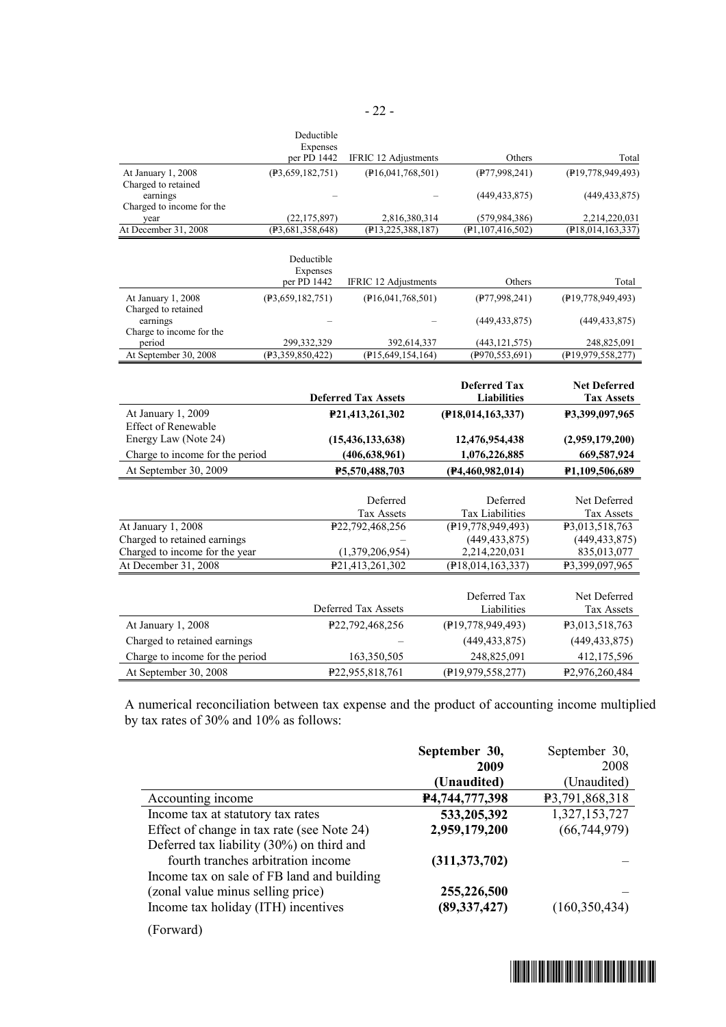| | Deductible Expenses per PD 1442 | IFRIC 12 Adjustments | Others | Total |
|---|---|---|---|---|
| At January 1, 2008 | (₱3,659,182,751) | (₱16,041,768,501) | (₱77,998,241) | (₱19,778,949,493) |
| Charged to retained earnings | – | – | (449,433,875) | (449,433,875) |
| Charged to income for the year | (22,175,897) | 2,816,380,314 | (579,984,386) | 2,214,220,031 |
| At December 31, 2008 | (₱3,681,358,648) | (₱13,225,388,187) | (₱1,107,416,502) | (₱18,014,163,337) |

| | Deductible Expenses per PD 1442 | IFRIC 12 Adjustments | Others | Total |
|---|---|---|---|---|
| At January 1, 2008 | (₱3,659,182,751) | (₱16,041,768,501) | (₱77,998,241) | (₱19,778,949,493) |
| Charged to retained earnings | – | – | (449,433,875) | (449,433,875) |
| Charge to income for the period | 299,332,329 | 392,614,337 | (443,121,575) | 248,825,091 |
| At September 30, 2008 | (₱3,359,850,422) | (₱15,649,154,164) | (₱970,553,691) | (₱19,979,558,277) |

| | **Deferred Tax Assets** | **Deferred Tax Liabilities** | **Net Deferred Tax Assets** |
|---|---|---|---|
| At January 1, 2009 | **₱21,413,261,302** | **(₱18,014,163,337)** | **₱3,399,097,965** |
| Effect of Renewable Energy Law (Note 24) | **(15,436,133,638)** | **12,476,954,438** | **(2,959,179,200)** |
| Charge to income for the period | **(406,638,961)** | **1,076,226,885** | **669,587,924** |
| At September 30, 2009 | **₱5,570,488,703** | **(₱4,460,982,014)** | **₱1,109,506,689** |

| | Deferred Tax Assets | Deferred Tax Liabilities | Net Deferred Tax Assets |
|---|---|---|---|
| At January 1, 2008 | ₱22,792,468,256 | (₱19,778,949,493) | ₱3,013,518,763 |
| Charged to retained earnings | – | (449,433,875) | (449,433,875) |
| Charged to income for the year | (1,379,206,954) | 2,214,220,031 | 835,013,077 |
| At December 31, 2008 | ₱21,413,261,302 | (₱18,014,163,337) | ₱3,399,097,965 |

| | Deferred Tax Assets | Deferred Tax Liabilities | Net Deferred Tax Assets |
|---|---|---|---|
| At January 1, 2008 | ₱22,792,468,256 | (₱19,778,949,493) | ₱3,013,518,763 |
| Charged to retained earnings | – | (449,433,875) | (449,433,875) |
| Charge to income for the period | 163,350,505 | 248,825,091 | 412,175,596 |
| At September 30, 2008 | ₱22,955,818,761 | (₱19,979,558,277) | ₱2,976,260,484 |

A numerical reconciliation between tax expense and the product of accounting income multiplied by tax rates of 30% and 10% as follows:

| | **September 30, 2009 (Unaudited)** | September 30, 2008 (Unaudited) |
|---|---|---|
| Accounting income | **₱4,744,777,398** | ₱3,791,868,318 |
| Income tax at statutory tax rates | **533,205,392** | 1,327,153,727 |
| Effect of change in tax rate (see Note 24) | **2,959,179,200** | (66,744,979) |
| Deferred tax liability (30%) on third and fourth tranches arbitration income | **(311,373,702)** | – |
| Income tax on sale of FB land and building (zonal value minus selling price) | **255,226,500** | – |
| Income tax holiday (ITH) incentives | **(89,337,427)** | (160,350,434) |

(Forward)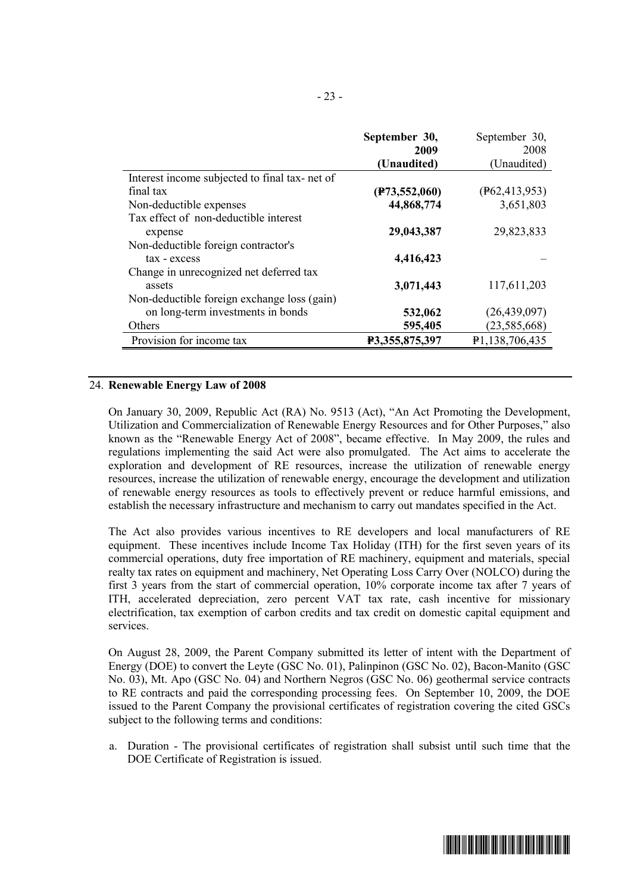| | **September 30, 2009 (Unaudited)** | September 30, 2008 (Unaudited) |
|---|---|---|
| Interest income subjected to final tax- net of final tax | **(₱73,552,060)** | (₱62,413,953) |
| Non-deductible expenses | **44,868,774** | 3,651,803 |
| Tax effect of non-deductible interest expense | **29,043,387** | 29,823,833 |
| Non-deductible foreign contractor's tax - excess | **4,416,423** | – |
| Change in unrecognized net deferred tax assets | **3,071,443** | 117,611,203 |
| Non-deductible foreign exchange loss (gain) on long-term investments in bonds | **532,062** | (26,439,097) |
| Others | **595,405** | (23,585,668) |
| Provision for income tax | **₱3,355,875,397** | ₱1,138,706,435 |

## 24. **Renewable Energy Law of 2008**

On January 30, 2009, Republic Act (RA) No. 9513 (Act), "An Act Promoting the Development, Utilization and Commercialization of Renewable Energy Resources and for Other Purposes," also known as the "Renewable Energy Act of 2008", became effective. In May 2009, the rules and regulations implementing the said Act were also promulgated. The Act aims to accelerate the exploration and development of RE resources, increase the utilization of renewable energy resources, increase the utilization of renewable energy, encourage the development and utilization of renewable energy resources as tools to effectively prevent or reduce harmful emissions, and establish the necessary infrastructure and mechanism to carry out mandates specified in the Act.

The Act also provides various incentives to RE developers and local manufacturers of RE equipment. These incentives include Income Tax Holiday (ITH) for the first seven years of its commercial operations, duty free importation of RE machinery, equipment and materials, special realty tax rates on equipment and machinery, Net Operating Loss Carry Over (NOLCO) during the first 3 years from the start of commercial operation, 10% corporate income tax after 7 years of ITH, accelerated depreciation, zero percent VAT tax rate, cash incentive for missionary electrification, tax exemption of carbon credits and tax credit on domestic capital equipment and services.

On August 28, 2009, the Parent Company submitted its letter of intent with the Department of Energy (DOE) to convert the Leyte (GSC No. 01), Palinpinon (GSC No. 02), Bacon-Manito (GSC No. 03), Mt. Apo (GSC No. 04) and Northern Negros (GSC No. 06) geothermal service contracts to RE contracts and paid the corresponding processing fees. On September 10, 2009, the DOE issued to the Parent Company the provisional certificates of registration covering the cited GSCs subject to the following terms and conditions:

a. Duration - The provisional certificates of registration shall subsist until such time that the DOE Certificate of Registration is issued.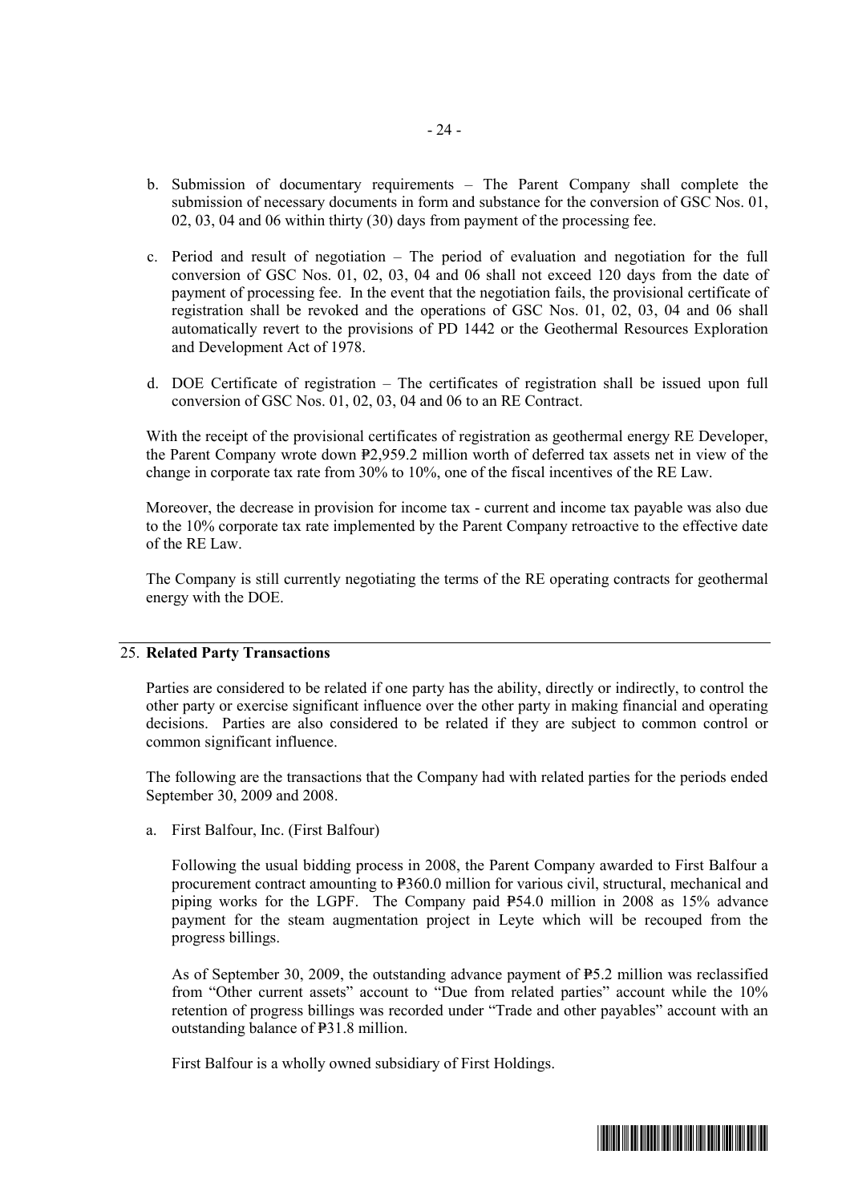b. Submission of documentary requirements – The Parent Company shall complete the submission of necessary documents in form and substance for the conversion of GSC Nos. 01, 02, 03, 04 and 06 within thirty (30) days from payment of the processing fee.

c. Period and result of negotiation – The period of evaluation and negotiation for the full conversion of GSC Nos. 01, 02, 03, 04 and 06 shall not exceed 120 days from the date of payment of processing fee. In the event that the negotiation fails, the provisional certificate of registration shall be revoked and the operations of GSC Nos. 01, 02, 03, 04 and 06 shall automatically revert to the provisions of PD 1442 or the Geothermal Resources Exploration and Development Act of 1978.

d. DOE Certificate of registration – The certificates of registration shall be issued upon full conversion of GSC Nos. 01, 02, 03, 04 and 06 to an RE Contract.

With the receipt of the provisional certificates of registration as geothermal energy RE Developer, the Parent Company wrote down ₱2,959.2 million worth of deferred tax assets net in view of the change in corporate tax rate from 30% to 10%, one of the fiscal incentives of the RE Law.

Moreover, the decrease in provision for income tax - current and income tax payable was also due to the 10% corporate tax rate implemented by the Parent Company retroactive to the effective date of the RE Law.

The Company is still currently negotiating the terms of the RE operating contracts for geothermal energy with the DOE.

## 25. Related Party Transactions

Parties are considered to be related if one party has the ability, directly or indirectly, to control the other party or exercise significant influence over the other party in making financial and operating decisions. Parties are also considered to be related if they are subject to common control or common significant influence.

The following are the transactions that the Company had with related parties for the periods ended September 30, 2009 and 2008.

a. First Balfour, Inc. (First Balfour)

   Following the usual bidding process in 2008, the Parent Company awarded to First Balfour a procurement contract amounting to ₱360.0 million for various civil, structural, mechanical and piping works for the LGPF. The Company paid ₱54.0 million in 2008 as 15% advance payment for the steam augmentation project in Leyte which will be recouped from the progress billings.

   As of September 30, 2009, the outstanding advance payment of ₱5.2 million was reclassified from "Other current assets" account to "Due from related parties" account while the 10% retention of progress billings was recorded under "Trade and other payables" account with an outstanding balance of ₱31.8 million.

   First Balfour is a wholly owned subsidiary of First Holdings.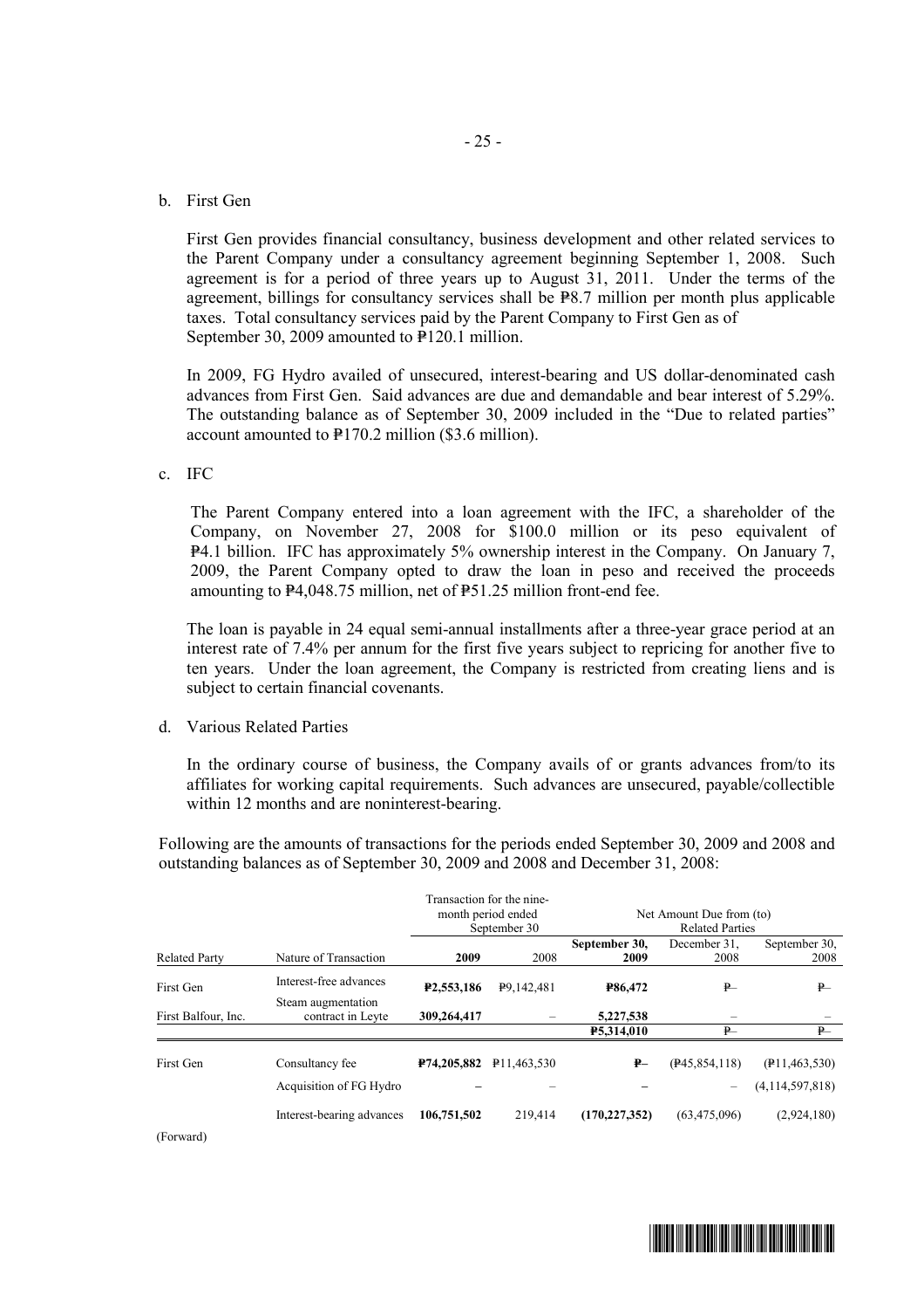b. First Gen

First Gen provides financial consultancy, business development and other related services to the Parent Company under a consultancy agreement beginning September 1, 2008. Such agreement is for a period of three years up to August 31, 2011. Under the terms of the agreement, billings for consultancy services shall be ₱8.7 million per month plus applicable taxes. Total consultancy services paid by the Parent Company to First Gen as of September 30, 2009 amounted to ₱120.1 million.

In 2009, FG Hydro availed of unsecured, interest-bearing and US dollar-denominated cash advances from First Gen. Said advances are due and demandable and bear interest of 5.29%. The outstanding balance as of September 30, 2009 included in the "Due to related parties" account amounted to ₱170.2 million ($3.6 million).

c. IFC

The Parent Company entered into a loan agreement with the IFC, a shareholder of the Company, on November 27, 2008 for $100.0 million or its peso equivalent of ₱4.1 billion. IFC has approximately 5% ownership interest in the Company. On January 7, 2009, the Parent Company opted to draw the loan in peso and received the proceeds amounting to ₱4,048.75 million, net of ₱51.25 million front-end fee.

The loan is payable in 24 equal semi-annual installments after a three-year grace period at an interest rate of 7.4% per annum for the first five years subject to repricing for another five to ten years. Under the loan agreement, the Company is restricted from creating liens and is subject to certain financial covenants.

d. Various Related Parties

In the ordinary course of business, the Company avails of or grants advances from/to its affiliates for working capital requirements. Such advances are unsecured, payable/collectible within 12 months and are noninterest-bearing.

Following are the amounts of transactions for the periods ended September 30, 2009 and 2008 and outstanding balances as of September 30, 2009 and 2008 and December 31, 2008:

| | | Transaction for the nine-month period ended September 30 | | Net Amount Due from (to) Related Parties | | |
|---|---|---|---|---|---|---|
| Related Party | Nature of Transaction | **2009** | 2008 | **September 30, 2009** | December 31, 2008 | September 30, 2008 |
| First Gen | Interest-free advances | **₱2,553,186** | ₱9,142,481 | **₱86,472** | ₱– | ₱– |
| First Balfour, Inc. | Steam augmentation contract in Leyte | **309,264,417** | – | **5,227,538** | – | – |
| | | | | **₱5,314,010** | ₱– | ₱– |
| First Gen | Consultancy fee | **₱74,205,882** | ₱11,463,530 | **₱–** | (₱45,854,118) | (₱11,463,530) |
| | Acquisition of FG Hydro | **–** | – | **–** | – | (4,114,597,818) |
| | Interest-bearing advances | **106,751,502** | 219,414 | **(170,227,352)** | (63,475,096) | (2,924,180) |

(Forward)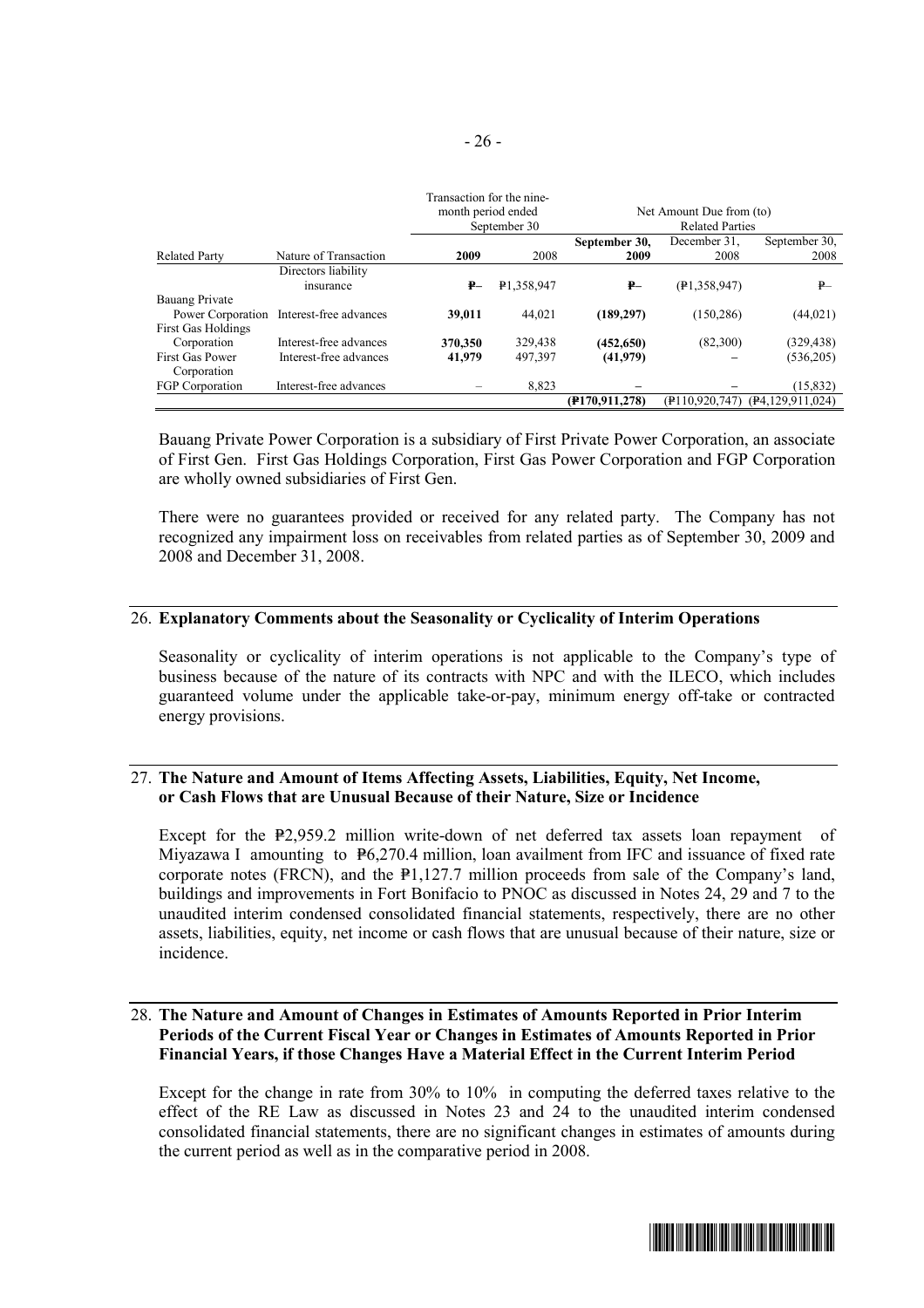| Related Party | Nature of Transaction | Transaction for the nine-month period ended September 30 | | Net Amount Due from (to) Related Parties | | |
|---|---|---|---|---|---|---|
| | | **2009** | 2008 | **September 30, 2009** | December 31, 2008 | September 30, 2008 |
| | Directors liability insurance | **₱–** | ₱1,358,947 | **₱–** | (₱1,358,947) | ₱– |
| Bauang Private Power Corporation | Interest-free advances | **39,011** | 44,021 | **(189,297)** | (150,286) | (44,021) |
| First Gas Holdings Corporation | Interest-free advances | **370,350** | 329,438 | **(452,650)** | (82,300) | (329,438) |
| First Gas Power Corporation | Interest-free advances | **41,979** | 497,397 | **(41,979)** | – | (536,205) |
| FGP Corporation | Interest-free advances | – | 8,823 | – | – | (15,832) |
| | | | | **(₱170,911,278)** | (₱110,920,747) | (₱4,129,911,024) |

Bauang Private Power Corporation is a subsidiary of First Private Power Corporation, an associate of First Gen. First Gas Holdings Corporation, First Gas Power Corporation and FGP Corporation are wholly owned subsidiaries of First Gen.

There were no guarantees provided or received for any related party. The Company has not recognized any impairment loss on receivables from related parties as of September 30, 2009 and 2008 and December 31, 2008.

## 26. Explanatory Comments about the Seasonality or Cyclicality of Interim Operations

Seasonality or cyclicality of interim operations is not applicable to the Company's type of business because of the nature of its contracts with NPC and with the ILECO, which includes guaranteed volume under the applicable take-or-pay, minimum energy off-take or contracted energy provisions.

## 27. The Nature and Amount of Items Affecting Assets, Liabilities, Equity, Net Income, or Cash Flows that are Unusual Because of their Nature, Size or Incidence

Except for the ₱2,959.2 million write-down of net deferred tax assets loan repayment of Miyazawa I amounting to ₱6,270.4 million, loan availment from IFC and issuance of fixed rate corporate notes (FRCN), and the ₱1,127.7 million proceeds from sale of the Company's land, buildings and improvements in Fort Bonifacio to PNOC as discussed in Notes 24, 29 and 7 to the unaudited interim condensed consolidated financial statements, respectively, there are no other assets, liabilities, equity, net income or cash flows that are unusual because of their nature, size or incidence.

## 28. The Nature and Amount of Changes in Estimates of Amounts Reported in Prior Interim Periods of the Current Fiscal Year or Changes in Estimates of Amounts Reported in Prior Financial Years, if those Changes Have a Material Effect in the Current Interim Period

Except for the change in rate from 30% to 10% in computing the deferred taxes relative to the effect of the RE Law as discussed in Notes 23 and 24 to the unaudited interim condensed consolidated financial statements, there are no significant changes in estimates of amounts during the current period as well as in the comparative period in 2008.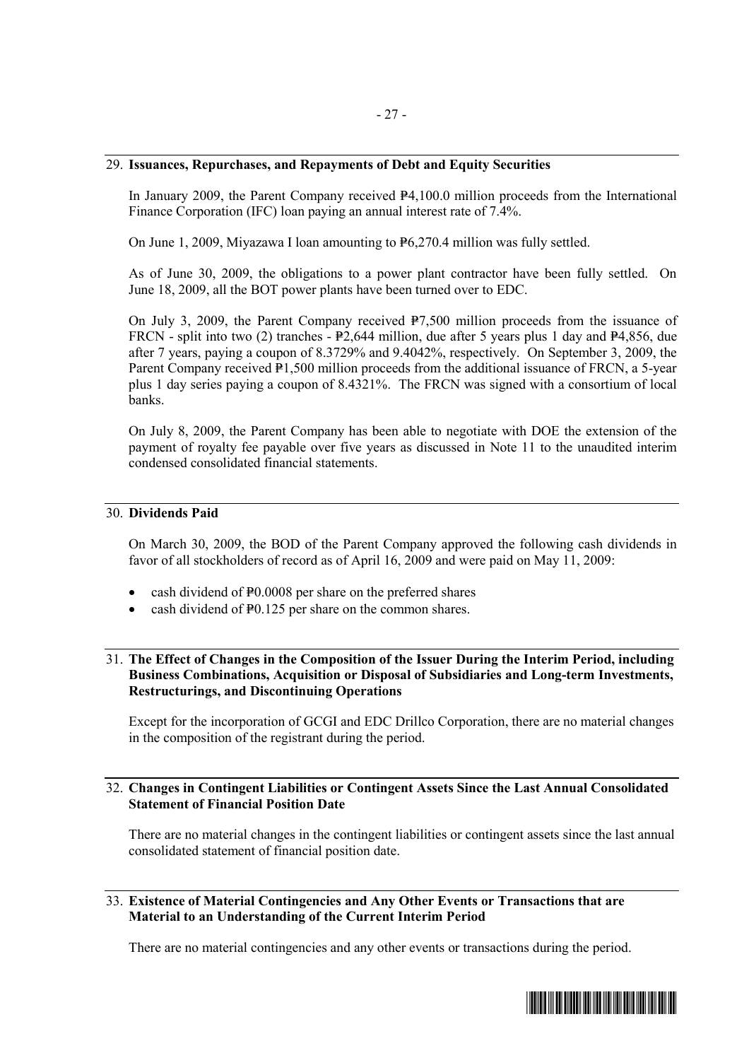## 29. Issuances, Repurchases, and Repayments of Debt and Equity Securities

In January 2009, the Parent Company received ₱4,100.0 million proceeds from the International Finance Corporation (IFC) loan paying an annual interest rate of 7.4%.

On June 1, 2009, Miyazawa I loan amounting to ₱6,270.4 million was fully settled.

As of June 30, 2009, the obligations to a power plant contractor have been fully settled. On June 18, 2009, all the BOT power plants have been turned over to EDC.

On July 3, 2009, the Parent Company received ₱7,500 million proceeds from the issuance of FRCN - split into two (2) tranches - ₱2,644 million, due after 5 years plus 1 day and ₱4,856, due after 7 years, paying a coupon of 8.3729% and 9.4042%, respectively. On September 3, 2009, the Parent Company received ₱1,500 million proceeds from the additional issuance of FRCN, a 5-year plus 1 day series paying a coupon of 8.4321%. The FRCN was signed with a consortium of local banks.

On July 8, 2009, the Parent Company has been able to negotiate with DOE the extension of the payment of royalty fee payable over five years as discussed in Note 11 to the unaudited interim condensed consolidated financial statements.

## 30. Dividends Paid

On March 30, 2009, the BOD of the Parent Company approved the following cash dividends in favor of all stockholders of record as of April 16, 2009 and were paid on May 11, 2009:

- cash dividend of ₱0.0008 per share on the preferred shares
- cash dividend of ₱0.125 per share on the common shares.

## 31. The Effect of Changes in the Composition of the Issuer During the Interim Period, including Business Combinations, Acquisition or Disposal of Subsidiaries and Long-term Investments, Restructurings, and Discontinuing Operations

Except for the incorporation of GCGI and EDC Drillco Corporation, there are no material changes in the composition of the registrant during the period.

## 32. Changes in Contingent Liabilities or Contingent Assets Since the Last Annual Consolidated Statement of Financial Position Date

There are no material changes in the contingent liabilities or contingent assets since the last annual consolidated statement of financial position date.

## 33. Existence of Material Contingencies and Any Other Events or Transactions that are Material to an Understanding of the Current Interim Period

There are no material contingencies and any other events or transactions during the period.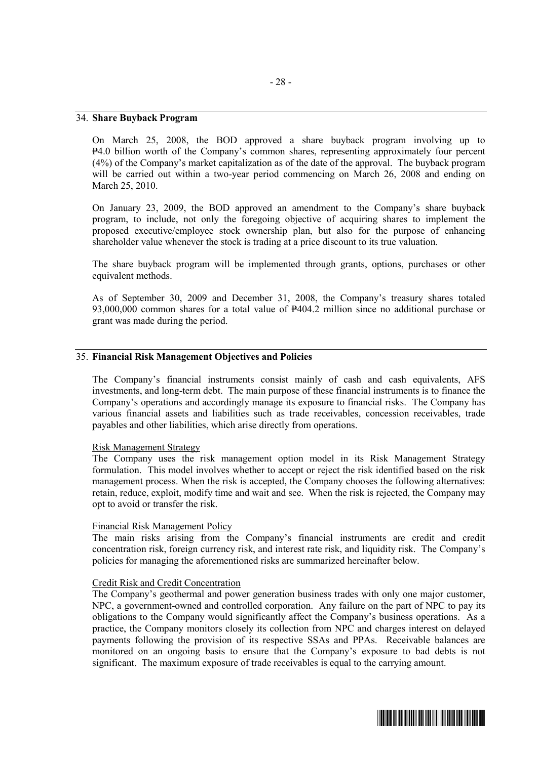## 34. **Share Buyback Program**

On March 25, 2008, the BOD approved a share buyback program involving up to ₱4.0 billion worth of the Company's common shares, representing approximately four percent (4%) of the Company's market capitalization as of the date of the approval. The buyback program will be carried out within a two-year period commencing on March 26, 2008 and ending on March 25, 2010.

On January 23, 2009, the BOD approved an amendment to the Company's share buyback program, to include, not only the foregoing objective of acquiring shares to implement the proposed executive/employee stock ownership plan, but also for the purpose of enhancing shareholder value whenever the stock is trading at a price discount to its true valuation.

The share buyback program will be implemented through grants, options, purchases or other equivalent methods.

As of September 30, 2009 and December 31, 2008, the Company's treasury shares totaled 93,000,000 common shares for a total value of ₱404.2 million since no additional purchase or grant was made during the period.

## 35. **Financial Risk Management Objectives and Policies**

The Company's financial instruments consist mainly of cash and cash equivalents, AFS investments, and long-term debt. The main purpose of these financial instruments is to finance the Company's operations and accordingly manage its exposure to financial risks. The Company has various financial assets and liabilities such as trade receivables, concession receivables, trade payables and other liabilities, which arise directly from operations.

Risk Management Strategy

The Company uses the risk management option model in its Risk Management Strategy formulation. This model involves whether to accept or reject the risk identified based on the risk management process. When the risk is accepted, the Company chooses the following alternatives: retain, reduce, exploit, modify time and wait and see. When the risk is rejected, the Company may opt to avoid or transfer the risk.

Financial Risk Management Policy

The main risks arising from the Company's financial instruments are credit and credit concentration risk, foreign currency risk, and interest rate risk, and liquidity risk. The Company's policies for managing the aforementioned risks are summarized hereinafter below.

Credit Risk and Credit Concentration

The Company's geothermal and power generation business trades with only one major customer, NPC, a government-owned and controlled corporation. Any failure on the part of NPC to pay its obligations to the Company would significantly affect the Company's business operations. As a practice, the Company monitors closely its collection from NPC and charges interest on delayed payments following the provision of its respective SSAs and PPAs. Receivable balances are monitored on an ongoing basis to ensure that the Company's exposure to bad debts is not significant. The maximum exposure of trade receivables is equal to the carrying amount.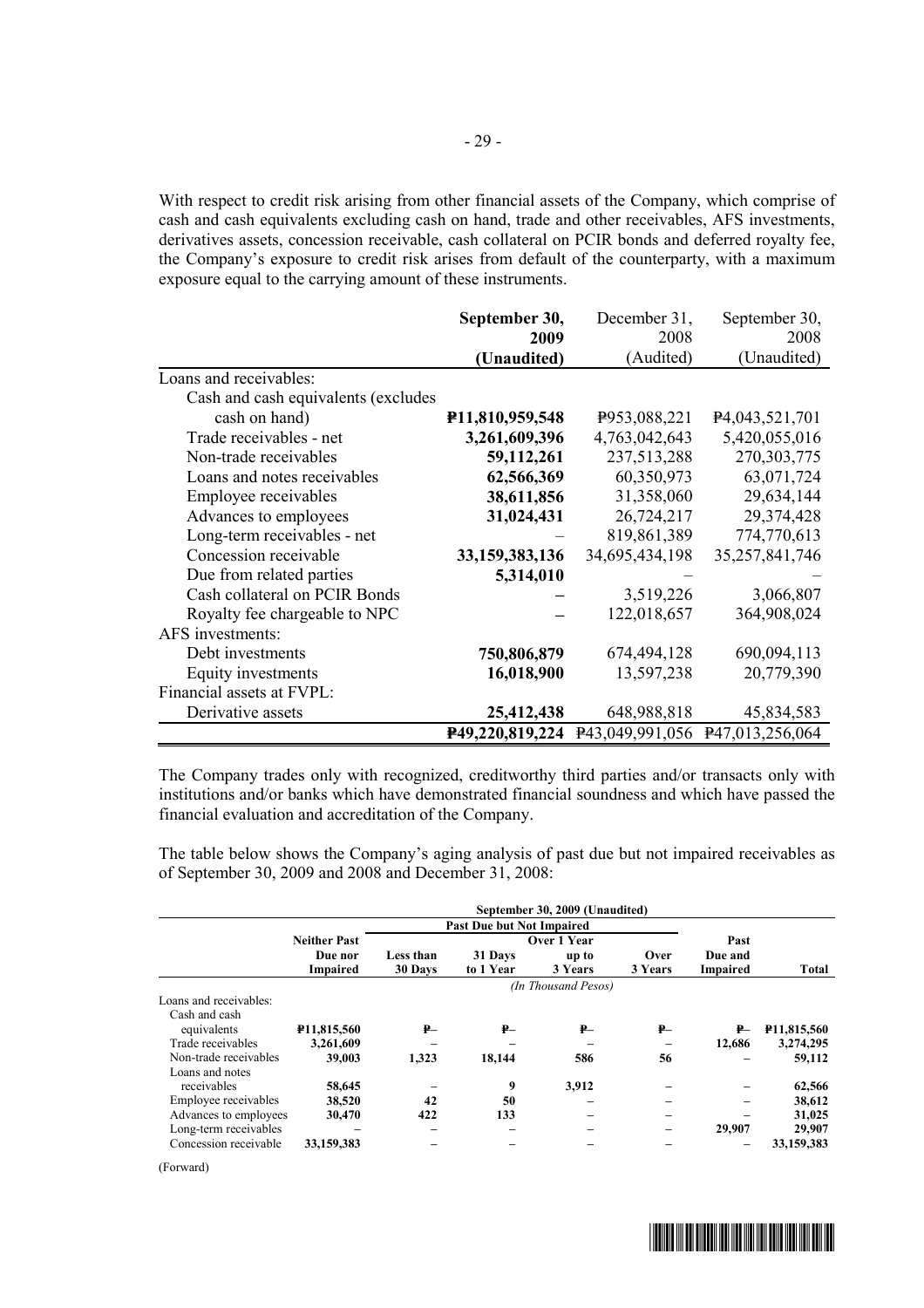With respect to credit risk arising from other financial assets of the Company, which comprise of cash and cash equivalents excluding cash on hand, trade and other receivables, AFS investments, derivatives assets, concession receivable, cash collateral on PCIR bonds and deferred royalty fee, the Company's exposure to credit risk arises from default of the counterparty, with a maximum exposure equal to the carrying amount of these instruments.

| | **September 30, 2009 (Unaudited)** | December 31, 2008 (Audited) | September 30, 2008 (Unaudited) |
|---|---|---|---|
| Loans and receivables: | | | |
| Cash and cash equivalents (excludes cash on hand) | **₱11,810,959,548** | ₱953,088,221 | ₱4,043,521,701 |
| Trade receivables - net | **3,261,609,396** | 4,763,042,643 | 5,420,055,016 |
| Non-trade receivables | **59,112,261** | 237,513,288 | 270,303,775 |
| Loans and notes receivables | **62,566,369** | 60,350,973 | 63,071,724 |
| Employee receivables | **38,611,856** | 31,358,060 | 29,634,144 |
| Advances to employees | **31,024,431** | 26,724,217 | 29,374,428 |
| Long-term receivables - net | – | 819,861,389 | 774,770,613 |
| Concession receivable | **33,159,383,136** | 34,695,434,198 | 35,257,841,746 |
| Due from related parties | **5,314,010** | – | – |
| Cash collateral on PCIR Bonds | **–** | 3,519,226 | 3,066,807 |
| Royalty fee chargeable to NPC | **–** | 122,018,657 | 364,908,024 |
| AFS investments: | | | |
| Debt investments | **750,806,879** | 674,494,128 | 690,094,113 |
| Equity investments | **16,018,900** | 13,597,238 | 20,779,390 |
| Financial assets at FVPL: | | | |
| Derivative assets | **25,412,438** | 648,988,818 | 45,834,583 |
| | **₱49,220,819,224** | ₱43,049,991,056 | ₱47,013,256,064 |

The Company trades only with recognized, creditworthy third parties and/or transacts only with institutions and/or banks which have demonstrated financial soundness and which have passed the financial evaluation and accreditation of the Company.

The table below shows the Company's aging analysis of past due but not impaired receivables as of September 30, 2009 and 2008 and December 31, 2008:

| | **September 30, 2009 (Unaudited)** | | | | | | |
|---|---|---|---|---|---|---|---|
| | | **Past Due but Not Impaired** | | | | | |
| | **Neither Past Due nor Impaired** | **Less than 30 Days** | **31 Days to 1 Year** | **Over 1 Year up to 3 Years** | **Over 3 Years** | **Past Due and Impaired** | **Total** |
| | *(In Thousand Pesos)* | | | | | | |
| Loans and receivables: | | | | | | | |
| Cash and cash equivalents | **₱11,815,560** | **₱–** | **₱–** | **₱–** | **₱–** | **₱–** | **₱11,815,560** |
| Trade receivables | **3,261,609** | **–** | **–** | **–** | **–** | **12,686** | **3,274,295** |
| Non-trade receivables | **39,003** | **1,323** | **18,144** | **586** | **56** | **–** | **59,112** |
| Loans and notes receivables | **58,645** | **–** | **9** | **3,912** | **–** | **–** | **62,566** |
| Employee receivables | **38,520** | **42** | **50** | **–** | **–** | **–** | **38,612** |
| Advances to employees | **30,470** | **422** | **133** | **–** | **–** | **–** | **31,025** |
| Long-term receivables | **–** | **–** | **–** | **–** | **–** | **29,907** | **29,907** |
| Concession receivable | **33,159,383** | **–** | **–** | **–** | **–** | **–** | **33,159,383** |

(Forward)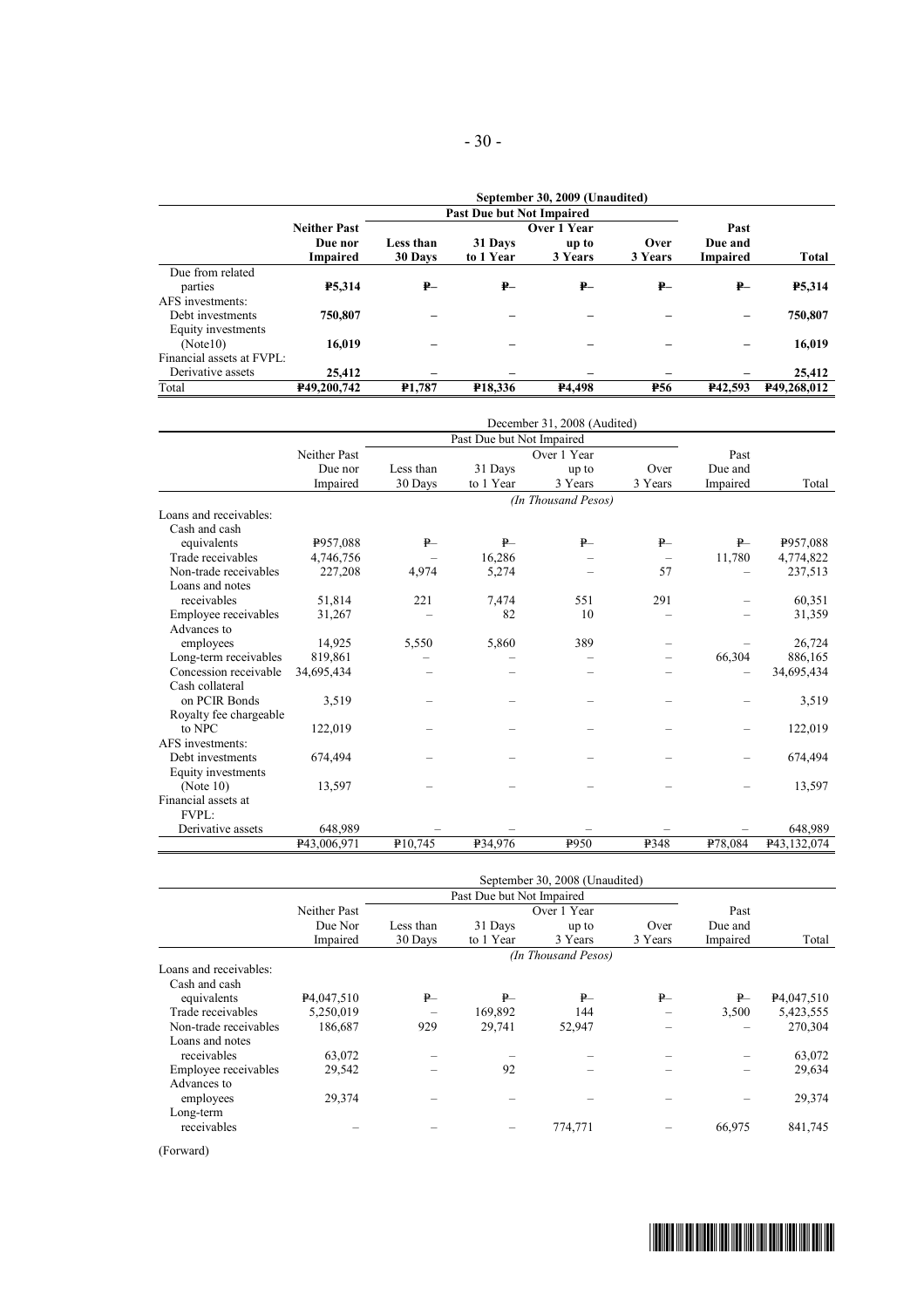| | September 30, 2009 (Unaudited) | | | | | | |
|---|---|---|---|---|---|---|---|
| | | Past Due but Not Impaired | | | | | |
| | **Neither Past Due nor Impaired** | **Less than 30 Days** | **31 Days to 1 Year** | **Over 1 Year up to 3 Years** | **Over 3 Years** | **Past Due and Impaired** | **Total** |
| Due from related parties | **₱5,314** | **₱–** | **₱–** | **₱–** | **₱–** | **₱–** | **₱5,314** |
| AFS investments: | | | | | | | |
| Debt investments | **750,807** | **–** | **–** | **–** | **–** | **–** | **750,807** |
| Equity investments (Note10) | **16,019** | **–** | **–** | **–** | **–** | **–** | **16,019** |
| Financial assets at FVPL: | | | | | | | |
| Derivative assets | **25,412** | **–** | **–** | **–** | **–** | **–** | **25,412** |
| Total | **₱49,200,742** | **₱1,787** | **₱18,336** | **₱4,498** | **₱56** | **₱42,593** | **₱49,268,012** |

| | December 31, 2008 (Audited) | | | | | | |
|---|---|---|---|---|---|---|---|
| | | Past Due but Not Impaired | | | | | |
| | Neither Past Due nor Impaired | Less than 30 Days | 31 Days to 1 Year | Over 1 Year up to 3 Years | Over 3 Years | Past Due and Impaired | Total |
| | | | | *(In Thousand Pesos)* | | | |
| Loans and receivables: | | | | | | | |
| Cash and cash equivalents | ₱957,088 | ₱– | ₱– | ₱– | ₱– | ₱– | ₱957,088 |
| Trade receivables | 4,746,756 | – | 16,286 | – | – | 11,780 | 4,774,822 |
| Non-trade receivables | 227,208 | 4,974 | 5,274 | – | 57 | – | 237,513 |
| Loans and notes receivables | 51,814 | 221 | 7,474 | 551 | 291 | – | 60,351 |
| Employee receivables | 31,267 | – | 82 | 10 | – | – | 31,359 |
| Advances to employees | 14,925 | 5,550 | 5,860 | 389 | – | – | 26,724 |
| Long-term receivables | 819,861 | – | – | – | – | 66,304 | 886,165 |
| Concession receivable | 34,695,434 | – | – | – | – | – | 34,695,434 |
| Cash collateral on PCIR Bonds | 3,519 | – | – | – | – | – | 3,519 |
| Royalty fee chargeable to NPC | 122,019 | – | – | – | – | – | 122,019 |
| AFS investments: | | | | | | | |
| Debt investments | 674,494 | – | – | – | – | – | 674,494 |
| Equity investments (Note 10) | 13,597 | – | – | – | – | – | 13,597 |
| Financial assets at FVPL: | | | | | | | |
| Derivative assets | 648,989 | – | – | – | – | – | 648,989 |
| | ₱43,006,971 | ₱10,745 | ₱34,976 | ₱950 | ₱348 | ₱78,084 | ₱43,132,074 |

| | September 30, 2008 (Unaudited) | | | | | | |
|---|---|---|---|---|---|---|---|
| | | Past Due but Not Impaired | | | | | |
| | Neither Past Due Nor Impaired | Less than 30 Days | 31 Days to 1 Year | Over 1 Year up to 3 Years | Over 3 Years | Past Due and Impaired | Total |
| | | | | *(In Thousand Pesos)* | | | |
| Loans and receivables: | | | | | | | |
| Cash and cash equivalents | ₱4,047,510 | ₱– | ₱– | ₱– | ₱– | ₱– | ₱4,047,510 |
| Trade receivables | 5,250,019 | – | 169,892 | 144 | – | 3,500 | 5,423,555 |
| Non-trade receivables | 186,687 | 929 | 29,741 | 52,947 | – | – | 270,304 |
| Loans and notes receivables | 63,072 | – | – | – | – | – | 63,072 |
| Employee receivables | 29,542 | – | 92 | – | – | – | 29,634 |
| Advances to employees | 29,374 | – | – | – | – | – | 29,374 |
| Long-term receivables | – | – | – | 774,771 | – | 66,975 | 841,745 |

(Forward)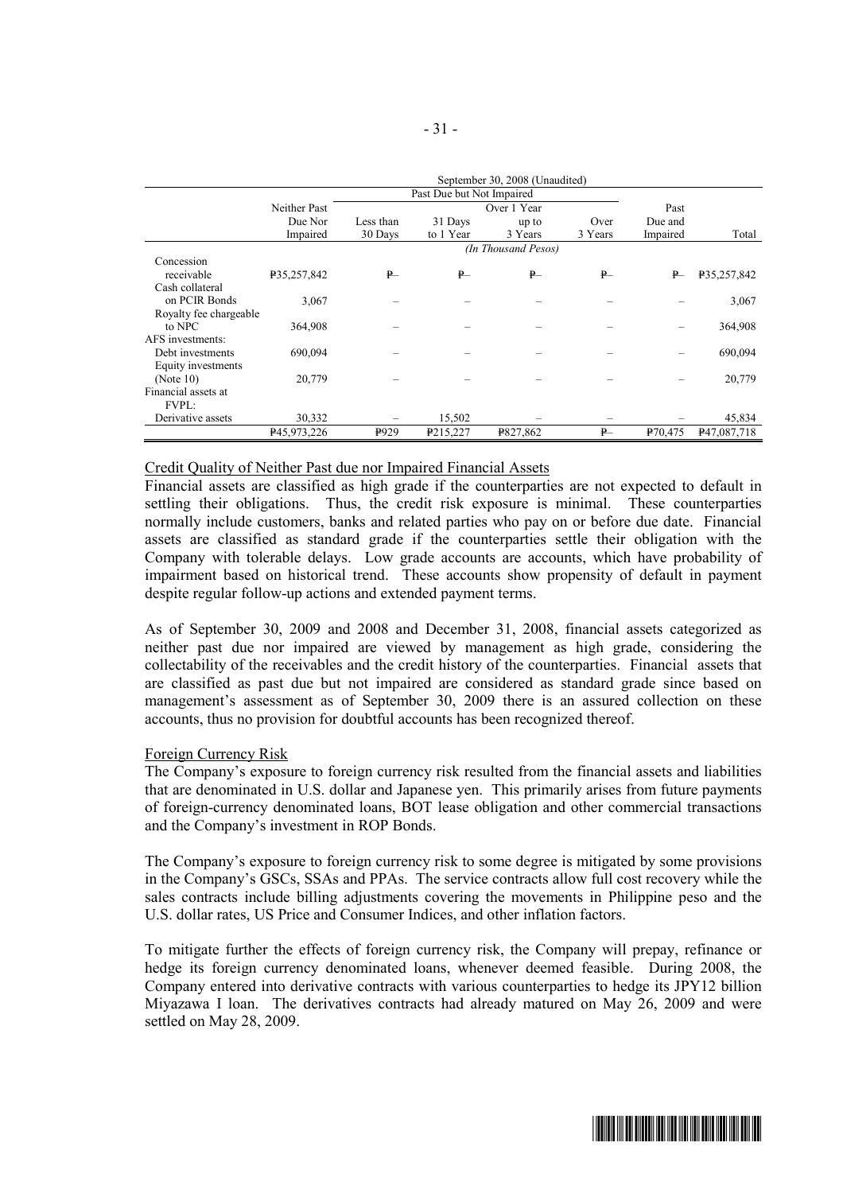| | September 30, 2008 (Unaudited) | | | | | | |
|---|---|---|---|---|---|---|---|
| | | Past Due but Not Impaired | | | | | |
| | Neither Past Due Nor Impaired | Less than 30 Days | 31 Days to 1 Year | Over 1 Year up to 3 Years | Over 3 Years | Past Due and Impaired | Total |
| | (In Thousand Pesos) | | | | | | |
| Concession receivable | ₱35,257,842 | ₱– | ₱– | ₱– | ₱– | ₱– | ₱35,257,842 |
| Cash collateral on PCIR Bonds | 3,067 | – | – | – | – | – | 3,067 |
| Royalty fee chargeable to NPC | 364,908 | – | – | – | – | – | 364,908 |
| AFS investments: | | | | | | | |
| Debt investments | 690,094 | – | – | – | – | – | 690,094 |
| Equity investments (Note 10) | 20,779 | – | – | – | – | – | 20,779 |
| Financial assets at FVPL: | | | | | | | |
| Derivative assets | 30,332 | – | 15,502 | – | – | – | 45,834 |
| | ₱45,973,226 | ₱929 | ₱215,227 | ₱827,862 | ₱– | ₱70,475 | ₱47,087,718 |

Credit Quality of Neither Past due nor Impaired Financial Assets

Financial assets are classified as high grade if the counterparties are not expected to default in settling their obligations. Thus, the credit risk exposure is minimal. These counterparties normally include customers, banks and related parties who pay on or before due date. Financial assets are classified as standard grade if the counterparties settle their obligation with the Company with tolerable delays. Low grade accounts are accounts, which have probability of impairment based on historical trend. These accounts show propensity of default in payment despite regular follow-up actions and extended payment terms.

As of September 30, 2009 and 2008 and December 31, 2008, financial assets categorized as neither past due nor impaired are viewed by management as high grade, considering the collectability of the receivables and the credit history of the counterparties. Financial assets that are classified as past due but not impaired are considered as standard grade since based on management's assessment as of September 30, 2009 there is an assured collection on these accounts, thus no provision for doubtful accounts has been recognized thereof.

Foreign Currency Risk

The Company's exposure to foreign currency risk resulted from the financial assets and liabilities that are denominated in U.S. dollar and Japanese yen. This primarily arises from future payments of foreign-currency denominated loans, BOT lease obligation and other commercial transactions and the Company's investment in ROP Bonds.

The Company's exposure to foreign currency risk to some degree is mitigated by some provisions in the Company's GSCs, SSAs and PPAs. The service contracts allow full cost recovery while the sales contracts include billing adjustments covering the movements in Philippine peso and the U.S. dollar rates, US Price and Consumer Indices, and other inflation factors.

To mitigate further the effects of foreign currency risk, the Company will prepay, refinance or hedge its foreign currency denominated loans, whenever deemed feasible. During 2008, the Company entered into derivative contracts with various counterparties to hedge its JPY12 billion Miyazawa I loan. The derivatives contracts had already matured on May 26, 2009 and were settled on May 28, 2009.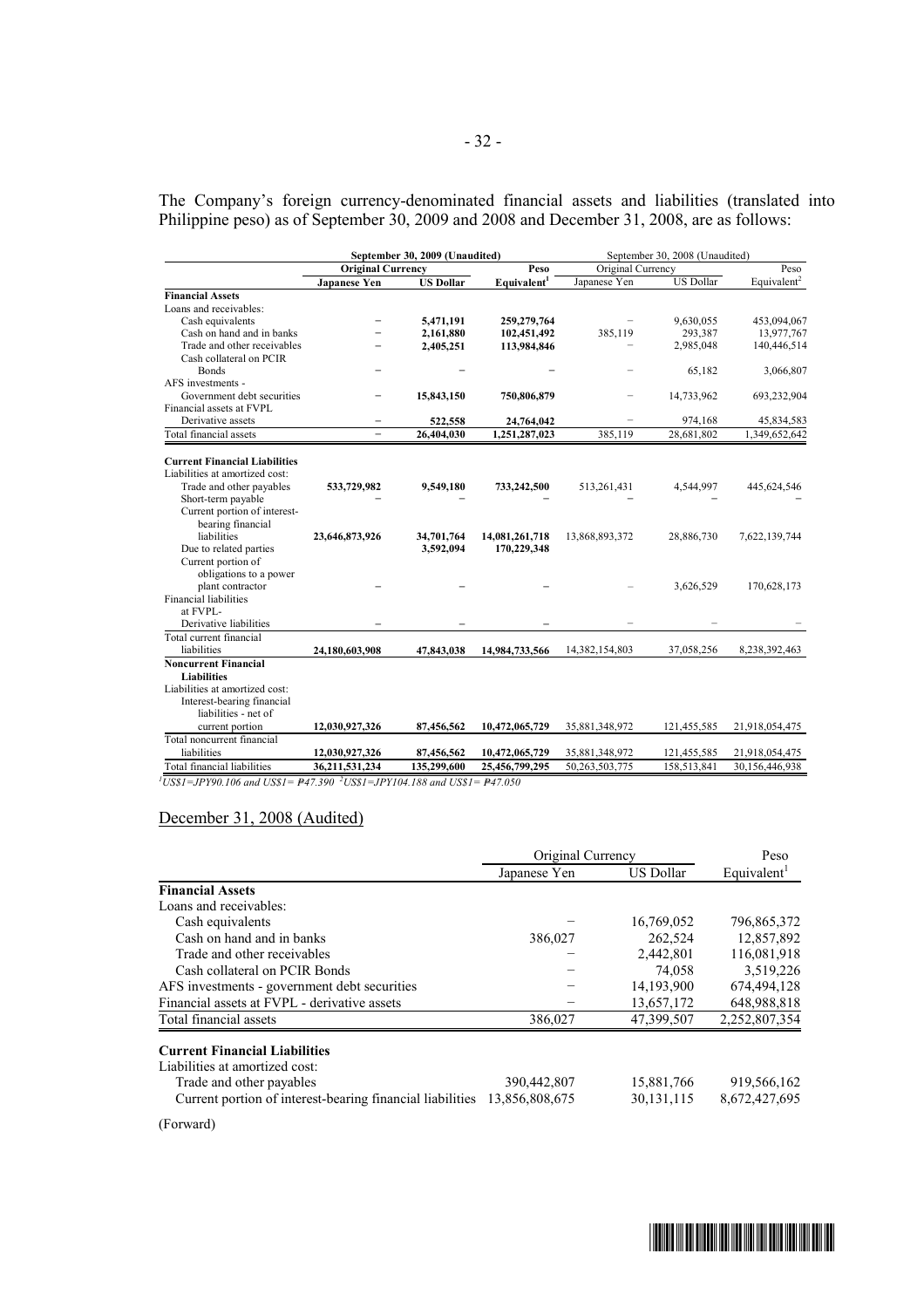The Company's foreign currency-denominated financial assets and liabilities (translated into Philippine peso) as of September 30, 2009 and 2008 and December 31, 2008, are as follows:

| | **September 30, 2009 (Unaudited)** | | | September 30, 2008 (Unaudited) | | |
|---|---|---|---|---|---|---|
| | **Original Currency** | | **Peso** | Original Currency | | Peso |
| | **Japanese Yen** | **US Dollar** | **Equivalent[1]** | Japanese Yen | US Dollar | Equivalent[2] |
| **Financial Assets** | | | | | | |
| Loans and receivables: | | | | | | |
| Cash equivalents | – | 5,471,191 | 259,279,764 | – | 9,630,055 | 453,094,067 |
| Cash on hand and in banks | – | 2,161,880 | 102,451,492 | 385,119 | 293,387 | 13,977,767 |
| Trade and other receivables | – | 2,405,251 | 113,984,846 | – | 2,985,048 | 140,446,514 |
| Cash collateral on PCIR Bonds | – | – | – | – | 65,182 | 3,066,807 |
| AFS investments - Government debt securities | – | 15,843,150 | 750,806,879 | – | 14,733,962 | 693,232,904 |
| Financial assets at FVPL Derivative assets | – | 522,558 | 24,764,042 | – | 974,168 | 45,834,583 |
| Total financial assets | – | 26,404,030 | 1,251,287,023 | 385,119 | 28,681,802 | 1,349,652,642 |
| **Current Financial Liabilities** | | | | | | |
| Liabilities at amortized cost: | | | | | | |
| Trade and other payables | 533,729,982 | 9,549,180 | 733,242,500 | 513,261,431 | 4,544,997 | 445,624,546 |
| Short-term payable | – | – | – | – | – | – |
| Current portion of interest-bearing financial liabilities | 23,646,873,926 | 34,701,764 | 14,081,261,718 | 13,868,893,372 | 28,886,730 | 7,622,139,744 |
| Due to related parties | | 3,592,094 | 170,229,348 | | | |
| Current portion of obligations to a power plant contractor | – | – | – | – | 3,626,529 | 170,628,173 |
| Financial liabilities at FVPL- Derivative liabilities | – | – | – | – | – | – |
| Total current financial liabilities | 24,180,603,908 | 47,843,038 | 14,984,733,566 | 14,382,154,803 | 37,058,256 | 8,238,392,463 |
| **Noncurrent Financial Liabilities** | | | | | | |
| Liabilities at amortized cost: | | | | | | |
| Interest-bearing financial liabilities - net of current portion | 12,030,927,326 | 87,456,562 | 10,472,065,729 | 35,881,348,972 | 121,455,585 | 21,918,054,475 |
| Total noncurrent financial liabilities | 12,030,927,326 | 87,456,562 | 10,472,065,729 | 35,881,348,972 | 121,455,585 | 21,918,054,475 |
| Total financial liabilities | 36,211,531,234 | 135,299,600 | 25,456,799,295 | 50,263,503,775 | 158,513,841 | 30,156,446,938 |

*[1]US$1=JPY90.106 and US$1= ₱47.390 [2]US$1=JPY104.188 and US$1= ₱47.050*

## December 31, 2008 (Audited)

| | Original Currency | | Peso |
|---|---|---|---|
| | Japanese Yen | US Dollar | Equivalent[1] |
| **Financial Assets** | | | |
| Loans and receivables: | | | |
| Cash equivalents | – | 16,769,052 | 796,865,372 |
| Cash on hand and in banks | 386,027 | 262,524 | 12,857,892 |
| Trade and other receivables | – | 2,442,801 | 116,081,918 |
| Cash collateral on PCIR Bonds | – | 74,058 | 3,519,226 |
| AFS investments - government debt securities | – | 14,193,900 | 674,494,128 |
| Financial assets at FVPL - derivative assets | – | 13,657,172 | 648,988,818 |
| Total financial assets | 386,027 | 47,399,507 | 2,252,807,354 |
| **Current Financial Liabilities** | | | |
| Liabilities at amortized cost: | | | |
| Trade and other payables | 390,442,807 | 15,881,766 | 919,566,162 |
| Current portion of interest-bearing financial liabilities | 13,856,808,675 | 30,131,115 | 8,672,427,695 |

(Forward)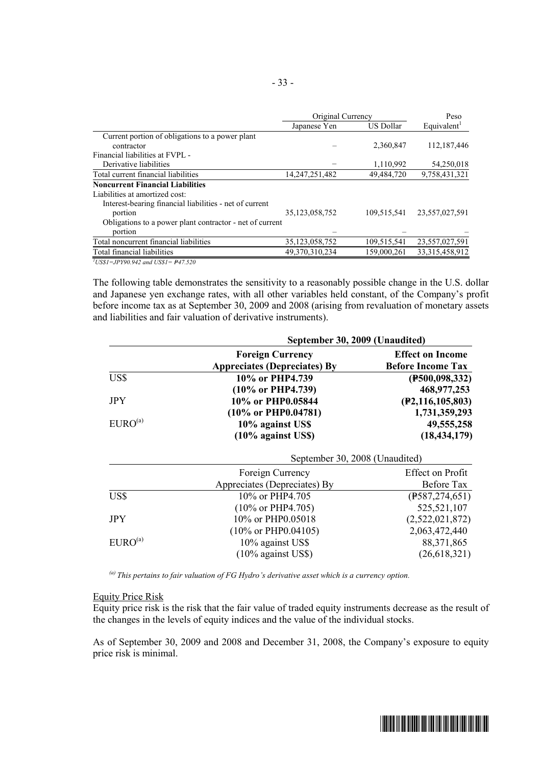| | Original Currency | | Peso |
|---|---|---|---|
| | Japanese Yen | US Dollar | Equivalent[1] |
| Current portion of obligations to a power plant contractor | – | 2,360,847 | 112,187,446 |
| Financial liabilities at FVPL - Derivative liabilities | – | 1,110,992 | 54,250,018 |
| Total current financial liabilities | 14,247,251,482 | 49,484,720 | 9,758,431,321 |
| **Noncurrent Financial Liabilities** | | | |
| Liabilities at amortized cost: | | | |
| Interest-bearing financial liabilities - net of current portion | 35,123,058,752 | 109,515,541 | 23,557,027,591 |
| Obligations to a power plant contractor - net of current portion | – | – | – |
| Total noncurrent financial liabilities | 35,123,058,752 | 109,515,541 | 23,557,027,591 |
| Total financial liabilities | 49,370,310,234 | 159,000,261 | 33,315,458,912 |

*[1]US$1=JPY90.942 and US$1= ₱47.520*

The following table demonstrates the sensitivity to a reasonably possible change in the U.S. dollar and Japanese yen exchange rates, with all other variables held constant, of the Company's profit before income tax as at September 30, 2009 and 2008 (arising from revaluation of monetary assets and liabilities and fair valuation of derivative instruments).

| | **September 30, 2009 (Unaudited)** | |
|---|---|---|
| | **Foreign Currency Appreciates (Depreciates) By** | **Effect on Income Before Income Tax** |
| US$ | **10% or PHP4.739** | **(₱500,098,332)** |
| | **(10% or PHP4.739)** | **468,977,253** |
| JPY | **10% or PHP0.05844** | **(₱2,116,105,803)** |
| | **(10% or PHP0.04781)** | **1,731,359,293** |
| EURO[(a)] | **10% against US$** | **49,555,258** |
| | **(10% against US$)** | **(18,434,179)** |

| | September 30, 2008 (Unaudited) | |
|---|---|---|
| | Foreign Currency Appreciates (Depreciates) By | Effect on Profit Before Tax |
| US$ | 10% or PHP4.705 | (₱587,274,651) |
| | (10% or PHP4.705) | 525,521,107 |
| JPY | 10% or PHP0.05018 | (2,522,021,872) |
| | (10% or PHP0.04105) | 2,063,472,440 |
| EURO[(a)] | 10% against US$ | 88,371,865 |
| | (10% against US$) | (26,618,321) |

*[(a)] This pertains to fair valuation of FG Hydro's derivative asset which is a currency option.*

Equity Price Risk

Equity price risk is the risk that the fair value of traded equity instruments decrease as the result of the changes in the levels of equity indices and the value of the individual stocks.

As of September 30, 2009 and 2008 and December 31, 2008, the Company's exposure to equity price risk is minimal.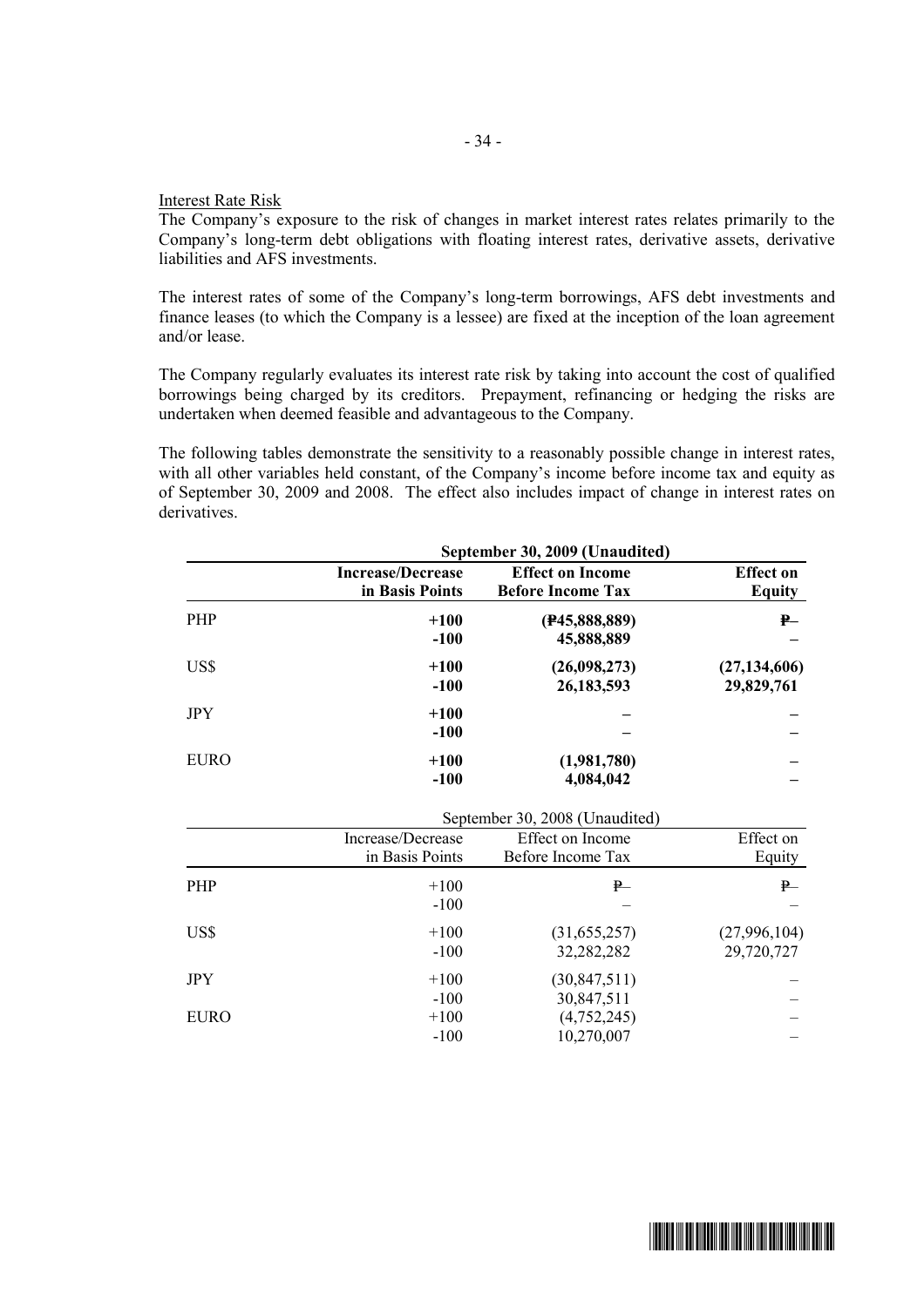Interest Rate Risk

The Company's exposure to the risk of changes in market interest rates relates primarily to the Company's long-term debt obligations with floating interest rates, derivative assets, derivative liabilities and AFS investments.

The interest rates of some of the Company's long-term borrowings, AFS debt investments and finance leases (to which the Company is a lessee) are fixed at the inception of the loan agreement and/or lease.

The Company regularly evaluates its interest rate risk by taking into account the cost of qualified borrowings being charged by its creditors. Prepayment, refinancing or hedging the risks are undertaken when deemed feasible and advantageous to the Company.

The following tables demonstrate the sensitivity to a reasonably possible change in interest rates, with all other variables held constant, of the Company's income before income tax and equity as of September 30, 2009 and 2008. The effect also includes impact of change in interest rates on derivatives.

| | **September 30, 2009 (Unaudited)** | | |
|---|---|---|---|
| | **Increase/Decrease in Basis Points** | **Effect on Income Before Income Tax** | **Effect on Equity** |
| PHP | **+100** | **(₱45,888,889)** | **₱–** |
| | **-100** | **45,888,889** | **–** |
| US$ | **+100** | **(26,098,273)** | **(27,134,606)** |
| | **-100** | **26,183,593** | **29,829,761** |
| JPY | **+100** | **–** | **–** |
| | **-100** | **–** | **–** |
| EURO | **+100** | **(1,981,780)** | **–** |
| | **-100** | **4,084,042** | **–** |

| | September 30, 2008 (Unaudited) | | |
|---|---|---|---|
| | Increase/Decrease in Basis Points | Effect on Income Before Income Tax | Effect on Equity |
| PHP | +100 | ₱– | ₱– |
| | -100 | – | – |
| US$ | +100 | (31,655,257) | (27,996,104) |
| | -100 | 32,282,282 | 29,720,727 |
| JPY | +100 | (30,847,511) | – |
| | -100 | 30,847,511 | – |
| EURO | +100 | (4,752,245) | – |
| | -100 | 10,270,007 | – |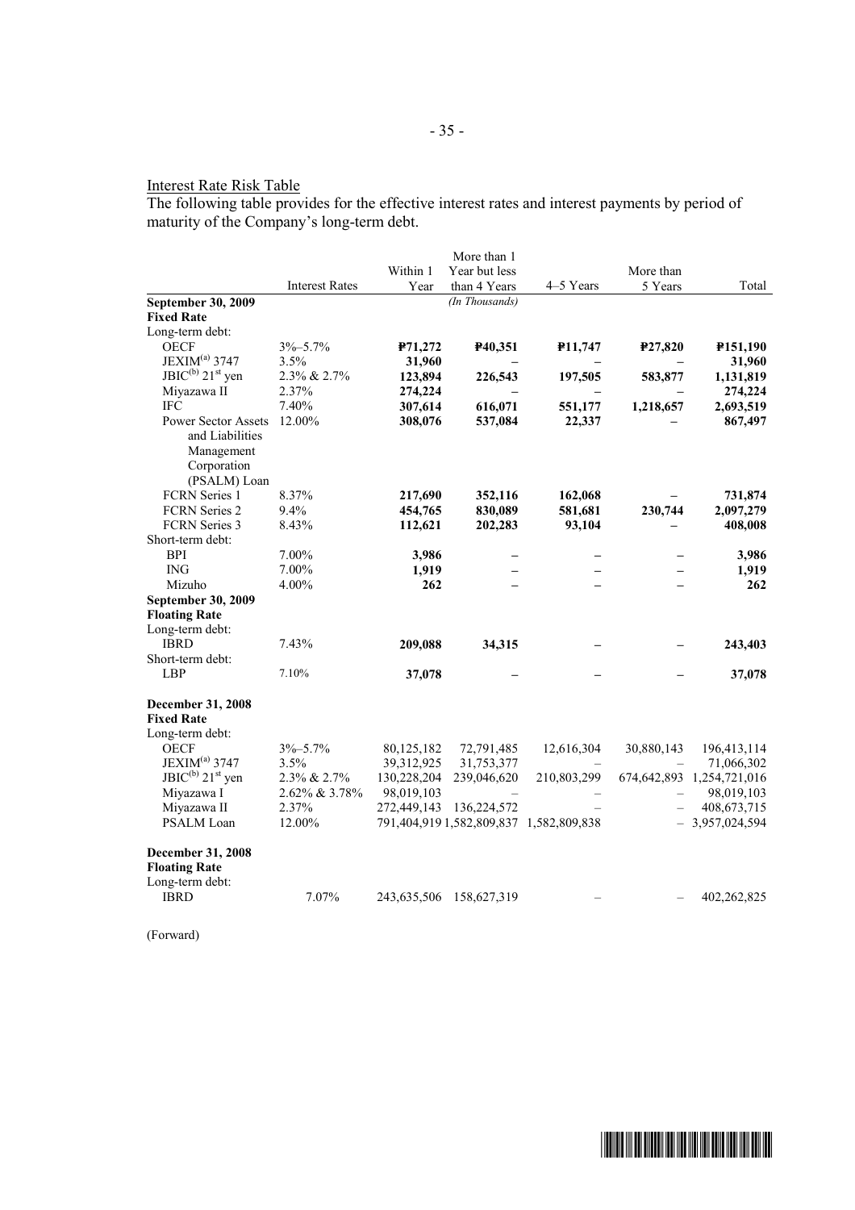Interest Rate Risk Table

The following table provides for the effective interest rates and interest payments by period of maturity of the Company's long-term debt.

| | Interest Rates | Within 1 Year | More than 1 Year but less than 4 Years | 4–5 Years | More than 5 Years | Total |
|---|---|---|---|---|---|---|
| | | | *(In Thousands)* | | | |
| **September 30, 2009** | | | | | | |
| **Fixed Rate** | | | | | | |
| Long-term debt: | | | | | | |
| OECF | 3%–5.7% | **₱71,272** | **₱40,351** | **₱11,747** | **₱27,820** | **₱151,190** |
| JEXIM[(a)] 3747 | 3.5% | **31,960** | **–** | | **–** | **31,960** |
| JBIC[(b)] 21[st] yen | 2.3% & 2.7% | **123,894** | **226,543** | **197,505** | **583,877** | **1,131,819** |
| Miyazawa II | 2.37% | **274,224** | **–** | **–** | **–** | **274,224** |
| IFC | 7.40% | **307,614** | **616,071** | **551,177** | **1,218,657** | **2,693,519** |
| Power Sector Assets and Liabilities Management Corporation (PSALM) Loan | 12.00% | **308,076** | **537,084** | **22,337** | **–** | **867,497** |
| FCRN Series 1 | 8.37% | **217,690** | **352,116** | **162,068** | **–** | **731,874** |
| FCRN Series 2 | 9.4% | **454,765** | **830,089** | **581,681** | **230,744** | **2,097,279** |
| FCRN Series 3 | 8.43% | **112,621** | **202,283** | **93,104** | **–** | **408,008** |
| Short-term debt: | | | | | | |
| BPI | 7.00% | **3,986** | **–** | **–** | **–** | **3,986** |
| ING | 7.00% | **1,919** | **–** | **–** | **–** | **1,919** |
| Mizuho | 4.00% | **262** | **–** | **–** | **–** | **262** |
| **September 30, 2009** | | | | | | |
| **Floating Rate** | | | | | | |
| Long-term debt: | | | | | | |
| IBRD | 7.43% | **209,088** | **34,315** | **–** | **–** | **243,403** |
| Short-term debt: | | | | | | |
| LBP | 7.10% | **37,078** | **–** | **–** | **–** | **37,078** |
| **December 31, 2008** | | | | | | |
| **Fixed Rate** | | | | | | |
| Long-term debt: | | | | | | |
| OECF | 3%–5.7% | 80,125,182 | 72,791,485 | 12,616,304 | 30,880,143 | 196,413,114 |
| JEXIM[(a)] 3747 | 3.5% | 39,312,925 | 31,753,377 | – | – | 71,066,302 |
| JBIC[(b)] 21[st] yen | 2.3% & 2.7% | 130,228,204 | 239,046,620 | 210,803,299 | 674,642,893 | 1,254,721,016 |
| Miyazawa I | 2.62% & 3.78% | 98,019,103 | – | – | – | 98,019,103 |
| Miyazawa II | 2.37% | 272,449,143 | 136,224,572 | – | – | 408,673,715 |
| PSALM Loan | 12.00% | 791,404,919 | 1,582,809,837 | 1,582,809,838 | – | 3,957,024,594 |
| **December 31, 2008** | | | | | | |
| **Floating Rate** | | | | | | |
| Long-term debt: | | | | | | |
| IBRD | 7.07% | 243,635,506 | 158,627,319 | – | – | 402,262,825 |

(Forward)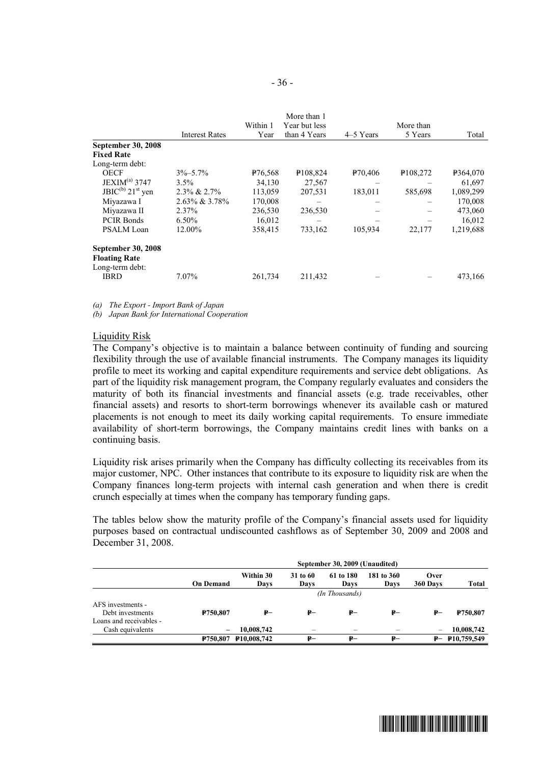| | Interest Rates | Within 1 Year | More than 1 Year but less than 4 Years | 4–5 Years | More than 5 Years | Total |
|---|---|---|---|---|---|---|
| **September 30, 2008** | | | | | | |
| **Fixed Rate** | | | | | | |
| Long-term debt: | | | | | | |
| OECF | 3%–5.7% | ₱76,568 | ₱108,824 | ₱70,406 | ₱108,272 | ₱364,070 |
| JEXIM[(a)] 3747 | 3.5% | 34,130 | 27,567 | – | – | 61,697 |
| JBIC[(b)] 21st yen | 2.3% & 2.7% | 113,059 | 207,531 | 183,011 | 585,698 | 1,089,299 |
| Miyazawa I | 2.63% & 3.78% | 170,008 | – | – | – | 170,008 |
| Miyazawa II | 2.37% | 236,530 | 236,530 | – | – | 473,060 |
| PCIR Bonds | 6.50% | 16,012 | – | – | – | 16,012 |
| PSALM Loan | 12.00% | 358,415 | 733,162 | 105,934 | 22,177 | 1,219,688 |
| **September 30, 2008** | | | | | | |
| **Floating Rate** | | | | | | |
| Long-term debt: | | | | | | |
| IBRD | 7.07% | 261,734 | 211,432 | – | – | 473,166 |

*(a) The Export - Import Bank of Japan*

*(b) Japan Bank for International Cooperation*

Liquidity Risk

The Company's objective is to maintain a balance between continuity of funding and sourcing flexibility through the use of available financial instruments. The Company manages its liquidity profile to meet its working and capital expenditure requirements and service debt obligations. As part of the liquidity risk management program, the Company regularly evaluates and considers the maturity of both its financial investments and financial assets (e.g. trade receivables, other financial assets) and resorts to short-term borrowings whenever its available cash or matured placements is not enough to meet its daily working capital requirements. To ensure immediate availability of short-term borrowings, the Company maintains credit lines with banks on a continuing basis.

Liquidity risk arises primarily when the Company has difficulty collecting its receivables from its major customer, NPC. Other instances that contribute to its exposure to liquidity risk are when the Company finances long-term projects with internal cash generation and when there is credit crunch especially at times when the company has temporary funding gaps.

The tables below show the maturity profile of the Company's financial assets used for liquidity purposes based on contractual undiscounted cashflows as of September 30, 2009 and 2008 and December 31, 2008.

| | **September 30, 2009 (Unaudited)** | | | | | | |
|---|---|---|---|---|---|---|---|
| | **On Demand** | **Within 30 Days** | **31 to 60 Days** | **61 to 180 Days** | **181 to 360 Days** | **Over 360 Days** | **Total** |
| | | | | *(In Thousands)* | | | |
| AFS investments - Debt investments | **₱750,807** | **₱–** | **₱–** | **₱–** | **₱–** | **₱–** | **₱750,807** |
| Loans and receivables - Cash equivalents | **–** | **10,008,742** | – | – | – | – | **10,008,742** |
| | **₱750,807** | **₱10,008,742** | **₱–** | **₱–** | **₱–** | **₱–** | **₱10,759,549** |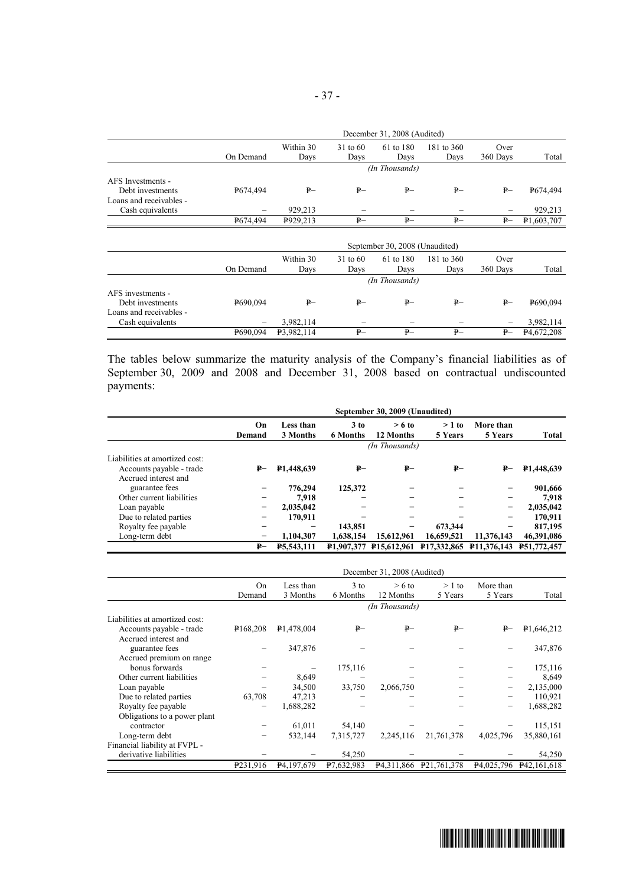| | December 31, 2008 (Audited) | | | | | | |
|---|---|---|---|---|---|---|---|
| | On Demand | Within 30 Days | 31 to 60 Days | 61 to 180 Days | 181 to 360 Days | Over 360 Days | Total |
| | *(In Thousands)* | | | | | | |
| AFS Investments - Debt investments | ₱674,494 | ₱– | ₱– | ₱– | ₱– | ₱– | ₱674,494 |
| Loans and receivables - Cash equivalents | – | 929,213 | – | – | – | – | 929,213 |
| | ₱674,494 | ₱929,213 | ₱– | ₱– | ₱– | ₱– | ₱1,603,707 |

| | September 30, 2008 (Unaudited) | | | | | | |
|---|---|---|---|---|---|---|---|
| | On Demand | Within 30 Days | 31 to 60 Days | 61 to 180 Days | 181 to 360 Days | Over 360 Days | Total |
| | *(In Thousands)* | | | | | | |
| AFS investments - Debt investments | ₱690,094 | ₱– | ₱– | ₱– | ₱– | ₱– | ₱690,094 |
| Loans and receivables - Cash equivalents | – | 3,982,114 | – | – | – | – | 3,982,114 |
| | ₱690,094 | ₱3,982,114 | ₱– | ₱– | ₱– | ₱– | ₱4,672,208 |

The tables below summarize the maturity analysis of the Company's financial liabilities as of September 30, 2009 and 2008 and December 31, 2008 based on contractual undiscounted payments:

| | **September 30, 2009 (Unaudited)** | | | | | | |
|---|---|---|---|---|---|---|---|
| | **On Demand** | **Less than 3 Months** | **3 to 6 Months** | **> 6 to 12 Months** | **> 1 to 5 Years** | **More than 5 Years** | **Total** |
| | *(In Thousands)* | | | | | | |
| Liabilities at amortized cost: | | | | | | | |
| Accounts payable - trade | **₱–** | **₱1,448,639** | **₱–** | **₱–** | **₱–** | **₱–** | **₱1,448,639** |
| Accrued interest and guarantee fees | **–** | **776,294** | **125,372** | **–** | **–** | **–** | **901,666** |
| Other current liabilities | **–** | **7,918** | **–** | **–** | **–** | **–** | **7,918** |
| Loan payable | **–** | **2,035,042** | **–** | **–** | **–** | **–** | **2,035,042** |
| Due to related parties | **–** | **170,911** | **–** | **–** | **–** | **–** | **170,911** |
| Royalty fee payable | **–** | **–** | **143,851** | **–** | **673,344** | **–** | **817,195** |
| Long-term debt | **–** | **1,104,307** | **1,638,154** | **15,612,961** | **16,659,521** | **11,376,143** | **46,391,086** |
| | **₱–** | **₱5,543,111** | **₱1,907,377** | **₱15,612,961** | **₱17,332,865** | **₱11,376,143** | **₱51,772,457** |

| | December 31, 2008 (Audited) | | | | | | |
|---|---|---|---|---|---|---|---|
| | On Demand | Less than 3 Months | 3 to 6 Months | > 6 to 12 Months | > 1 to 5 Years | More than 5 Years | Total |
| | *(In Thousands)* | | | | | | |
| Liabilities at amortized cost: | | | | | | | |
| Accounts payable - trade | ₱168,208 | ₱1,478,004 | ₱– | ₱– | ₱– | ₱– | ₱1,646,212 |
| Accrued interest and guarantee fees | – | 347,876 | – | – | – | – | 347,876 |
| Accrued premium on range bonus forwards | – | – | 175,116 | – | – | – | 175,116 |
| Other current liabilities | – | 8,649 | – | – | – | – | 8,649 |
| Loan payable | – | 34,500 | 33,750 | 2,066,750 | – | – | 2,135,000 |
| Due to related parties | 63,708 | 47,213 | – | – | – | – | 110,921 |
| Royalty fee payable | – | 1,688,282 | – | – | – | – | 1,688,282 |
| Obligations to a power plant contractor | – | 61,011 | 54,140 | – | – | – | 115,151 |
| Long-term debt | – | 532,144 | 7,315,727 | 2,245,116 | 21,761,378 | 4,025,796 | 35,880,161 |
| Financial liability at FVPL - derivative liabilities | – | – | 54,250 | – | – | – | 54,250 |
| | ₱231,916 | ₱4,197,679 | ₱7,632,983 | ₱4,311,866 | ₱21,761,378 | ₱4,025,796 | ₱42,161,618 |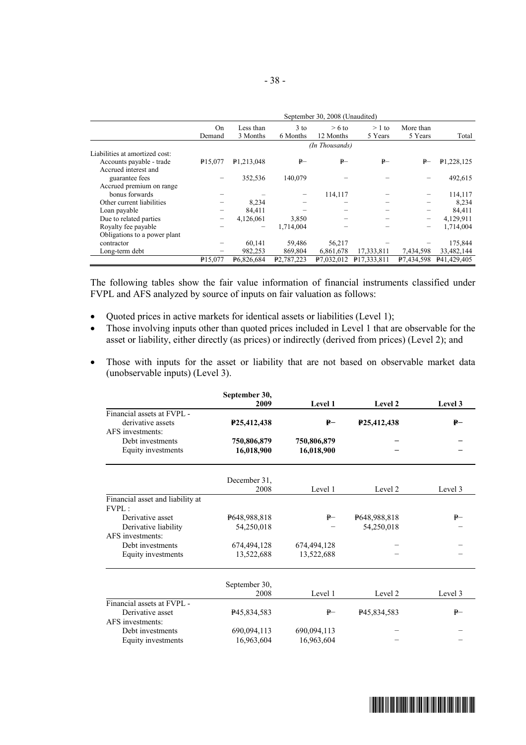| | September 30, 2008 (Unaudited) | | | | | | |
|---|---|---|---|---|---|---|---|
| | On Demand | Less than 3 Months | 3 to 6 Months | > 6 to 12 Months | > 1 to 5 Years | More than 5 Years | Total |
| | (In Thousands) | | | | | | |
| Liabilities at amortized cost: | | | | | | | |
| Accounts payable - trade | ₱15,077 | ₱1,213,048 | ₱– | ₱– | ₱– | ₱– | ₱1,228,125 |
| Accrued interest and guarantee fees | – | 352,536 | 140,079 | – | – | – | 492,615 |
| Accrued premium on range bonus forwards | – | – | – | 114,117 | – | – | 114,117 |
| Other current liabilities | – | 8,234 | – | – | – | – | 8,234 |
| Loan payable | – | 84,411 | – | – | – | – | 84,411 |
| Due to related parties | – | 4,126,061 | 3,850 | – | – | – | 4,129,911 |
| Royalty fee payable | – | – | 1,714,004 | – | – | – | 1,714,004 |
| Obligations to a power plant contractor | – | 60,141 | 59,486 | 56,217 | – | – | 175,844 |
| Long-term debt | – | 982,253 | 869,804 | 6,861,678 | 17,333,811 | 7,434,598 | 33,482,144 |
| | ₱15,077 | ₱6,826,684 | ₱2,787,223 | ₱7,032,012 | ₱17,333,811 | ₱7,434,598 | ₱41,429,405 |

The following tables show the fair value information of financial instruments classified under FVPL and AFS analyzed by source of inputs on fair valuation as follows:

- Quoted prices in active markets for identical assets or liabilities (Level 1);
- Those involving inputs other than quoted prices included in Level 1 that are observable for the asset or liability, either directly (as prices) or indirectly (derived from prices) (Level 2); and
- Those with inputs for the asset or liability that are not based on observable market data (unobservable inputs) (Level 3).

| | **September 30, 2009** | **Level 1** | **Level 2** | **Level 3** |
|---|---|---|---|---|
| Financial assets at FVPL - derivative assets | **₱25,412,438** | **₱–** | **₱25,412,438** | **₱–** |
| AFS investments: | | | | |
| Debt investments | **750,806,879** | **750,806,879** | **–** | **–** |
| Equity investments | **16,018,900** | **16,018,900** | **–** | **–** |

| | December 31, 2008 | Level 1 | Level 2 | Level 3 |
|---|---|---|---|---|
| Financial asset and liability at FVPL : | | | | |
| Derivative asset | ₱648,988,818 | ₱– | ₱648,988,818 | ₱– |
| Derivative liability | 54,250,018 | – | 54,250,018 | – |
| AFS investments: | | | | |
| Debt investments | 674,494,128 | 674,494,128 | – | – |
| Equity investments | 13,522,688 | 13,522,688 | – | – |

| | September 30, 2008 | Level 1 | Level 2 | Level 3 |
|---|---|---|---|---|
| Financial assets at FVPL - Derivative asset | ₱45,834,583 | ₱– | ₱45,834,583 | ₱– |
| AFS investments: | | | | |
| Debt investments | 690,094,113 | 690,094,113 | – | – |
| Equity investments | 16,963,604 | 16,963,604 | – | – |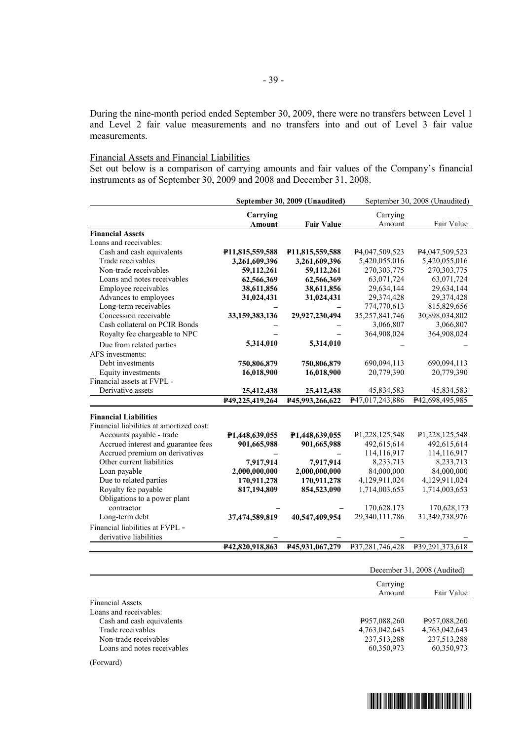During the nine-month period ended September 30, 2009, there were no transfers between Level 1 and Level 2 fair value measurements and no transfers into and out of Level 3 fair value measurements.

Financial Assets and Financial Liabilities

Set out below is a comparison of carrying amounts and fair values of the Company's financial instruments as of September 30, 2009 and 2008 and December 31, 2008.

| | **September 30, 2009 (Unaudited)** | | September 30, 2008 (Unaudited) | |
|---|---|---|---|---|
| | **Carrying Amount** | **Fair Value** | Carrying Amount | Fair Value |
| **Financial Assets** | | | | |
| Loans and receivables: | | | | |
| Cash and cash equivalents | **₱11,815,559,588** | **₱11,815,559,588** | ₱4,047,509,523 | ₱4,047,509,523 |
| Trade receivables | **3,261,609,396** | **3,261,609,396** | 5,420,055,016 | 5,420,055,016 |
| Non-trade receivables | **59,112,261** | **59,112,261** | 270,303,775 | 270,303,775 |
| Loans and notes receivables | **62,566,369** | **62,566,369** | 63,071,724 | 63,071,724 |
| Employee receivables | **38,611,856** | **38,611,856** | 29,634,144 | 29,634,144 |
| Advances to employees | **31,024,431** | **31,024,431** | 29,374,428 | 29,374,428 |
| Long-term receivables | **–** | **–** | 774,770,613 | 815,829,656 |
| Concession receivable | **33,159,383,136** | **29,927,230,494** | 35,257,841,746 | 30,898,034,802 |
| Cash collateral on PCIR Bonds | **–** | **–** | 3,066,807 | 3,066,807 |
| Royalty fee chargeable to NPC | **–** | **–** | 364,908,024 | 364,908,024 |
| Due from related parties | **5,314,010** | **5,314,010** | – | – |
| AFS investments: | | | | |
| Debt investments | **750,806,879** | **750,806,879** | 690,094,113 | 690,094,113 |
| Equity investments | **16,018,900** | **16,018,900** | 20,779,390 | 20,779,390 |
| Financial assets at FVPL - | | | | |
| Derivative assets | **25,412,438** | **25,412,438** | 45,834,583 | 45,834,583 |
| | **₱49,225,419,264** | **₱45,993,266,622** | ₱47,017,243,886 | ₱42,698,495,985 |
| **Financial Liabilities** | | | | |
| Financial liabilities at amortized cost: | | | | |
| Accounts payable - trade | **₱1,448,639,055** | **₱1,448,639,055** | ₱1,228,125,548 | ₱1,228,125,548 |
| Accrued interest and guarantee fees | **901,665,988** | **901,665,988** | 492,615,614 | 492,615,614 |
| Accrued premium on derivatives | **–** | **–** | 114,116,917 | 114,116,917 |
| Other current liabilities | **7,917,914** | **7,917,914** | 8,233,713 | 8,233,713 |
| Loan payable | **2,000,000,000** | **2,000,000,000** | 84,000,000 | 84,000,000 |
| Due to related parties | **170,911,278** | **170,911,278** | 4,129,911,024 | 4,129,911,024 |
| Royalty fee payable | **817,194,809** | **854,523,090** | 1,714,003,653 | 1,714,003,653 |
| Obligations to a power plant contractor | **–** | **–** | 170,628,173 | 170,628,173 |
| Long-term debt | **37,474,589,819** | **40,547,409,954** | 29,340,111,786 | 31,349,738,976 |
| Financial liabilities at FVPL - derivative liabilities | **–** | **–** | – | – |
| | **₱42,820,918,863** | **₱45,931,067,279** | ₱37,281,746,428 | ₱39,291,373,618 |

| | December 31, 2008 (Audited) | |
|---|---|---|
| | Carrying Amount | Fair Value |
| Financial Assets | | |
| Loans and receivables: | | |
| Cash and cash equivalents | ₱957,088,260 | ₱957,088,260 |
| Trade receivables | 4,763,042,643 | 4,763,042,643 |
| Non-trade receivables | 237,513,288 | 237,513,288 |
| Loans and notes receivables | 60,350,973 | 60,350,973 |

(Forward)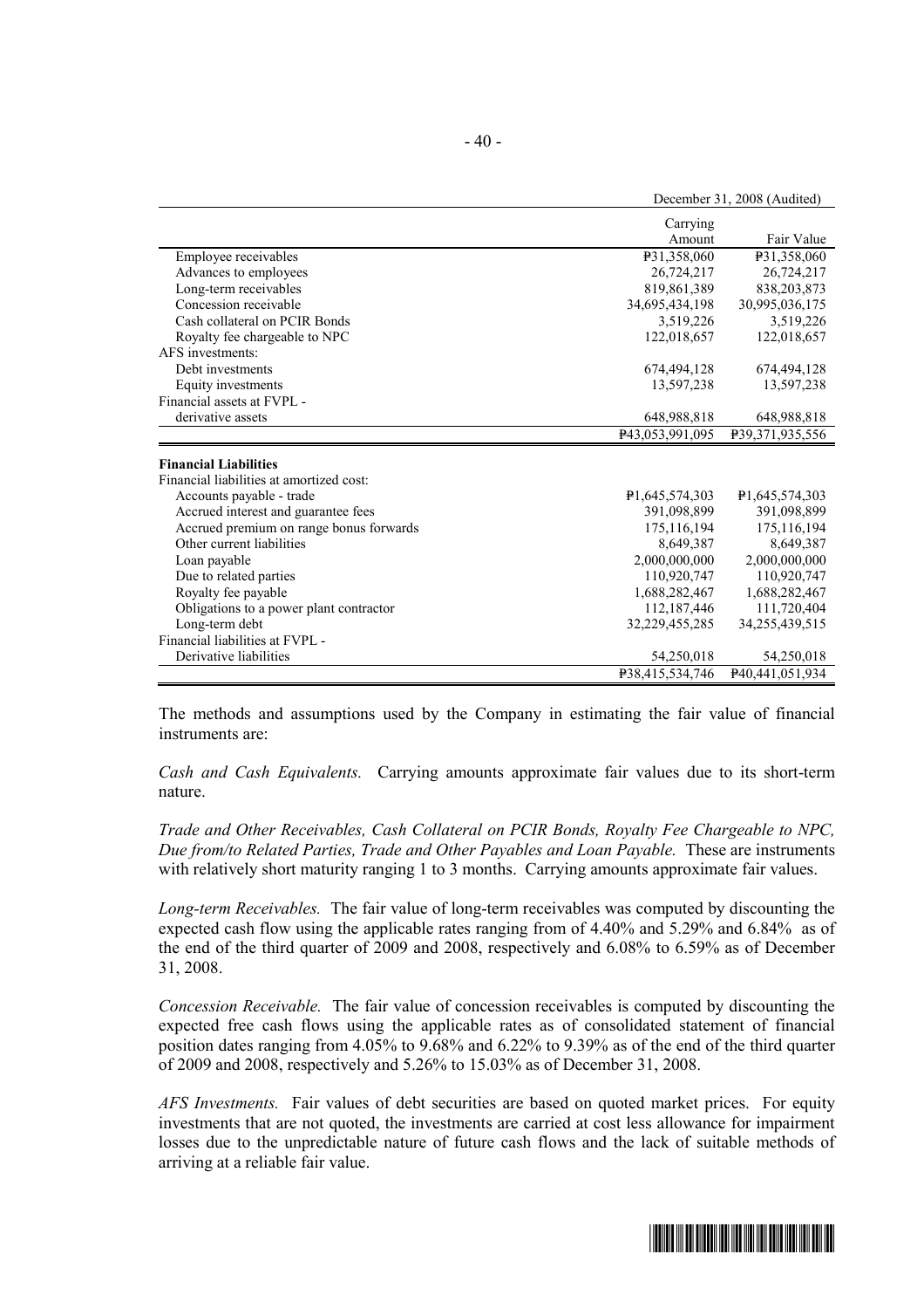| | December 31, 2008 (Audited) | |
|---|---|---|
| | Carrying Amount | Fair Value |
| Employee receivables | ₱31,358,060 | ₱31,358,060 |
| Advances to employees | 26,724,217 | 26,724,217 |
| Long-term receivables | 819,861,389 | 838,203,873 |
| Concession receivable | 34,695,434,198 | 30,995,036,175 |
| Cash collateral on PCIR Bonds | 3,519,226 | 3,519,226 |
| Royalty fee chargeable to NPC | 122,018,657 | 122,018,657 |
| AFS investments: | | |
| Debt investments | 674,494,128 | 674,494,128 |
| Equity investments | 13,597,238 | 13,597,238 |
| Financial assets at FVPL - derivative assets | 648,988,818 | 648,988,818 |
| | ₱43,053,991,095 | ₱39,371,935,556 |
| **Financial Liabilities** | | |
| Financial liabilities at amortized cost: | | |
| Accounts payable - trade | ₱1,645,574,303 | ₱1,645,574,303 |
| Accrued interest and guarantee fees | 391,098,899 | 391,098,899 |
| Accrued premium on range bonus forwards | 175,116,194 | 175,116,194 |
| Other current liabilities | 8,649,387 | 8,649,387 |
| Loan payable | 2,000,000,000 | 2,000,000,000 |
| Due to related parties | 110,920,747 | 110,920,747 |
| Royalty fee payable | 1,688,282,467 | 1,688,282,467 |
| Obligations to a power plant contractor | 112,187,446 | 111,720,404 |
| Long-term debt | 32,229,455,285 | 34,255,439,515 |
| Financial liabilities at FVPL - | | |
| Derivative liabilities | 54,250,018 | 54,250,018 |
| | ₱38,415,534,746 | ₱40,441,051,934 |

The methods and assumptions used by the Company in estimating the fair value of financial instruments are:

*Cash and Cash Equivalents.* Carrying amounts approximate fair values due to its short-term nature.

*Trade and Other Receivables, Cash Collateral on PCIR Bonds, Royalty Fee Chargeable to NPC, Due from/to Related Parties, Trade and Other Payables and Loan Payable.* These are instruments with relatively short maturity ranging 1 to 3 months. Carrying amounts approximate fair values.

*Long-term Receivables.* The fair value of long-term receivables was computed by discounting the expected cash flow using the applicable rates ranging from of 4.40% and 5.29% and 6.84% as of the end of the third quarter of 2009 and 2008, respectively and 6.08% to 6.59% as of December 31, 2008.

*Concession Receivable.* The fair value of concession receivables is computed by discounting the expected free cash flows using the applicable rates as of consolidated statement of financial position dates ranging from 4.05% to 9.68% and 6.22% to 9.39% as of the end of the third quarter of 2009 and 2008, respectively and 5.26% to 15.03% as of December 31, 2008.

*AFS Investments.* Fair values of debt securities are based on quoted market prices. For equity investments that are not quoted, the investments are carried at cost less allowance for impairment losses due to the unpredictable nature of future cash flows and the lack of suitable methods of arriving at a reliable fair value.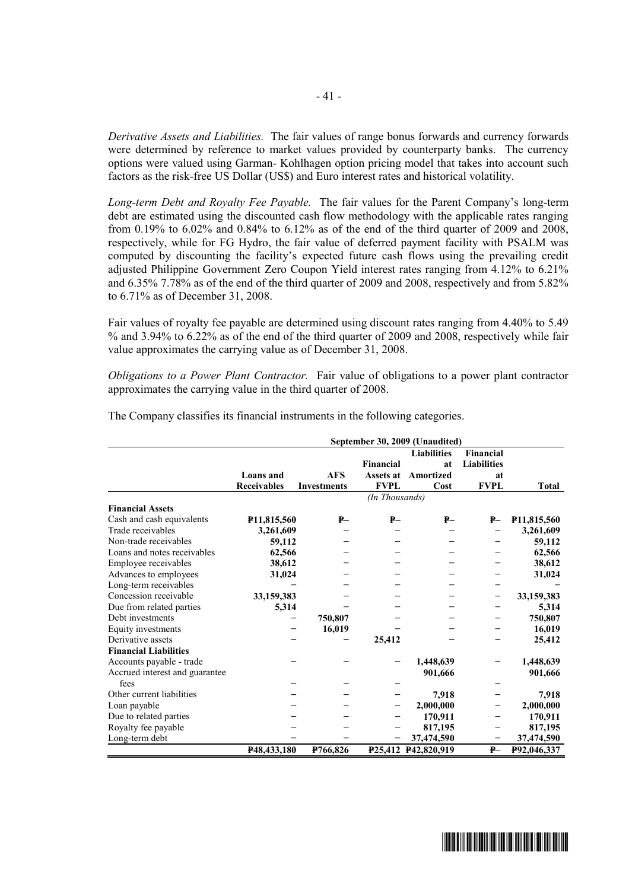*Derivative Assets and Liabilities.* The fair values of range bonus forwards and currency forwards were determined by reference to market values provided by counterparty banks. The currency options were valued using Garman- Kohlhagen option pricing model that takes into account such factors as the risk-free US Dollar (US$) and Euro interest rates and historical volatility.

*Long-term Debt and Royalty Fee Payable.* The fair values for the Parent Company's long-term debt are estimated using the discounted cash flow methodology with the applicable rates ranging from 0.19% to 6.02% and 0.84% to 6.12% as of the end of the third quarter of 2009 and 2008, respectively, while for FG Hydro, the fair value of deferred payment facility with PSALM was computed by discounting the facility's expected future cash flows using the prevailing credit adjusted Philippine Government Zero Coupon Yield interest rates ranging from 4.12% to 6.21% and 6.35% 7.78% as of the end of the third quarter of 2009 and 2008, respectively and from 5.82% to 6.71% as of December 31, 2008.

Fair values of royalty fee payable are determined using discount rates ranging from 4.40% to 5.49 % and 3.94% to 6.22% as of the end of the third quarter of 2009 and 2008, respectively while fair value approximates the carrying value as of December 31, 2008.

*Obligations to a Power Plant Contractor.* Fair value of obligations to a power plant contractor approximates the carrying value in the third quarter of 2008.

The Company classifies its financial instruments in the following categories.

| | September 30, 2009 (Unaudited) | | | | | |
|---|---|---|---|---|---|---|
| | Loans and Receivables | AFS Investments | Financial Assets at FVPL | Liabilities at Amortized Cost | Financial Liabilities at FVPL | Total |
| | (In Thousands) | | | | | |
| **Financial Assets** | | | | | | |
| Cash and cash equivalents | **₱11,815,560** | **₱–** | **₱–** | **₱–** | **₱–** | **₱11,815,560** |
| Trade receivables | **3,261,609** | – | – | – | – | **3,261,609** |
| Non-trade receivables | **59,112** | – | – | – | – | **59,112** |
| Loans and notes receivables | **62,566** | – | – | – | – | **62,566** |
| Employee receivables | **38,612** | – | – | – | – | **38,612** |
| Advances to employees | **31,024** | – | – | – | – | **31,024** |
| Long-term receivables | – | – | – | – | – | – |
| Concession receivable | **33,159,383** | – | – | – | – | **33,159,383** |
| Due from related parties | **5,314** | – | – | – | – | **5,314** |
| Debt investments | – | **750,807** | – | – | – | **750,807** |
| Equity investments | – | **16,019** | – | – | – | **16,019** |
| Derivative assets | – | – | **25,412** | – | – | **25,412** |
| **Financial Liabilities** | | | | | | |
| Accounts payable - trade | – | – | – | **1,448,639** | – | **1,448,639** |
| Accrued interest and guarantee fees | – | – | – | **901,666** | – | **901,666** |
| Other current liabilities | – | – | – | **7,918** | – | **7,918** |
| Loan payable | – | – | – | **2,000,000** | – | **2,000,000** |
| Due to related parties | – | – | – | **170,911** | – | **170,911** |
| Royalty fee payable | – | – | – | **817,195** | – | **817,195** |
| Long-term debt | – | – | – | **37,474,590** | – | **37,474,590** |
| | **₱48,433,180** | **₱766,826** | **₱25,412** | **₱42,820,919** | **₱–** | **₱92,046,337** |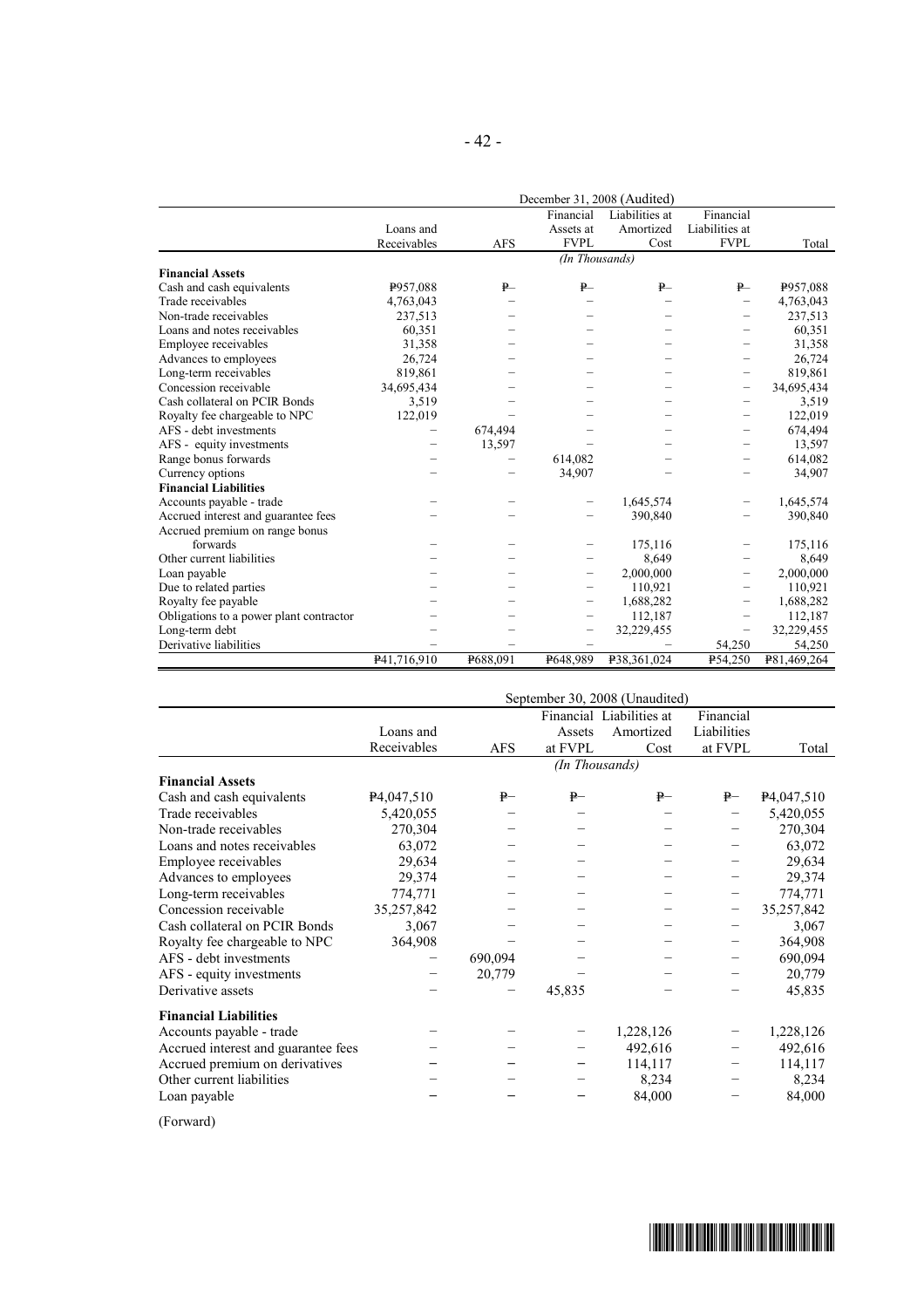| | December 31, 2008 (Audited) | | | | | |
|---|---|---|---|---|---|---|
| | Loans and Receivables | AFS | Financial Assets at FVPL | Liabilities at Amortized Cost | Financial Liabilities at FVPL | Total |
| | *(In Thousands)* | | | | | |
| **Financial Assets** | | | | | | |
| Cash and cash equivalents | ₱957,088 | ₱– | ₱– | ₱– | ₱– | ₱957,088 |
| Trade receivables | 4,763,043 | – | – | – | – | 4,763,043 |
| Non-trade receivables | 237,513 | – | – | – | – | 237,513 |
| Loans and notes receivables | 60,351 | – | – | – | – | 60,351 |
| Employee receivables | 31,358 | – | – | – | – | 31,358 |
| Advances to employees | 26,724 | – | – | – | – | 26,724 |
| Long-term receivables | 819,861 | – | – | – | – | 819,861 |
| Concession receivable | 34,695,434 | – | – | – | – | 34,695,434 |
| Cash collateral on PCIR Bonds | 3,519 | – | – | – | – | 3,519 |
| Royalty fee chargeable to NPC | 122,019 | – | – | – | – | 122,019 |
| AFS - debt investments | – | 674,494 | – | – | – | 674,494 |
| AFS - equity investments | – | 13,597 | – | – | – | 13,597 |
| Range bonus forwards | – | – | 614,082 | – | – | 614,082 |
| Currency options | – | – | 34,907 | – | – | 34,907 |
| **Financial Liabilities** | | | | | | |
| Accounts payable - trade | – | – | – | 1,645,574 | – | 1,645,574 |
| Accrued interest and guarantee fees | – | – | – | 390,840 | – | 390,840 |
| Accrued premium on range bonus forwards | – | – | – | 175,116 | – | 175,116 |
| Other current liabilities | – | – | – | 8,649 | – | 8,649 |
| Loan payable | – | – | – | 2,000,000 | – | 2,000,000 |
| Due to related parties | – | – | – | 110,921 | – | 110,921 |
| Royalty fee payable | – | – | – | 1,688,282 | – | 1,688,282 |
| Obligations to a power plant contractor | – | – | – | 112,187 | – | 112,187 |
| Long-term debt | – | – | – | 32,229,455 | – | 32,229,455 |
| Derivative liabilities | – | – | – | – | 54,250 | 54,250 |
| | ₱41,716,910 | ₱688,091 | ₱648,989 | ₱38,361,024 | ₱54,250 | ₱81,469,264 |

| | September 30, 2008 (Unaudited) | | | | | |
|---|---|---|---|---|---|---|
| | Loans and Receivables | AFS | Financial Assets at FVPL | Liabilities at Amortized Cost | Financial Liabilities at FVPL | Total |
| | *(In Thousands)* | | | | | |
| **Financial Assets** | | | | | | |
| Cash and cash equivalents | ₱4,047,510 | ₱– | ₱– | ₱– | ₱– | ₱4,047,510 |
| Trade receivables | 5,420,055 | – | – | – | – | 5,420,055 |
| Non-trade receivables | 270,304 | – | – | – | – | 270,304 |
| Loans and notes receivables | 63,072 | – | – | – | – | 63,072 |
| Employee receivables | 29,634 | – | – | – | – | 29,634 |
| Advances to employees | 29,374 | – | – | – | – | 29,374 |
| Long-term receivables | 774,771 | – | – | – | – | 774,771 |
| Concession receivable | 35,257,842 | – | – | – | – | 35,257,842 |
| Cash collateral on PCIR Bonds | 3,067 | – | – | – | – | 3,067 |
| Royalty fee chargeable to NPC | 364,908 | – | – | – | – | 364,908 |
| AFS - debt investments | – | 690,094 | – | – | – | 690,094 |
| AFS - equity investments | – | 20,779 | – | – | – | 20,779 |
| Derivative assets | – | – | 45,835 | – | – | 45,835 |
| **Financial Liabilities** | | | | | | |
| Accounts payable - trade | – | – | – | 1,228,126 | – | 1,228,126 |
| Accrued interest and guarantee fees | – | – | – | 492,616 | – | 492,616 |
| Accrued premium on derivatives | – | – | – | 114,117 | – | 114,117 |
| Other current liabilities | – | – | – | 8,234 | – | 8,234 |
| Loan payable | – | – | – | 84,000 | – | 84,000 |

(Forward)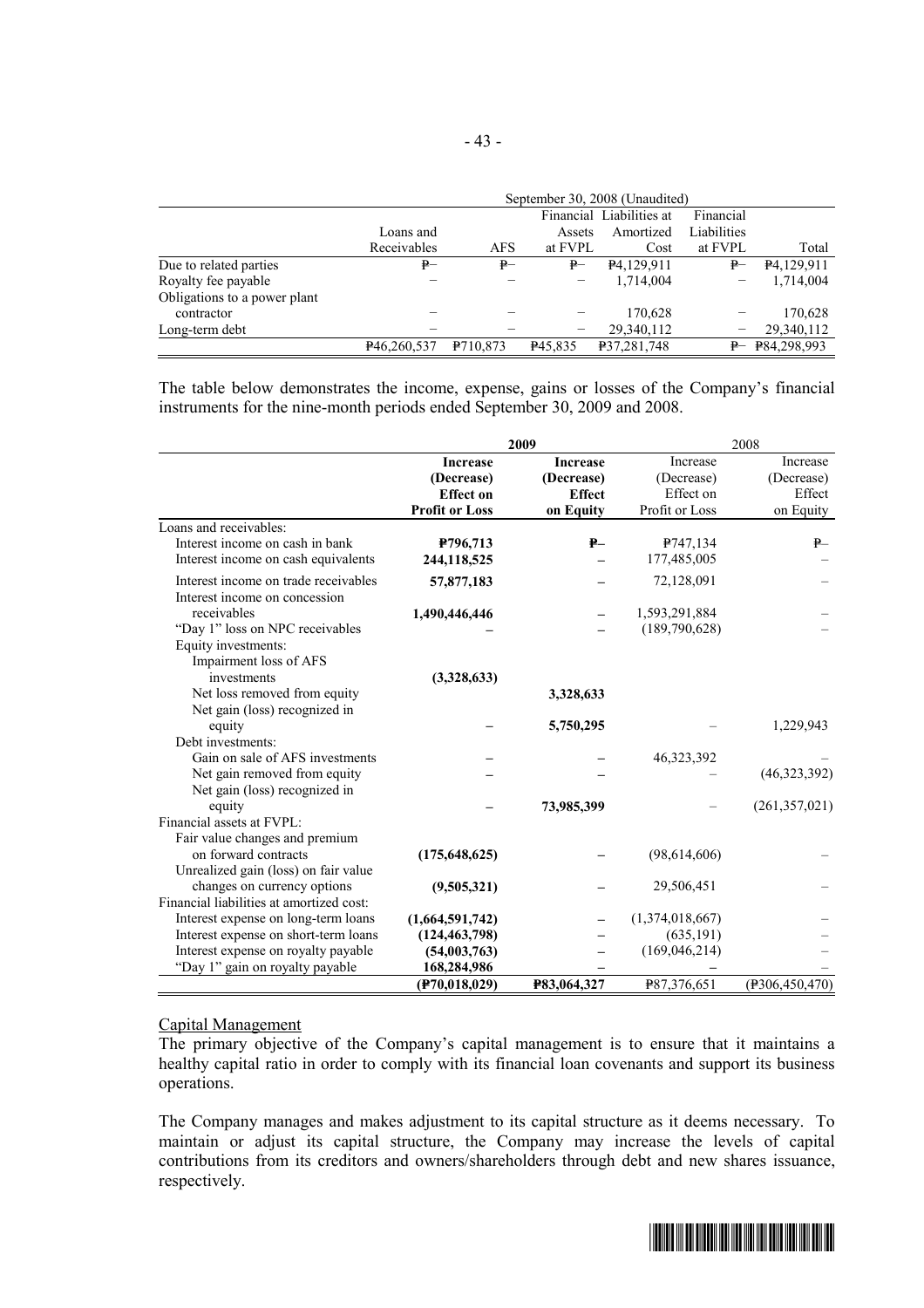| | September 30, 2008 (Unaudited) | | | | | |
|---|---|---|---|---|---|---|
| | Loans and Receivables | AFS | Financial Assets at FVPL | Liabilities at Amortized Cost | Financial Liabilities at FVPL | Total |
| Due to related parties | ₱– | ₱– | ₱– | ₱4,129,911 | ₱– | ₱4,129,911 |
| Royalty fee payable | – | – | – | 1,714,004 | – | 1,714,004 |
| Obligations to a power plant contractor | – | – | – | 170,628 | – | 170,628 |
| Long-term debt | – | – | – | 29,340,112 | – | 29,340,112 |
| | ₱46,260,537 | ₱710,873 | ₱45,835 | ₱37,281,748 | ₱– | ₱84,298,993 |

The table below demonstrates the income, expense, gains or losses of the Company's financial instruments for the nine-month periods ended September 30, 2009 and 2008.

| | **2009** | | 2008 | |
|---|---|---|---|---|
| | **Increase (Decrease) Effect on Profit or Loss** | **Increase (Decrease) Effect on Equity** | Increase (Decrease) Effect on Profit or Loss | Increase (Decrease) Effect on Equity |
| Loans and receivables: | | | | |
| Interest income on cash in bank | **₱796,713** | **₱–** | ₱747,134 | ₱– |
| Interest income on cash equivalents | **244,118,525** | **–** | 177,485,005 | – |
| Interest income on trade receivables | **57,877,183** | **–** | 72,128,091 | – |
| Interest income on concession receivables | **1,490,446,446** | **–** | 1,593,291,884 | – |
| "Day 1" loss on NPC receivables | **–** | **–** | (189,790,628) | – |
| Equity investments: | | | | |
| Impairment loss of AFS investments | **(3,328,633)** | | | |
| Net loss removed from equity | | **3,328,633** | | |
| Net gain (loss) recognized in equity | **–** | **5,750,295** | – | 1,229,943 |
| Debt investments: | | | | |
| Gain on sale of AFS investments | **–** | **–** | 46,323,392 | – |
| Net gain removed from equity | **–** | **–** | – | (46,323,392) |
| Net gain (loss) recognized in equity | **–** | **73,985,399** | – | (261,357,021) |
| Financial assets at FVPL: | | | | |
| Fair value changes and premium on forward contracts | **(175,648,625)** | **–** | (98,614,606) | – |
| Unrealized gain (loss) on fair value changes on currency options | **(9,505,321)** | **–** | 29,506,451 | – |
| Financial liabilities at amortized cost: | | | | |
| Interest expense on long-term loans | **(1,664,591,742)** | **–** | (1,374,018,667) | – |
| Interest expense on short-term loans | **(124,463,798)** | **–** | (635,191) | – |
| Interest expense on royalty payable | **(54,003,763)** | **–** | (169,046,214) | – |
| "Day 1" gain on royalty payable | **168,284,986** | **–** | **–** | – |
| | **(₱70,018,029)** | **₱83,064,327** | ₱87,376,651 | (₱306,450,470) |

Capital Management

The primary objective of the Company's capital management is to ensure that it maintains a healthy capital ratio in order to comply with its financial loan covenants and support its business operations.

The Company manages and makes adjustment to its capital structure as it deems necessary. To maintain or adjust its capital structure, the Company may increase the levels of capital contributions from its creditors and owners/shareholders through debt and new shares issuance, respectively.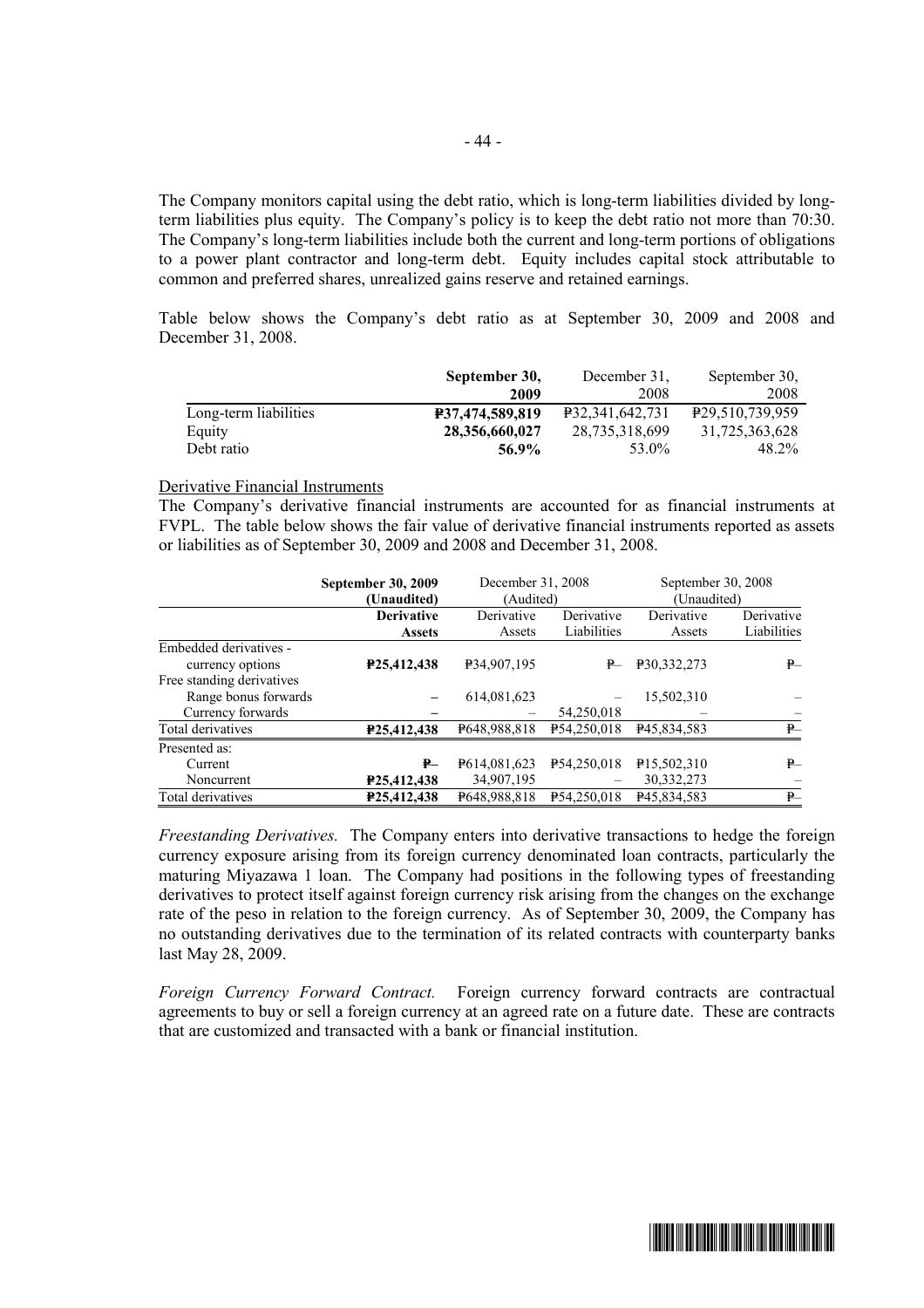The Company monitors capital using the debt ratio, which is long-term liabilities divided by long-term liabilities plus equity. The Company's policy is to keep the debt ratio not more than 70:30. The Company's long-term liabilities include both the current and long-term portions of obligations to a power plant contractor and long-term debt. Equity includes capital stock attributable to common and preferred shares, unrealized gains reserve and retained earnings.

Table below shows the Company's debt ratio as at September 30, 2009 and 2008 and December 31, 2008.

| | **September 30, 2009** | December 31, 2008 | September 30, 2008 |
|---|---|---|---|
| Long-term liabilities | **₱37,474,589,819** | ₱32,341,642,731 | ₱29,510,739,959 |
| Equity | **28,356,660,027** | 28,735,318,699 | 31,725,363,628 |
| Debt ratio | **56.9%** | 53.0% | 48.2% |

Derivative Financial Instruments

The Company's derivative financial instruments are accounted for as financial instruments at FVPL. The table below shows the fair value of derivative financial instruments reported as assets or liabilities as of September 30, 2009 and 2008 and December 31, 2008.

| | **September 30, 2009 (Unaudited)** | December 31, 2008 (Audited) | | September 30, 2008 (Unaudited) | |
|---|---|---|---|---|---|
| | **Derivative Assets** | Derivative Assets | Derivative Liabilities | Derivative Assets | Derivative Liabilities |
| Embedded derivatives - currency options | **₱25,412,438** | ₱34,907,195 | ₱– | ₱30,332,273 | ₱– |
| Free standing derivatives | | | | | |
| Range bonus forwards | **–** | 614,081,623 | – | 15,502,310 | – |
| Currency forwards | **–** | – | 54,250,018 | – | – |
| Total derivatives | **₱25,412,438** | ₱648,988,818 | ₱54,250,018 | ₱45,834,583 | ₱– |
| Presented as: | | | | | |
| Current | **₱–** | ₱614,081,623 | ₱54,250,018 | ₱15,502,310 | ₱– |
| Noncurrent | **₱25,412,438** | 34,907,195 | – | 30,332,273 | – |
| Total derivatives | **₱25,412,438** | ₱648,988,818 | ₱54,250,018 | ₱45,834,583 | ₱– |

*Freestanding Derivatives.* The Company enters into derivative transactions to hedge the foreign currency exposure arising from its foreign currency denominated loan contracts, particularly the maturing Miyazawa 1 loan. The Company had positions in the following types of freestanding derivatives to protect itself against foreign currency risk arising from the changes on the exchange rate of the peso in relation to the foreign currency. As of September 30, 2009, the Company has no outstanding derivatives due to the termination of its related contracts with counterparty banks last May 28, 2009.

*Foreign Currency Forward Contract.* Foreign currency forward contracts are contractual agreements to buy or sell a foreign currency at an agreed rate on a future date. These are contracts that are customized and transacted with a bank or financial institution.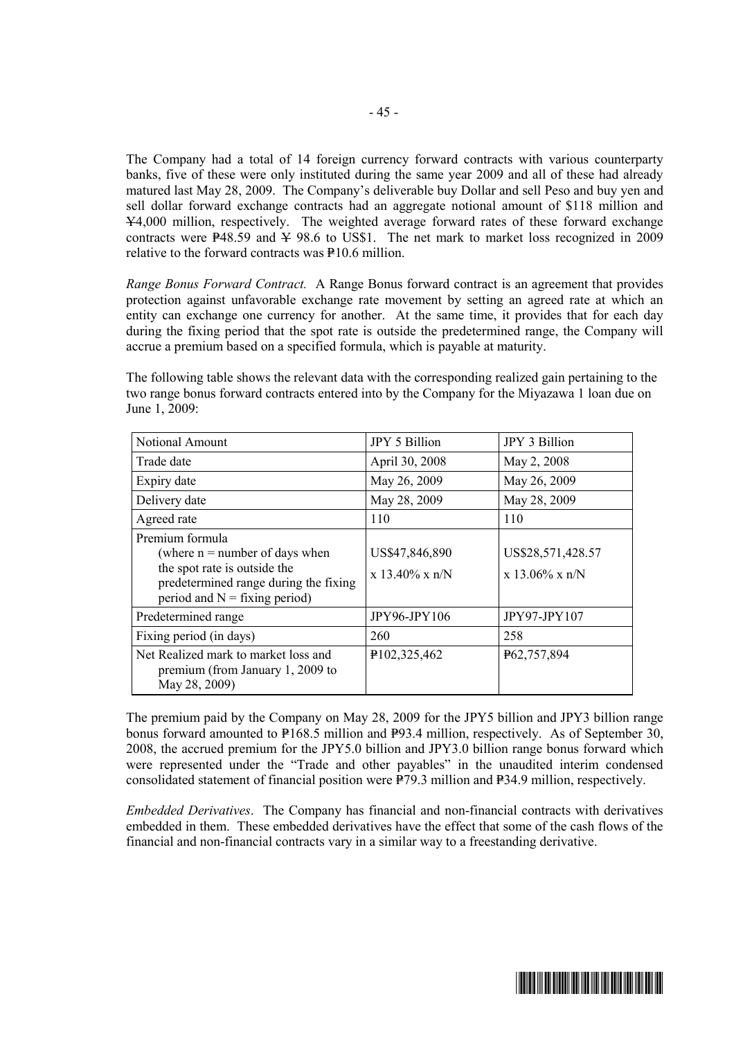The Company had a total of 14 foreign currency forward contracts with various counterparty banks, five of these were only instituted during the same year 2009 and all of these had already matured last May 28, 2009. The Company's deliverable buy Dollar and sell Peso and buy yen and sell dollar forward exchange contracts had an aggregate notional amount of $118 million and ¥4,000 million, respectively. The weighted average forward rates of these forward exchange contracts were ₱48.59 and ¥ 98.6 to US$1. The net mark to market loss recognized in 2009 relative to the forward contracts was ₱10.6 million.

*Range Bonus Forward Contract.* A Range Bonus forward contract is an agreement that provides protection against unfavorable exchange rate movement by setting an agreed rate at which an entity can exchange one currency for another. At the same time, it provides that for each day during the fixing period that the spot rate is outside the predetermined range, the Company will accrue a premium based on a specified formula, which is payable at maturity.

The following table shows the relevant data with the corresponding realized gain pertaining to the two range bonus forward contracts entered into by the Company for the Miyazawa 1 loan due on June 1, 2009:

| Notional Amount | JPY 5 Billion | JPY 3 Billion |
|---|---|---|
| Trade date | April 30, 2008 | May 2, 2008 |
| Expiry date | May 26, 2009 | May 26, 2009 |
| Delivery date | May 28, 2009 | May 28, 2009 |
| Agreed rate | 110 | 110 |
| Premium formula (where n = number of days when the spot rate is outside the predetermined range during the fixing period and N = fixing period) | US$47,846,890 x 13.40% x n/N | US$28,571,428.57 x 13.06% x n/N |
| Predetermined range | JPY96-JPY106 | JPY97-JPY107 |
| Fixing period (in days) | 260 | 258 |
| Net Realized mark to market loss and premium (from January 1, 2009 to May 28, 2009) | ₱102,325,462 | ₱62,757,894 |

The premium paid by the Company on May 28, 2009 for the JPY5 billion and JPY3 billion range bonus forward amounted to ₱168.5 million and ₱93.4 million, respectively. As of September 30, 2008, the accrued premium for the JPY5.0 billion and JPY3.0 billion range bonus forward which were represented under the "Trade and other payables" in the unaudited interim condensed consolidated statement of financial position were ₱79.3 million and ₱34.9 million, respectively.

*Embedded Derivatives*. The Company has financial and non-financial contracts with derivatives embedded in them. These embedded derivatives have the effect that some of the cash flows of the financial and non-financial contracts vary in a similar way to a freestanding derivative.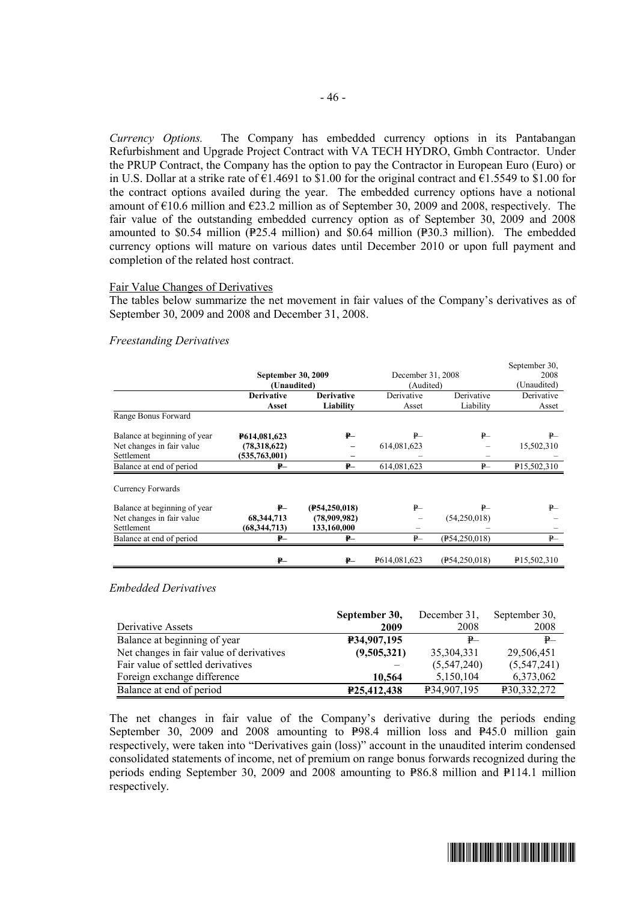*Currency Options.* The Company has embedded currency options in its Pantabangan Refurbishment and Upgrade Project Contract with VA TECH HYDRO, Gmbh Contractor. Under the PRUP Contract, the Company has the option to pay the Contractor in European Euro (Euro) or in U.S. Dollar at a strike rate of €1.4691 to $1.00 for the original contract and €1.5549 to $1.00 for the contract options availed during the year. The embedded currency options have a notional amount of €10.6 million and €23.2 million as of September 30, 2009 and 2008, respectively. The fair value of the outstanding embedded currency option as of September 30, 2009 and 2008 amounted to $0.54 million (₱25.4 million) and $0.64 million (₱30.3 million). The embedded currency options will mature on various dates until December 2010 or upon full payment and completion of the related host contract.

Fair Value Changes of Derivatives

The tables below summarize the net movement in fair values of the Company's derivatives as of September 30, 2009 and 2008 and December 31, 2008.

*Freestanding Derivatives*

| | **September 30, 2009 (Unaudited)** | | December 31, 2008 (Audited) | | September 30, 2008 (Unaudited) |
|---|---|---|---|---|---|
| | **Derivative Asset** | **Derivative Liability** | Derivative Asset | Derivative Liability | Derivative Asset |
| Range Bonus Forward | | | | | |
| Balance at beginning of year | **₱614,081,623** | **₱–** | ₱– | ₱– | ₱– |
| Net changes in fair value | **(78,318,622)** | **–** | 614,081,623 | – | 15,502,310 |
| Settlement | **(535,763,001)** | **–** | – | – | – |
| Balance at end of period | **₱–** | **₱–** | 614,081,623 | ₱– | ₱15,502,310 |
| Currency Forwards | | | | | |
| Balance at beginning of year | **₱–** | **(₱54,250,018)** | ₱– | ₱– | ₱– |
| Net changes in fair value | **68,344,713** | **(78,909,982)** | – | (54,250,018) | – |
| Settlement | **(68,344,713)** | **133,160,000** | – | – | – |
| Balance at end of period | **₱–** | **₱–** | ₱– | (₱54,250,018) | ₱– |
| | **₱–** | **₱–** | ₱614,081,623 | (₱54,250,018) | ₱15,502,310 |

*Embedded Derivatives*

| Derivative Assets | **September 30, 2009** | December 31, 2008 | September 30, 2008 |
|---|---|---|---|
| Balance at beginning of year | **₱34,907,195** | ₱– | ₱– |
| Net changes in fair value of derivatives | **(9,505,321)** | 35,304,331 | 29,506,451 |
| Fair value of settled derivatives | – | (5,547,240) | (5,547,241) |
| Foreign exchange difference | **10,564** | 5,150,104 | 6,373,062 |
| Balance at end of period | **₱25,412,438** | ₱34,907,195 | ₱30,332,272 |

The net changes in fair value of the Company's derivative during the periods ending September 30, 2009 and 2008 amounting to ₱98.4 million loss and ₱45.0 million gain respectively, were taken into "Derivatives gain (loss)" account in the unaudited interim condensed consolidated statements of income, net of premium on range bonus forwards recognized during the periods ending September 30, 2009 and 2008 amounting to ₱86.8 million and ₱114.1 million respectively.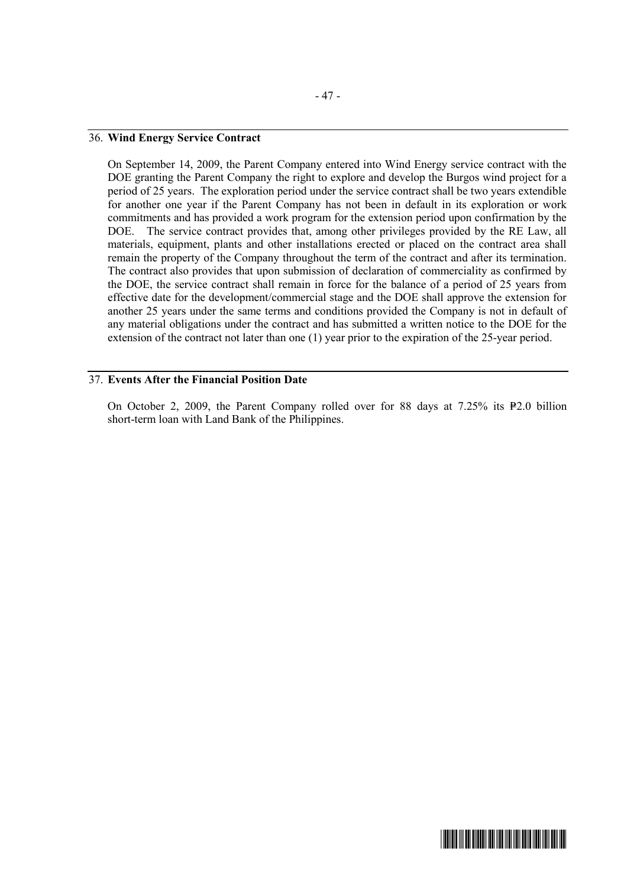## 36. **Wind Energy Service Contract**

On September 14, 2009, the Parent Company entered into Wind Energy service contract with the DOE granting the Parent Company the right to explore and develop the Burgos wind project for a period of 25 years. The exploration period under the service contract shall be two years extendible for another one year if the Parent Company has not been in default in its exploration or work commitments and has provided a work program for the extension period upon confirmation by the DOE. The service contract provides that, among other privileges provided by the RE Law, all materials, equipment, plants and other installations erected or placed on the contract area shall remain the property of the Company throughout the term of the contract and after its termination. The contract also provides that upon submission of declaration of commerciality as confirmed by the DOE, the service contract shall remain in force for the balance of a period of 25 years from effective date for the development/commercial stage and the DOE shall approve the extension for another 25 years under the same terms and conditions provided the Company is not in default of any material obligations under the contract and has submitted a written notice to the DOE for the extension of the contract not later than one (1) year prior to the expiration of the 25-year period.

## 37. **Events After the Financial Position Date**

On October 2, 2009, the Parent Company rolled over for 88 days at 7.25% its ₱2.0 billion short-term loan with Land Bank of the Philippines.